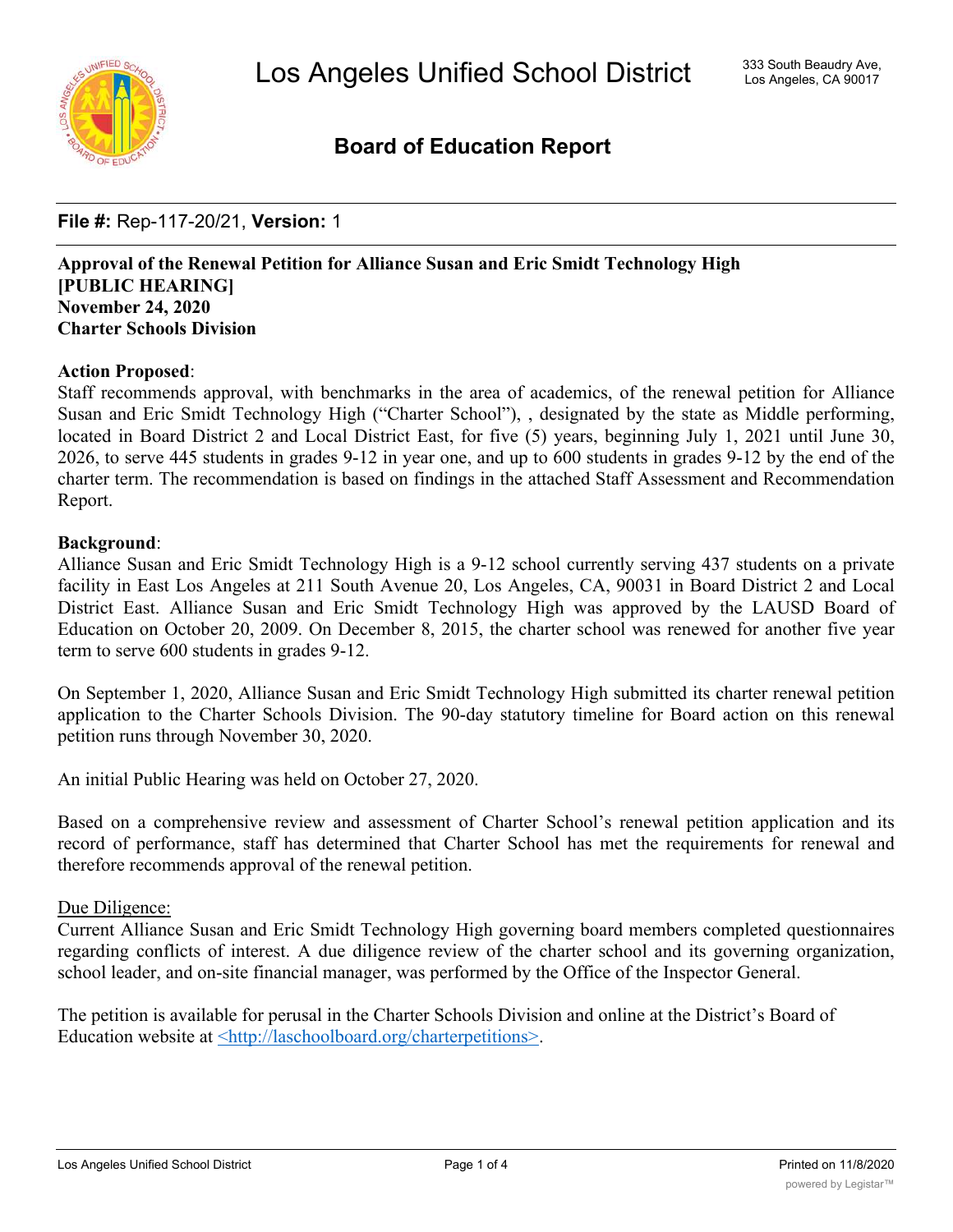# Los Angeles Unified School District

333 South Beaudry Ave,
Los Angeles, CA 90017

## Board of Education Report

**File #:** Rep-117-20/21, **Version:** 1

**Approval of the Renewal Petition for Alliance Susan and Eric Smidt Technology High**
**[PUBLIC HEARING]**
**November 24, 2020**
**Charter Schools Division**

**Action Proposed**:
Staff recommends approval, with benchmarks in the area of academics, of the renewal petition for Alliance Susan and Eric Smidt Technology High ("Charter School"), , designated by the state as Middle performing, located in Board District 2 and Local District East, for five (5) years, beginning July 1, 2021 until June 30, 2026, to serve 445 students in grades 9-12 in year one, and up to 600 students in grades 9-12 by the end of the charter term. The recommendation is based on findings in the attached Staff Assessment and Recommendation Report.

**Background**:
Alliance Susan and Eric Smidt Technology High is a 9-12 school currently serving 437 students on a private facility in East Los Angeles at 211 South Avenue 20, Los Angeles, CA, 90031 in Board District 2 and Local District East. Alliance Susan and Eric Smidt Technology High was approved by the LAUSD Board of Education on October 20, 2009. On December 8, 2015, the charter school was renewed for another five year term to serve 600 students in grades 9-12.

On September 1, 2020, Alliance Susan and Eric Smidt Technology High submitted its charter renewal petition application to the Charter Schools Division. The 90-day statutory timeline for Board action on this renewal petition runs through November 30, 2020.

An initial Public Hearing was held on October 27, 2020.

Based on a comprehensive review and assessment of Charter School's renewal petition application and its record of performance, staff has determined that Charter School has met the requirements for renewal and therefore recommends approval of the renewal petition.

Due Diligence:
Current Alliance Susan and Eric Smidt Technology High governing board members completed questionnaires regarding conflicts of interest. A due diligence review of the charter school and its governing organization, school leader, and on-site financial manager, was performed by the Office of the Inspector General.

The petition is available for perusal in the Charter Schools Division and online at the District's Board of Education website at <http://laschoolboard.org/charterpetitions>.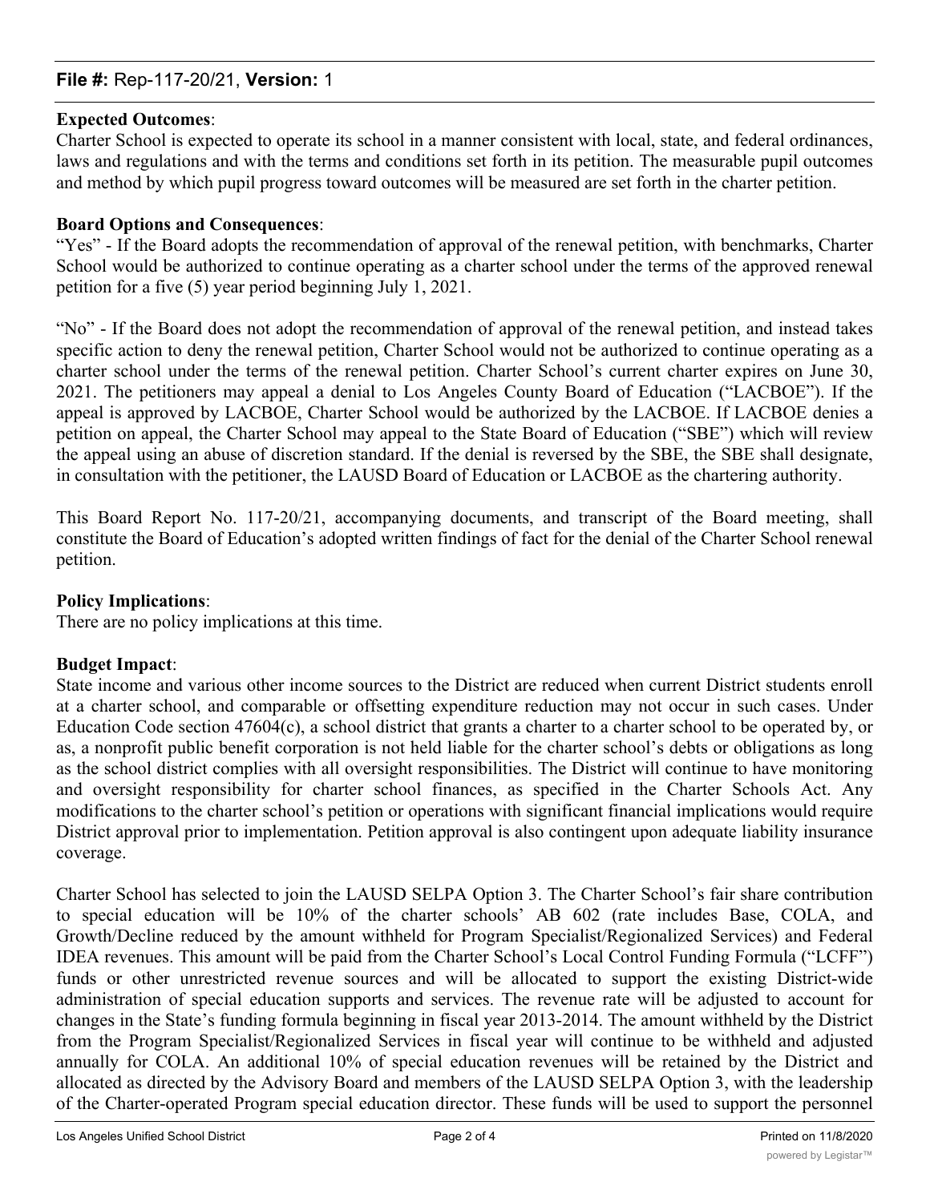**Expected Outcomes**:
Charter School is expected to operate its school in a manner consistent with local, state, and federal ordinances, laws and regulations and with the terms and conditions set forth in its petition. The measurable pupil outcomes and method by which pupil progress toward outcomes will be measured are set forth in the charter petition.

**Board Options and Consequences**:
"Yes" - If the Board adopts the recommendation of approval of the renewal petition, with benchmarks, Charter School would be authorized to continue operating as a charter school under the terms of the approved renewal petition for a five (5) year period beginning July 1, 2021.

"No" - If the Board does not adopt the recommendation of approval of the renewal petition, and instead takes specific action to deny the renewal petition, Charter School would not be authorized to continue operating as a charter school under the terms of the renewal petition. Charter School's current charter expires on June 30, 2021. The petitioners may appeal a denial to Los Angeles County Board of Education ("LACBOE"). If the appeal is approved by LACBOE, Charter School would be authorized by the LACBOE. If LACBOE denies a petition on appeal, the Charter School may appeal to the State Board of Education ("SBE") which will review the appeal using an abuse of discretion standard. If the denial is reversed by the SBE, the SBE shall designate, in consultation with the petitioner, the LAUSD Board of Education or LACBOE as the chartering authority.

This Board Report No. 117-20/21, accompanying documents, and transcript of the Board meeting, shall constitute the Board of Education's adopted written findings of fact for the denial of the Charter School renewal petition.

**Policy Implications**:
There are no policy implications at this time.

**Budget Impact**:
State income and various other income sources to the District are reduced when current District students enroll at a charter school, and comparable or offsetting expenditure reduction may not occur in such cases. Under Education Code section 47604(c), a school district that grants a charter to a charter school to be operated by, or as, a nonprofit public benefit corporation is not held liable for the charter school's debts or obligations as long as the school district complies with all oversight responsibilities. The District will continue to have monitoring and oversight responsibility for charter school finances, as specified in the Charter Schools Act. Any modifications to the charter school's petition or operations with significant financial implications would require District approval prior to implementation. Petition approval is also contingent upon adequate liability insurance coverage.

Charter School has selected to join the LAUSD SELPA Option 3. The Charter School's fair share contribution to special education will be 10% of the charter schools' AB 602 (rate includes Base, COLA, and Growth/Decline reduced by the amount withheld for Program Specialist/Regionalized Services) and Federal IDEA revenues. This amount will be paid from the Charter School's Local Control Funding Formula ("LCFF") funds or other unrestricted revenue sources and will be allocated to support the existing District-wide administration of special education supports and services. The revenue rate will be adjusted to account for changes in the State's funding formula beginning in fiscal year 2013-2014. The amount withheld by the District from the Program Specialist/Regionalized Services in fiscal year will continue to be withheld and adjusted annually for COLA. An additional 10% of special education revenues will be retained by the District and allocated as directed by the Advisory Board and members of the LAUSD SELPA Option 3, with the leadership of the Charter-operated Program special education director. These funds will be used to support the personnel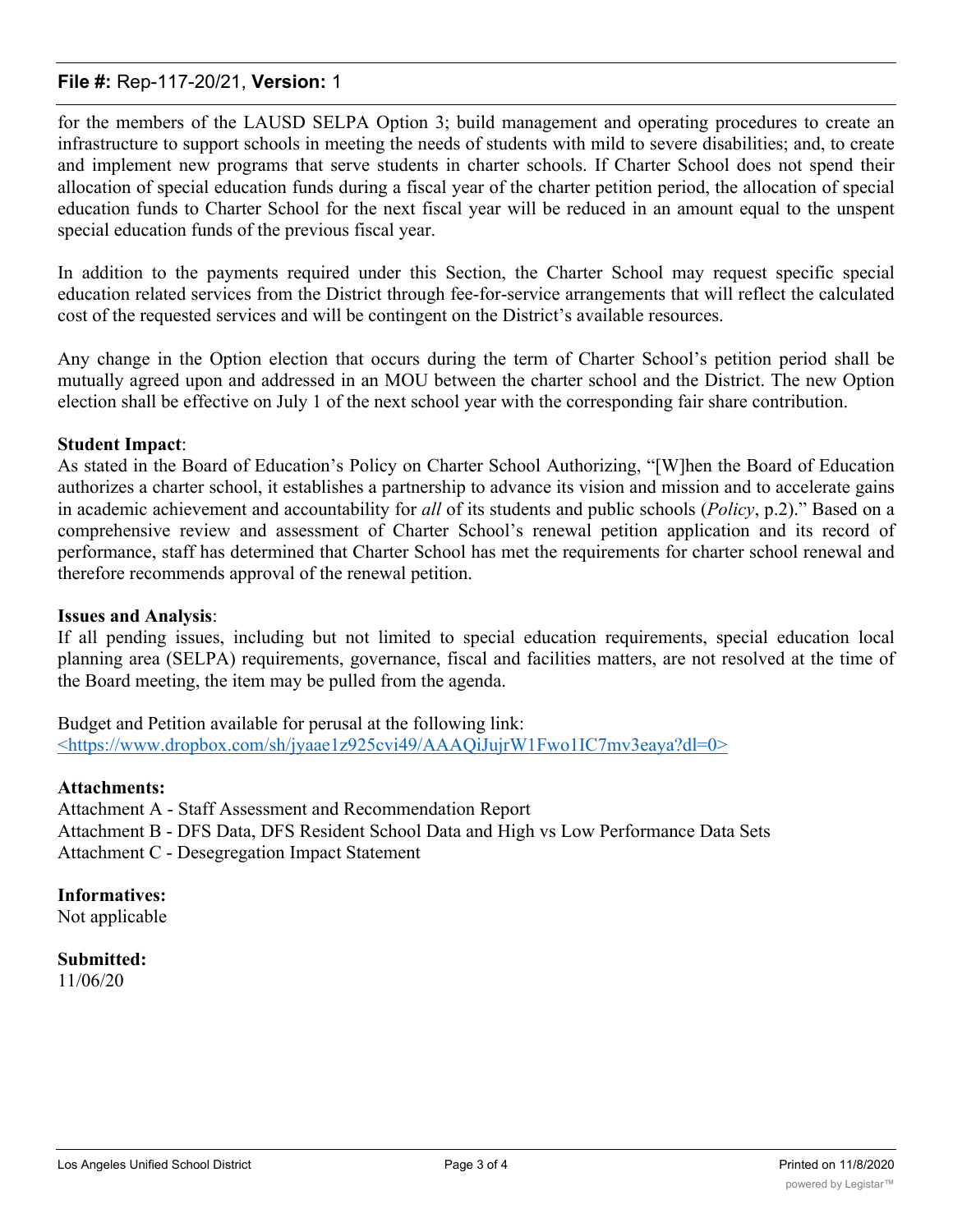for the members of the LAUSD SELPA Option 3; build management and operating procedures to create an infrastructure to support schools in meeting the needs of students with mild to severe disabilities; and, to create and implement new programs that serve students in charter schools. If Charter School does not spend their allocation of special education funds during a fiscal year of the charter petition period, the allocation of special education funds to Charter School for the next fiscal year will be reduced in an amount equal to the unspent special education funds of the previous fiscal year.

In addition to the payments required under this Section, the Charter School may request specific special education related services from the District through fee-for-service arrangements that will reflect the calculated cost of the requested services and will be contingent on the District's available resources.

Any change in the Option election that occurs during the term of Charter School's petition period shall be mutually agreed upon and addressed in an MOU between the charter school and the District. The new Option election shall be effective on July 1 of the next school year with the corresponding fair share contribution.

**Student Impact**:
As stated in the Board of Education's Policy on Charter School Authorizing, "[W]hen the Board of Education authorizes a charter school, it establishes a partnership to advance its vision and mission and to accelerate gains in academic achievement and accountability for *all* of its students and public schools (*Policy*, p.2)." Based on a comprehensive review and assessment of Charter School's renewal petition application and its record of performance, staff has determined that Charter School has met the requirements for charter school renewal and therefore recommends approval of the renewal petition.

**Issues and Analysis**:
If all pending issues, including but not limited to special education requirements, special education local planning area (SELPA) requirements, governance, fiscal and facilities matters, are not resolved at the time of the Board meeting, the item may be pulled from the agenda.

Budget and Petition available for perusal at the following link:
<https://www.dropbox.com/sh/jyaae1z925cvi49/AAAQiJujrW1Fwo1IC7mv3eaya?dl=0>

**Attachments:**
Attachment A - Staff Assessment and Recommendation Report
Attachment B - DFS Data, DFS Resident School Data and High vs Low Performance Data Sets
Attachment C - Desegregation Impact Statement

**Informatives:**
Not applicable

**Submitted:**
11/06/20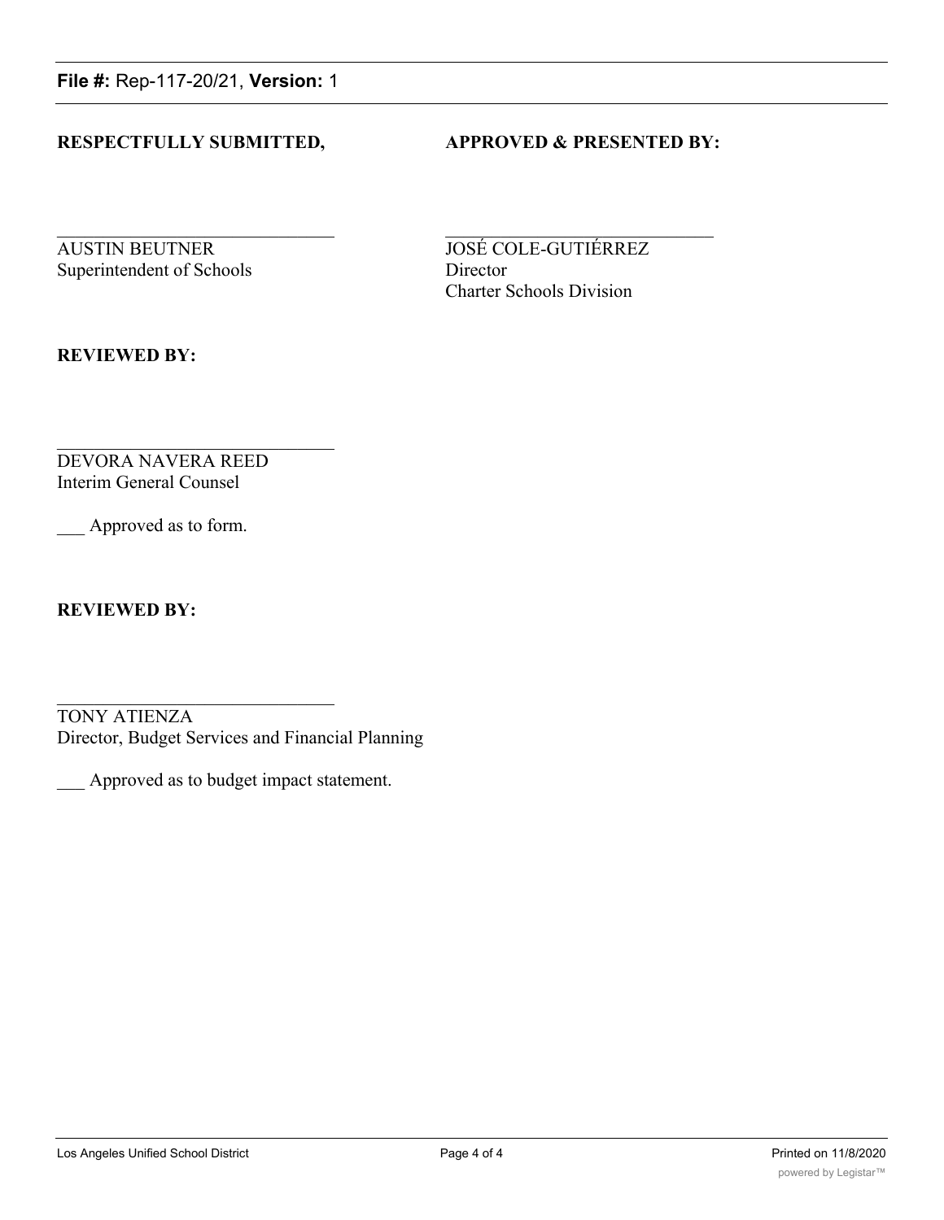**File #:** Rep-117-20/21, **Version:** 1

**RESPECTFULLY SUBMITTED,**

\_\_\_\_\_\_\_\_\_\_\_\_\_\_\_\_\_\_\_\_\_\_\_\_\_\_\_\_\_\_

AUSTIN BEUTNER
Superintendent of Schools

**APPROVED & PRESENTED BY:**

\_\_\_\_\_\_\_\_\_\_\_\_\_\_\_\_\_\_\_\_\_\_\_\_\_\_\_\_\_\_

JOSÉ COLE-GUTIÉRREZ
Director
Charter Schools Division

**REVIEWED BY:**

\_\_\_\_\_\_\_\_\_\_\_\_\_\_\_\_\_\_\_\_\_\_\_\_\_\_\_\_\_\_

DEVORA NAVERA REED
Interim General Counsel

___ Approved as to form.

**REVIEWED BY:**

\_\_\_\_\_\_\_\_\_\_\_\_\_\_\_\_\_\_\_\_\_\_\_\_\_\_\_\_\_\_

TONY ATIENZA
Director, Budget Services and Financial Planning

___ Approved as to budget impact statement.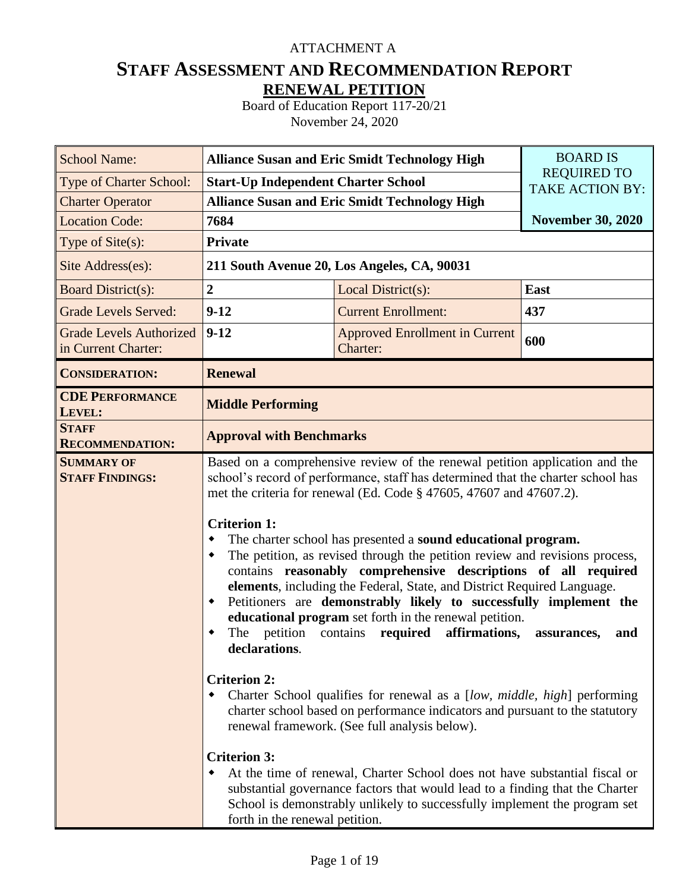ATTACHMENT A

# STAFF ASSESSMENT AND RECOMMENDATION REPORT

## RENEWAL PETITION

Board of Education Report 117-20/21
November 24, 2020

| School Name: | **Alliance Susan and Eric Smidt Technology High** | | BOARD IS REQUIRED TO TAKE ACTION BY: |
|---|---|---|---|
| Type of Charter School: | **Start-Up Independent Charter School** | | |
| Charter Operator | **Alliance Susan and Eric Smidt Technology High** | | |
| Location Code: | **7684** | | **November 30, 2020** |
| Type of Site(s): | **Private** | | |
| Site Address(es): | **211 South Avenue 20, Los Angeles, CA, 90031** | | |
| Board District(s): | **2** | Local District(s): | **East** |
| Grade Levels Served: | **9-12** | Current Enrollment: | **437** |
| Grade Levels Authorized in Current Charter: | **9-12** | Approved Enrollment in Current Charter: | **600** |
| **CONSIDERATION:** | **Renewal** | | |
| **CDE PERFORMANCE LEVEL:** | **Middle Performing** | | |
| **STAFF RECOMMENDATION:** | **Approval with Benchmarks** | | |

**SUMMARY OF STAFF FINDINGS:**

Based on a comprehensive review of the renewal petition application and the school's record of performance, staff has determined that the charter school has met the criteria for renewal (Ed. Code § 47605, 47607 and 47607.2).

**Criterion 1:**

- The charter school has presented a **sound educational program.**
- The petition, as revised through the petition review and revisions process, contains **reasonably comprehensive descriptions of all required elements**, including the Federal, State, and District Required Language.
- Petitioners are **demonstrably likely to successfully implement the educational program** set forth in the renewal petition.
- The petition contains **required affirmations, assurances, and declarations**.

**Criterion 2:**

- Charter School qualifies for renewal as a [*low, middle, high*] performing charter school based on performance indicators and pursuant to the statutory renewal framework. (See full analysis below).

**Criterion 3:**

- At the time of renewal, Charter School does not have substantial fiscal or substantial governance factors that would lead to a finding that the Charter School is demonstrably unlikely to successfully implement the program set forth in the renewal petition.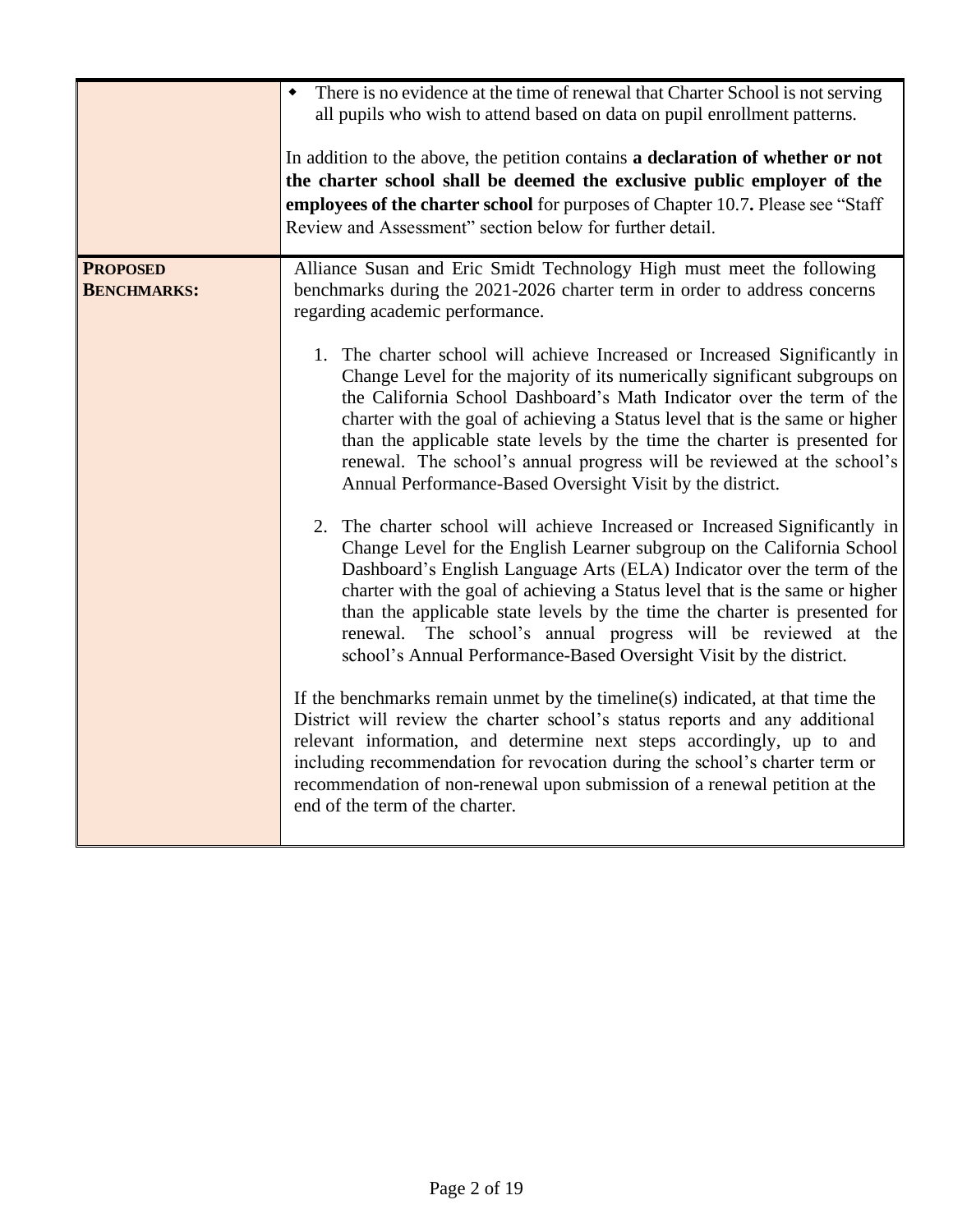| | |
|---|---|
| | - There is no evidence at the time of renewal that Charter School is not serving all pupils who wish to attend based on data on pupil enrollment patterns.<br><br>In addition to the above, the petition contains **a declaration of whether or not the charter school shall be deemed the exclusive public employer of the employees of the charter school** for purposes of Chapter 10.7**.** Please see "Staff Review and Assessment" section below for further detail. |
| **PROPOSED BENCHMARKS:** | Alliance Susan and Eric Smidt Technology High must meet the following benchmarks during the 2021-2026 charter term in order to address concerns regarding academic performance.<br><br>1. The charter school will achieve Increased or Increased Significantly in Change Level for the majority of its numerically significant subgroups on the California School Dashboard's Math Indicator over the term of the charter with the goal of achieving a Status level that is the same or higher than the applicable state levels by the time the charter is presented for renewal. The school's annual progress will be reviewed at the school's Annual Performance-Based Oversight Visit by the district.<br><br>2. The charter school will achieve Increased or Increased Significantly in Change Level for the English Learner subgroup on the California School Dashboard's English Language Arts (ELA) Indicator over the term of the charter with the goal of achieving a Status level that is the same or higher than the applicable state levels by the time the charter is presented for renewal. The school's annual progress will be reviewed at the school's Annual Performance-Based Oversight Visit by the district.<br><br>If the benchmarks remain unmet by the timeline(s) indicated, at that time the District will review the charter school's status reports and any additional relevant information, and determine next steps accordingly, up to and including recommendation for revocation during the school's charter term or recommendation of non-renewal upon submission of a renewal petition at the end of the term of the charter. |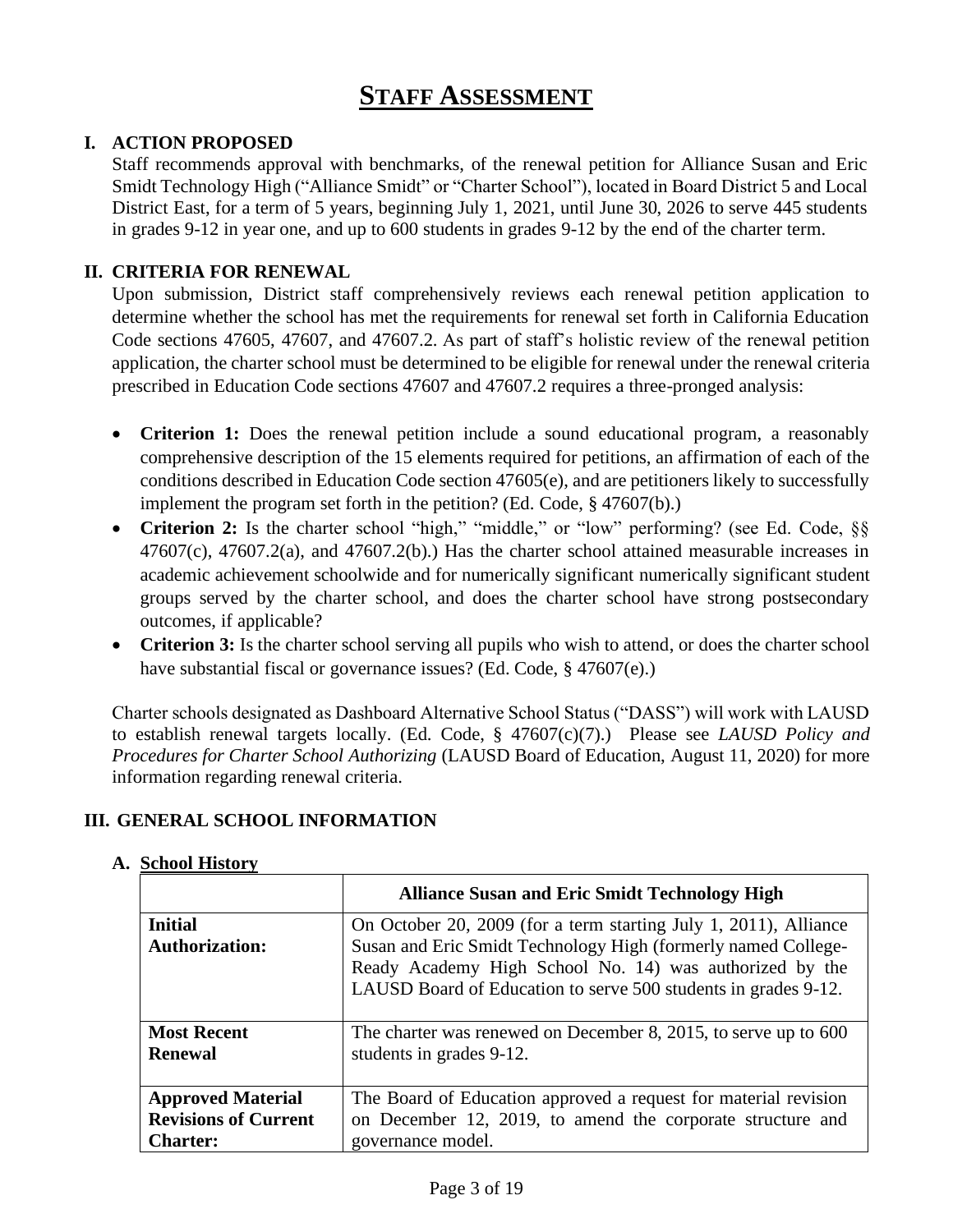# STAFF ASSESSMENT

## I. ACTION PROPOSED

Staff recommends approval with benchmarks, of the renewal petition for Alliance Susan and Eric Smidt Technology High ("Alliance Smidt" or "Charter School"), located in Board District 5 and Local District East, for a term of 5 years, beginning July 1, 2021, until June 30, 2026 to serve 445 students in grades 9-12 in year one, and up to 600 students in grades 9-12 by the end of the charter term.

## II. CRITERIA FOR RENEWAL

Upon submission, District staff comprehensively reviews each renewal petition application to determine whether the school has met the requirements for renewal set forth in California Education Code sections 47605, 47607, and 47607.2. As part of staff's holistic review of the renewal petition application, the charter school must be determined to be eligible for renewal under the renewal criteria prescribed in Education Code sections 47607 and 47607.2 requires a three-pronged analysis:

- **Criterion 1:** Does the renewal petition include a sound educational program, a reasonably comprehensive description of the 15 elements required for petitions, an affirmation of each of the conditions described in Education Code section 47605(e), and are petitioners likely to successfully implement the program set forth in the petition? (Ed. Code, § 47607(b).)
- **Criterion 2:** Is the charter school "high," "middle," or "low" performing? (see Ed. Code, §§ 47607(c), 47607.2(a), and 47607.2(b).) Has the charter school attained measurable increases in academic achievement schoolwide and for numerically significant numerically significant student groups served by the charter school, and does the charter school have strong postsecondary outcomes, if applicable?
- **Criterion 3:** Is the charter school serving all pupils who wish to attend, or does the charter school have substantial fiscal or governance issues? (Ed. Code, § 47607(e).)

Charter schools designated as Dashboard Alternative School Status ("DASS") will work with LAUSD to establish renewal targets locally. (Ed. Code, § 47607(c)(7).) Please see *LAUSD Policy and Procedures for Charter School Authorizing* (LAUSD Board of Education, August 11, 2020) for more information regarding renewal criteria.

## III. GENERAL SCHOOL INFORMATION

### A. School History

| | Alliance Susan and Eric Smidt Technology High |
|---|---|
| **Initial Authorization:** | On October 20, 2009 (for a term starting July 1, 2011), Alliance Susan and Eric Smidt Technology High (formerly named College-Ready Academy High School No. 14) was authorized by the LAUSD Board of Education to serve 500 students in grades 9-12. |
| **Most Recent Renewal** | The charter was renewed on December 8, 2015, to serve up to 600 students in grades 9-12. |
| **Approved Material Revisions of Current Charter:** | The Board of Education approved a request for material revision on December 12, 2019, to amend the corporate structure and governance model. |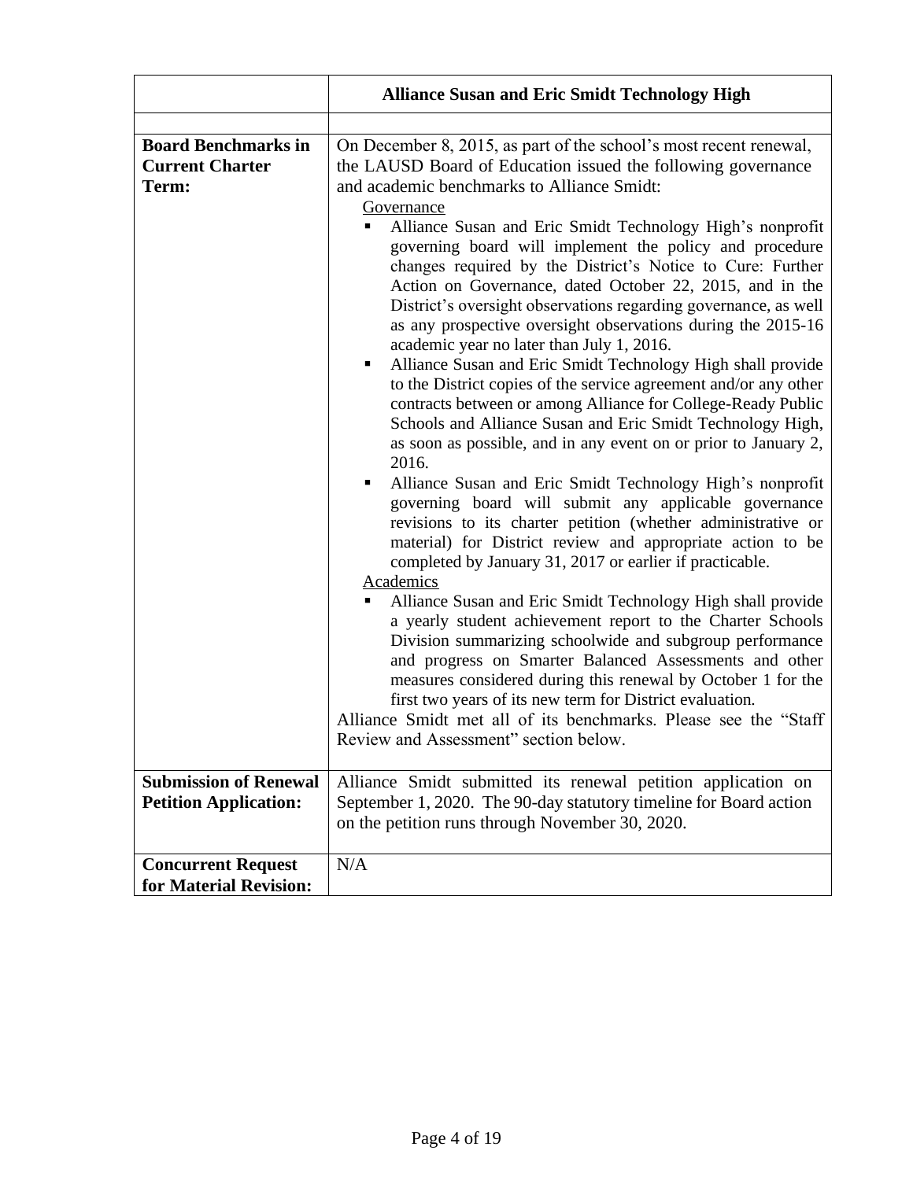| | **Alliance Susan and Eric Smidt Technology High** |
|---|---|
| | |
| **Board Benchmarks in Current Charter Term:** | On December 8, 2015, as part of the school's most recent renewal, the LAUSD Board of Education issued the following governance and academic benchmarks to Alliance Smidt:<br><br><u>Governance</u><br>▪ Alliance Susan and Eric Smidt Technology High's nonprofit governing board will implement the policy and procedure changes required by the District's Notice to Cure: Further Action on Governance, dated October 22, 2015, and in the District's oversight observations regarding governance, as well as any prospective oversight observations during the 2015-16 academic year no later than July 1, 2016.<br>▪ Alliance Susan and Eric Smidt Technology High shall provide to the District copies of the service agreement and/or any other contracts between or among Alliance for College-Ready Public Schools and Alliance Susan and Eric Smidt Technology High, as soon as possible, and in any event on or prior to January 2, 2016.<br>▪ Alliance Susan and Eric Smidt Technology High's nonprofit governing board will submit any applicable governance revisions to its charter petition (whether administrative or material) for District review and appropriate action to be completed by January 31, 2017 or earlier if practicable.<br><br><u>Academics</u><br>▪ Alliance Susan and Eric Smidt Technology High shall provide a yearly student achievement report to the Charter Schools Division summarizing schoolwide and subgroup performance and progress on Smarter Balanced Assessments and other measures considered during this renewal by October 1 for the first two years of its new term for District evaluation.<br><br>Alliance Smidt met all of its benchmarks. Please see the "Staff Review and Assessment" section below. |
| **Submission of Renewal Petition Application:** | Alliance Smidt submitted its renewal petition application on September 1, 2020. The 90-day statutory timeline for Board action on the petition runs through November 30, 2020. |
| **Concurrent Request for Material Revision:** | N/A |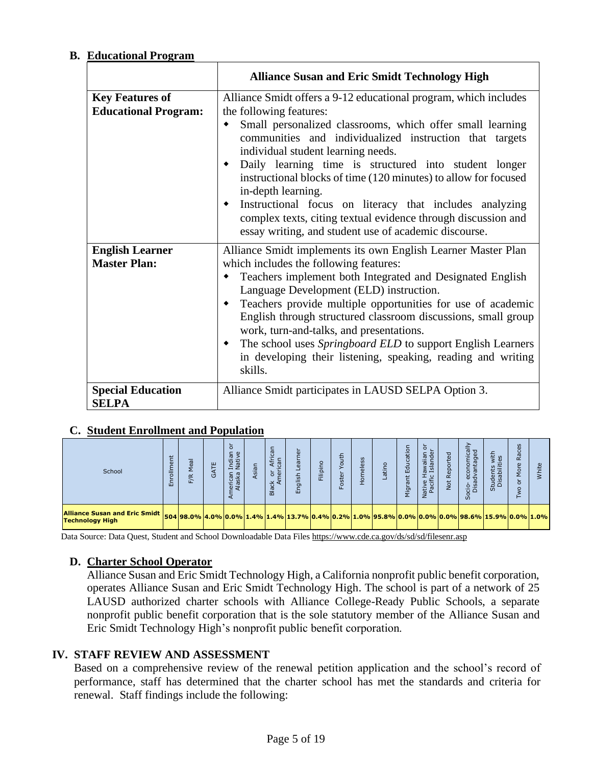## B. Educational Program

| | Alliance Susan and Eric Smidt Technology High |
|---|---|
| **Key Features of Educational Program:** | Alliance Smidt offers a 9-12 educational program, which includes the following features:<br>◆ Small personalized classrooms, which offer small learning communities and individualized instruction that targets individual student learning needs.<br>◆ Daily learning time is structured into student longer instructional blocks of time (120 minutes) to allow for focused in-depth learning.<br>◆ Instructional focus on literacy that includes analyzing complex texts, citing textual evidence through discussion and essay writing, and student use of academic discourse. |
| **English Learner Master Plan:** | Alliance Smidt implements its own English Learner Master Plan which includes the following features:<br>◆ Teachers implement both Integrated and Designated English Language Development (ELD) instruction.<br>◆ Teachers provide multiple opportunities for use of academic English through structured classroom discussions, small group work, turn-and-talks, and presentations.<br>◆ The school uses *Springboard ELD* to support English Learners in developing their listening, speaking, reading and writing skills. |
| **Special Education SELPA** | Alliance Smidt participates in LAUSD SELPA Option 3. |

## C. Student Enrollment and Population

| School | Enrollment | F/R Meal | GATE | American Indian or Alaska Native | Asian | Black or African American | English Learner | Filipino | Foster Youth | Homeless | Latino | Migrant Education | Native Hawaiian or Pacific Islander | Not Reported | Socio- economically Disadvantaged | Students with Disabilities | Two or More Races | White |
|---|---|---|---|---|---|---|---|---|---|---|---|---|---|---|---|---|---|---|
| **Alliance Susan and Eric Smidt Technology High** | 504 | 98.0% | 4.0% | 0.0% | 1.4% | 1.4% | 13.7% | 0.4% | 0.2% | 1.0% | 95.8% | 0.0% | 0.0% | 0.0% | 98.6% | 15.9% | 0.0% | 1.0% |

Data Source: Data Quest, Student and School Downloadable Data Files https://www.cde.ca.gov/ds/sd/sd/filesenr.asp

## D. Charter School Operator

Alliance Susan and Eric Smidt Technology High, a California nonprofit public benefit corporation, operates Alliance Susan and Eric Smidt Technology High. The school is part of a network of 25 LAUSD authorized charter schools with Alliance College-Ready Public Schools, a separate nonprofit public benefit corporation that is the sole statutory member of the Alliance Susan and Eric Smidt Technology High's nonprofit public benefit corporation.

# IV. STAFF REVIEW AND ASSESSMENT

Based on a comprehensive review of the renewal petition application and the school's record of performance, staff has determined that the charter school has met the standards and criteria for renewal. Staff findings include the following: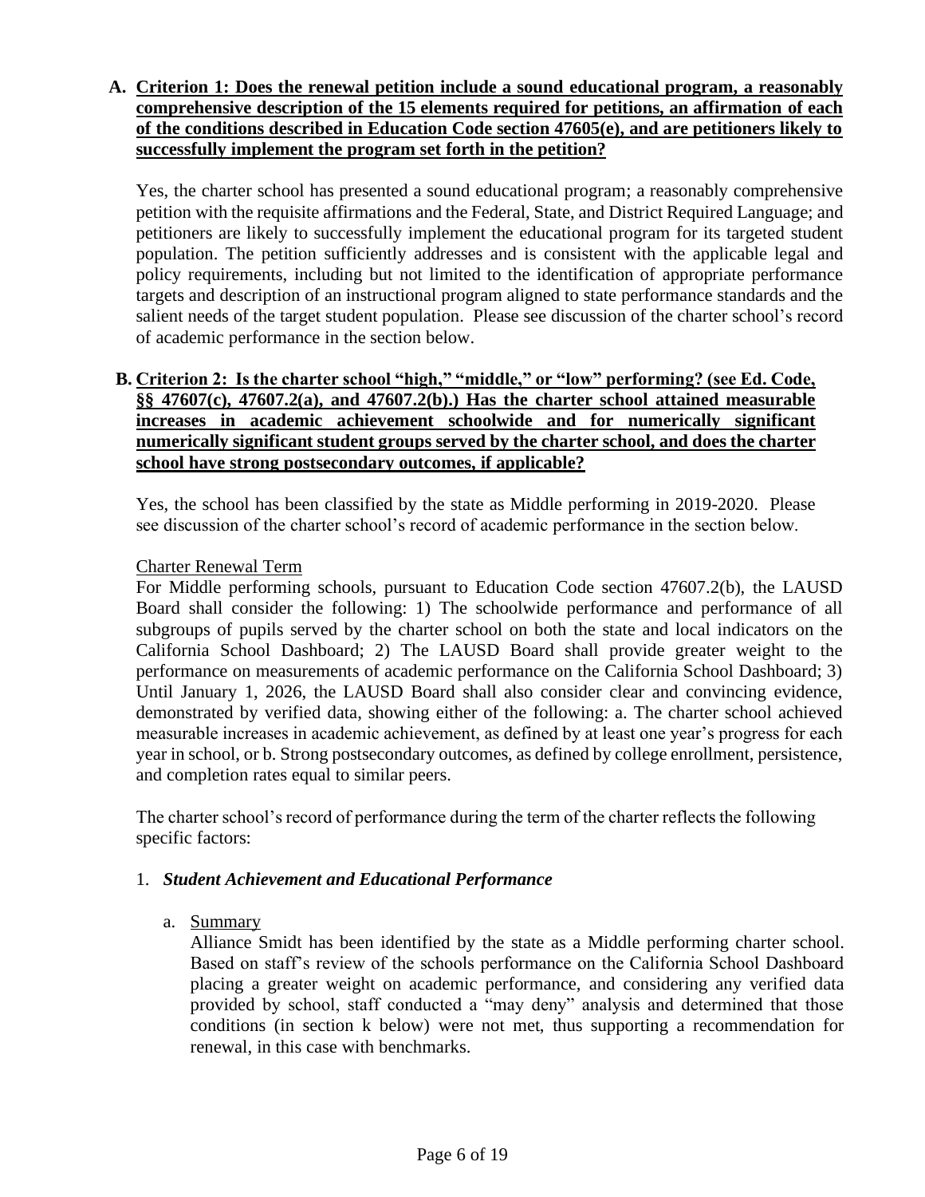**A. Criterion 1: Does the renewal petition include a sound educational program, a reasonably comprehensive description of the 15 elements required for petitions, an affirmation of each of the conditions described in Education Code section 47605(e), and are petitioners likely to successfully implement the program set forth in the petition?**

Yes, the charter school has presented a sound educational program; a reasonably comprehensive petition with the requisite affirmations and the Federal, State, and District Required Language; and petitioners are likely to successfully implement the educational program for its targeted student population. The petition sufficiently addresses and is consistent with the applicable legal and policy requirements, including but not limited to the identification of appropriate performance targets and description of an instructional program aligned to state performance standards and the salient needs of the target student population. Please see discussion of the charter school's record of academic performance in the section below.

**B. Criterion 2: Is the charter school "high," "middle," or "low" performing? (see Ed. Code, §§ 47607(c), 47607.2(a), and 47607.2(b).) Has the charter school attained measurable increases in academic achievement schoolwide and for numerically significant numerically significant student groups served by the charter school, and does the charter school have strong postsecondary outcomes, if applicable?**

Yes, the school has been classified by the state as Middle performing in 2019-2020. Please see discussion of the charter school's record of academic performance in the section below.

Charter Renewal Term

For Middle performing schools, pursuant to Education Code section 47607.2(b), the LAUSD Board shall consider the following: 1) The schoolwide performance and performance of all subgroups of pupils served by the charter school on both the state and local indicators on the California School Dashboard; 2) The LAUSD Board shall provide greater weight to the performance on measurements of academic performance on the California School Dashboard; 3) Until January 1, 2026, the LAUSD Board shall also consider clear and convincing evidence, demonstrated by verified data, showing either of the following: a. The charter school achieved measurable increases in academic achievement, as defined by at least one year's progress for each year in school, or b. Strong postsecondary outcomes, as defined by college enrollment, persistence, and completion rates equal to similar peers.

The charter school's record of performance during the term of the charter reflects the following specific factors:

1. ***Student Achievement and Educational Performance***

   a. Summary

   Alliance Smidt has been identified by the state as a Middle performing charter school. Based on staff's review of the schools performance on the California School Dashboard placing a greater weight on academic performance, and considering any verified data provided by school, staff conducted a "may deny" analysis and determined that those conditions (in section k below) were not met, thus supporting a recommendation for renewal, in this case with benchmarks.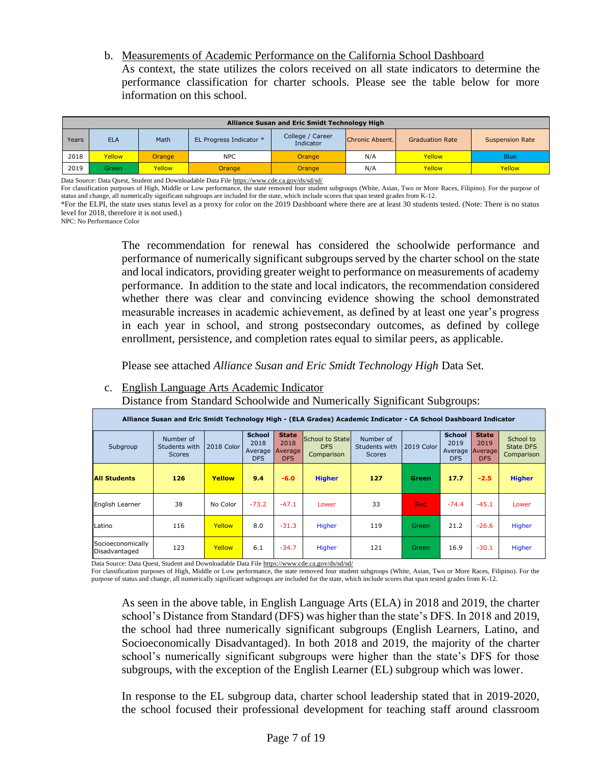b. Measurements of Academic Performance on the California School Dashboard

As context, the state utilizes the colors received on all state indicators to determine the performance classification for charter schools. Please see the table below for more information on this school.

| Alliance Susan and Eric Smidt Technology High | | | | | | | |
|---|---|---|---|---|---|---|---|
| Years | ELA | Math | EL Progress Indicator * | College / Career Indicator | Chronic Absent. | Graduation Rate | Suspension Rate |
| 2018 | Yellow | Orange | NPC | Orange | N/A | Yellow | Blue |
| 2019 | Green | Yellow | Orange | Orange | N/A | Yellow | Yellow |

Data Source: Data Quest, Student and Downloadable Data File https://www.cde.ca.gov/ds/sd/sd/
For classification purposes of High, Middle or Low performance, the state removed four student subgroups (White, Asian, Two or More Races, Filipino). For the purpose of status and change, all numerically significant subgroups are included for the state, which include scores that span tested grades from K-12.
*For the ELPI, the state uses status level as a proxy for color on the 2019 Dashboard where there are at least 30 students tested. (Note: There is no status level for 2018, therefore it is not used.)
NPC: No Performance Color

The recommendation for renewal has considered the schoolwide performance and performance of numerically significant subgroups served by the charter school on the state and local indicators, providing greater weight to performance on measurements of academy performance. In addition to the state and local indicators, the recommendation considered whether there was clear and convincing evidence showing the school demonstrated measurable increases in academic achievement, as defined by at least one year's progress in each year in school, and strong postsecondary outcomes, as defined by college enrollment, persistence, and completion rates equal to similar peers, as applicable.

Please see attached *Alliance Susan and Eric Smidt Technology High* Data Set.

c. English Language Arts Academic Indicator

Distance from Standard Schoolwide and Numerically Significant Subgroups:

| Alliance Susan and Eric Smidt Technology High - (ELA Grades) Academic Indicator - CA School Dashboard Indicator | | | | | | | | | | |
|---|---|---|---|---|---|---|---|---|---|---|
| Subgroup | Number of Students with Scores | 2018 Color | School 2018 Average DFS | State 2018 Average DFS | School to State DFS Comparison | Number of Students with Scores | 2019 Color | School 2019 Average DFS | State 2019 Average DFS | School to State DFS Comparison |
| **All Students** | **126** | **Yellow** | **9.4** | **-6.0** | **Higher** | **127** | **Green** | **17.7** | **-2.5** | **Higher** |
| English Learner | 38 | No Color | -73.2 | -47.1 | Lower | 33 | Red | -74.4 | -45.1 | Lower |
| Latino | 116 | Yellow | 8.0 | -31.3 | Higher | 119 | Green | 21.2 | -26.6 | Higher |
| Socioeconomically Disadvantaged | 123 | Yellow | 6.1 | -34.7 | Higher | 121 | Green | 16.9 | -30.1 | Higher |

Data Source: Data Quest, Student and Downloadable Data File https://www.cde.ca.gov/ds/sd/sd/
For classification purposes of High, Middle or Low performance, the state removed four student subgroups (White, Asian, Two or More Races, Filipino). For the purpose of status and change, all numerically significant subgroups are included for the state, which include scores that span tested grades from K-12.

As seen in the above table, in English Language Arts (ELA) in 2018 and 2019, the charter school's Distance from Standard (DFS) was higher than the state's DFS. In 2018 and 2019, the school had three numerically significant subgroups (English Learners, Latino, and Socioeconomically Disadvantaged). In both 2018 and 2019, the majority of the charter school's numerically significant subgroups were higher than the state's DFS for those subgroups, with the exception of the English Learner (EL) subgroup which was lower.

In response to the EL subgroup data, charter school leadership stated that in 2019-2020, the school focused their professional development for teaching staff around classroom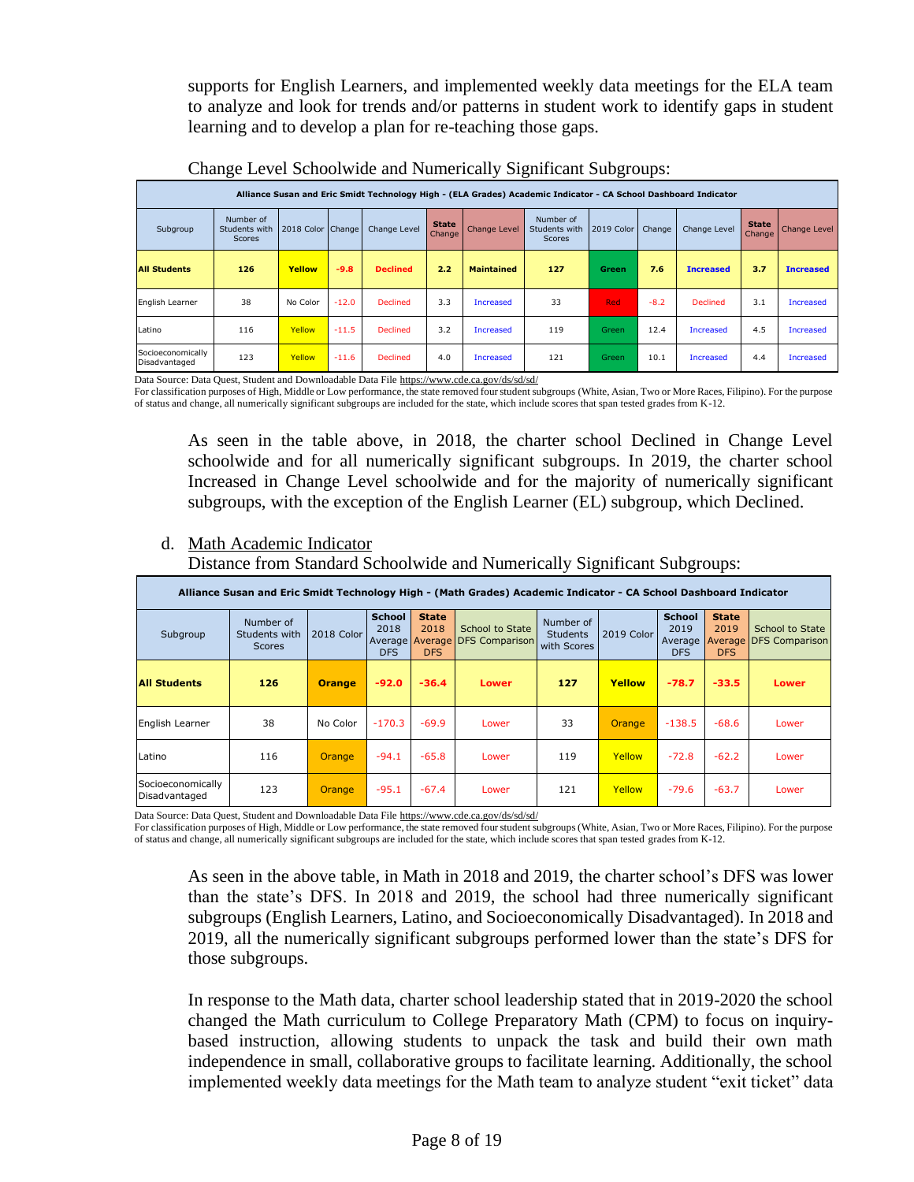supports for English Learners, and implemented weekly data meetings for the ELA team to analyze and look for trends and/or patterns in student work to identify gaps in student learning and to develop a plan for re-teaching those gaps.

Change Level Schoolwide and Numerically Significant Subgroups:

| Alliance Susan and Eric Smidt Technology High - (ELA Grades) Academic Indicator - CA School Dashboard Indicator | | | | | | | | | | | | |
|---|---|---|---|---|---|---|---|---|---|---|---|---|
| Subgroup | Number of Students with Scores | 2018 Color | Change | Change Level | State Change | Change Level | Number of Students with Scores | 2019 Color | Change | Change Level | State Change | Change Level |
| **All Students** | **126** | **Yellow** | **-9.8** | **Declined** | **2.2** | **Maintained** | **127** | **Green** | **7.6** | **Increased** | **3.7** | **Increased** |
| English Learner | 38 | No Color | -12.0 | Declined | 3.3 | Increased | 33 | Red | -8.2 | Declined | 3.1 | Increased |
| Latino | 116 | Yellow | -11.5 | Declined | 3.2 | Increased | 119 | Green | 12.4 | Increased | 4.5 | Increased |
| Socioeconomically Disadvantaged | 123 | Yellow | -11.6 | Declined | 4.0 | Increased | 121 | Green | 10.1 | Increased | 4.4 | Increased |

Data Source: Data Quest, Student and Downloadable Data File https://www.cde.ca.gov/ds/sd/sd/
For classification purposes of High, Middle or Low performance, the state removed four student subgroups (White, Asian, Two or More Races, Filipino). For the purpose of status and change, all numerically significant subgroups are included for the state, which include scores that span tested grades from K-12.

As seen in the table above, in 2018, the charter school Declined in Change Level schoolwide and for all numerically significant subgroups. In 2019, the charter school Increased in Change Level schoolwide and for the majority of numerically significant subgroups, with the exception of the English Learner (EL) subgroup, which Declined.

d. Math Academic Indicator

Distance from Standard Schoolwide and Numerically Significant Subgroups:

| Alliance Susan and Eric Smidt Technology High - (Math Grades) Academic Indicator - CA School Dashboard Indicator | | | | | | | | | | |
|---|---|---|---|---|---|---|---|---|---|---|
| Subgroup | Number of Students with Scores | 2018 Color | School 2018 Average DFS | State 2018 Average DFS | School to State DFS Comparison | Number of Students with Scores | 2019 Color | School 2019 Average DFS | State 2019 Average DFS | School to State DFS Comparison |
| **All Students** | **126** | **Orange** | **-92.0** | **-36.4** | **Lower** | **127** | **Yellow** | **-78.7** | **-33.5** | **Lower** |
| English Learner | 38 | No Color | -170.3 | -69.9 | Lower | 33 | Orange | -138.5 | -68.6 | Lower |
| Latino | 116 | Orange | -94.1 | -65.8 | Lower | 119 | Yellow | -72.8 | -62.2 | Lower |
| Socioeconomically Disadvantaged | 123 | Orange | -95.1 | -67.4 | Lower | 121 | Yellow | -79.6 | -63.7 | Lower |

Data Source: Data Quest, Student and Downloadable Data File https://www.cde.ca.gov/ds/sd/sd/
For classification purposes of High, Middle or Low performance, the state removed four student subgroups (White, Asian, Two or More Races, Filipino). For the purpose of status and change, all numerically significant subgroups are included for the state, which include scores that span tested grades from K-12.

As seen in the above table, in Math in 2018 and 2019, the charter school's DFS was lower than the state's DFS. In 2018 and 2019, the school had three numerically significant subgroups (English Learners, Latino, and Socioeconomically Disadvantaged). In 2018 and 2019, all the numerically significant subgroups performed lower than the state's DFS for those subgroups.

In response to the Math data, charter school leadership stated that in 2019-2020 the school changed the Math curriculum to College Preparatory Math (CPM) to focus on inquiry-based instruction, allowing students to unpack the task and build their own math independence in small, collaborative groups to facilitate learning. Additionally, the school implemented weekly data meetings for the Math team to analyze student "exit ticket" data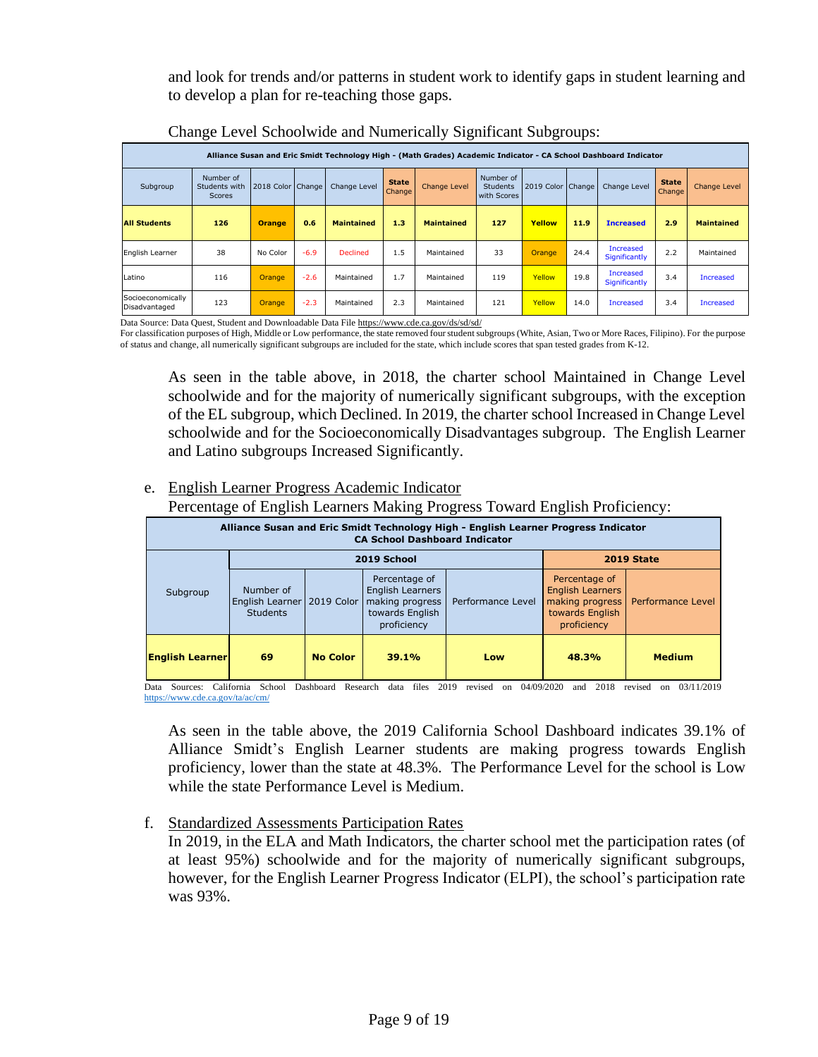and look for trends and/or patterns in student work to identify gaps in student learning and to develop a plan for re-teaching those gaps.

Change Level Schoolwide and Numerically Significant Subgroups:

| Alliance Susan and Eric Smidt Technology High - (Math Grades) Academic Indicator - CA School Dashboard Indicator | | | | | | | | | | | | |
|---|---|---|---|---|---|---|---|---|---|---|---|---|
| Subgroup | Number of Students with Scores | 2018 Color | Change | Change Level | State Change | Change Level | Number of Students with Scores | 2019 Color | Change | Change Level | State Change | Change Level |
| **All Students** | **126** | **Orange** | **0.6** | **Maintained** | **1.3** | **Maintained** | **127** | **Yellow** | **11.9** | **Increased** | **2.9** | **Maintained** |
| English Learner | 38 | No Color | -6.9 | Declined | 1.5 | Maintained | 33 | Orange | 24.4 | Increased Significantly | 2.2 | Maintained |
| Latino | 116 | Orange | -2.6 | Maintained | 1.7 | Maintained | 119 | Yellow | 19.8 | Increased Significantly | 3.4 | Increased |
| Socioeconomically Disadvantaged | 123 | Orange | -2.3 | Maintained | 2.3 | Maintained | 121 | Yellow | 14.0 | Increased | 3.4 | Increased |

Data Source: Data Quest, Student and Downloadable Data File https://www.cde.ca.gov/ds/sd/sd/
For classification purposes of High, Middle or Low performance, the state removed four student subgroups (White, Asian, Two or More Races, Filipino). For the purpose of status and change, all numerically significant subgroups are included for the state, which include scores that span tested grades from K-12.

As seen in the table above, in 2018, the charter school Maintained in Change Level schoolwide and for the majority of numerically significant subgroups, with the exception of the EL subgroup, which Declined. In 2019, the charter school Increased in Change Level schoolwide and for the Socioeconomically Disadvantages subgroup. The English Learner and Latino subgroups Increased Significantly.

e. English Learner Progress Academic Indicator

Percentage of English Learners Making Progress Toward English Proficiency:

| Alliance Susan and Eric Smidt Technology High - English Learner Progress Indicator CA School Dashboard Indicator | | | | | | |
|---|---|---|---|---|---|---|
| | 2019 School | | | | 2019 State | |
| Subgroup | Number of English Learner Students | 2019 Color | Percentage of English Learners making progress towards English proficiency | Performance Level | Percentage of English Learners making progress towards English proficiency | Performance Level |
| **English Learner** | **69** | **No Color** | **39.1%** | **Low** | **48.3%** | **Medium** |

Data Sources: California School Dashboard Research data files 2019 revised on 04/09/2020 and 2018 revised on 03/11/2019 https://www.cde.ca.gov/ta/ac/cm/

As seen in the table above, the 2019 California School Dashboard indicates 39.1% of Alliance Smidt's English Learner students are making progress towards English proficiency, lower than the state at 48.3%. The Performance Level for the school is Low while the state Performance Level is Medium.

f. Standardized Assessments Participation Rates

In 2019, in the ELA and Math Indicators, the charter school met the participation rates (of at least 95%) schoolwide and for the majority of numerically significant subgroups, however, for the English Learner Progress Indicator (ELPI), the school's participation rate was 93%.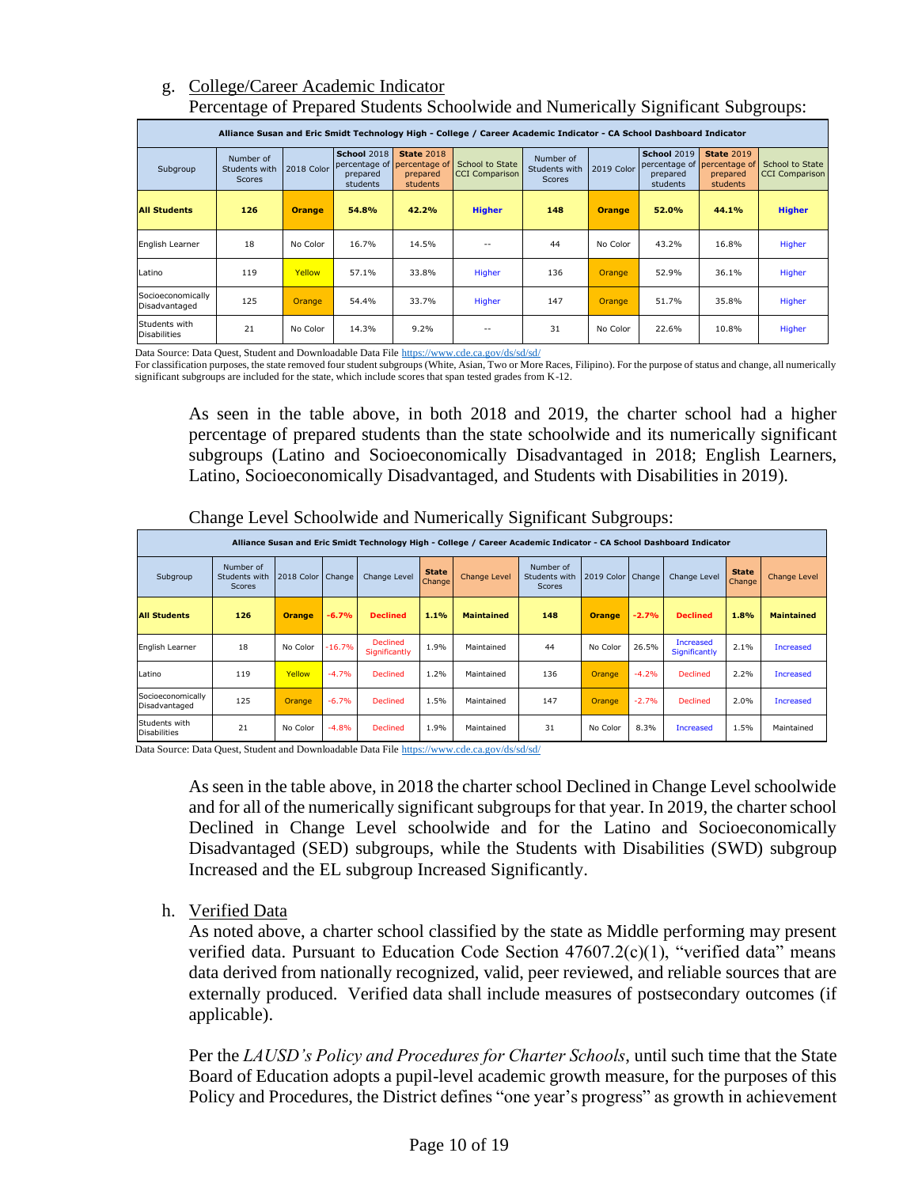g. <u>College/Career Academic Indicator</u>

Percentage of Prepared Students Schoolwide and Numerically Significant Subgroups:

| Alliance Susan and Eric Smidt Technology High - College / Career Academic Indicator - CA School Dashboard Indicator | | | | | | | | | | |
|---|---|---|---|---|---|---|---|---|---|---|
| Subgroup | Number of Students with Scores | 2018 Color | **School** 2018 percentage of prepared students | **State** 2018 percentage of prepared students | School to State CCI Comparison | Number of Students with Scores | 2019 Color | **School** 2019 percentage of prepared students | **State** 2019 percentage of prepared students | School to State CCI Comparison |
| **All Students** | **126** | **Orange** | **54.8%** | **42.2%** | **Higher** | **148** | **Orange** | **52.0%** | **44.1%** | **Higher** |
| English Learner | 18 | No Color | 16.7% | 14.5% | -- | 44 | No Color | 43.2% | 16.8% | Higher |
| Latino | 119 | Yellow | 57.1% | 33.8% | Higher | 136 | Orange | 52.9% | 36.1% | Higher |
| Socioeconomically Disadvantaged | 125 | Orange | 54.4% | 33.7% | Higher | 147 | Orange | 51.7% | 35.8% | Higher |
| Students with Disabilities | 21 | No Color | 14.3% | 9.2% | -- | 31 | No Color | 22.6% | 10.8% | Higher |

Data Source: Data Quest, Student and Downloadable Data File https://www.cde.ca.gov/ds/sd/sd/

For classification purposes, the state removed four student subgroups (White, Asian, Two or More Races, Filipino). For the purpose of status and change, all numerically significant subgroups are included for the state, which include scores that span tested grades from K-12.

As seen in the table above, in both 2018 and 2019, the charter school had a higher percentage of prepared students than the state schoolwide and its numerically significant subgroups (Latino and Socioeconomically Disadvantaged in 2018; English Learners, Latino, Socioeconomically Disadvantaged, and Students with Disabilities in 2019).

Change Level Schoolwide and Numerically Significant Subgroups:

| Alliance Susan and Eric Smidt Technology High - College / Career Academic Indicator - CA School Dashboard Indicator | | | | | | | | | | | | |
|---|---|---|---|---|---|---|---|---|---|---|---|---|
| Subgroup | Number of Students with Scores | 2018 Color | Change | Change Level | **State** Change | Change Level | Number of Students with Scores | 2019 Color | Change | Change Level | **State** Change | Change Level |
| **All Students** | **126** | **Orange** | **-6.7%** | **Declined** | **1.1%** | **Maintained** | **148** | **Orange** | **-2.7%** | **Declined** | **1.8%** | **Maintained** |
| English Learner | 18 | No Color | -16.7% | Declined Significantly | 1.9% | Maintained | 44 | No Color | 26.5% | Increased Significantly | 2.1% | Increased |
| Latino | 119 | Yellow | -4.7% | Declined | 1.2% | Maintained | 136 | Orange | -4.2% | Declined | 2.2% | Increased |
| Socioeconomically Disadvantaged | 125 | Orange | -6.7% | Declined | 1.5% | Maintained | 147 | Orange | -2.7% | Declined | 2.0% | Increased |
| Students with Disabilities | 21 | No Color | -4.8% | Declined | 1.9% | Maintained | 31 | No Color | 8.3% | Increased | 1.5% | Maintained |

Data Source: Data Quest, Student and Downloadable Data File https://www.cde.ca.gov/ds/sd/sd/

As seen in the table above, in 2018 the charter school Declined in Change Level schoolwide and for all of the numerically significant subgroups for that year. In 2019, the charter school Declined in Change Level schoolwide and for the Latino and Socioeconomically Disadvantaged (SED) subgroups, while the Students with Disabilities (SWD) subgroup Increased and the EL subgroup Increased Significantly.

h. <u>Verified Data</u>

As noted above, a charter school classified by the state as Middle performing may present verified data. Pursuant to Education Code Section 47607.2(c)(1), "verified data" means data derived from nationally recognized, valid, peer reviewed, and reliable sources that are externally produced. Verified data shall include measures of postsecondary outcomes (if applicable).

Per the *LAUSD's Policy and Procedures for Charter Schools*, until such time that the State Board of Education adopts a pupil-level academic growth measure, for the purposes of this Policy and Procedures, the District defines "one year's progress" as growth in achievement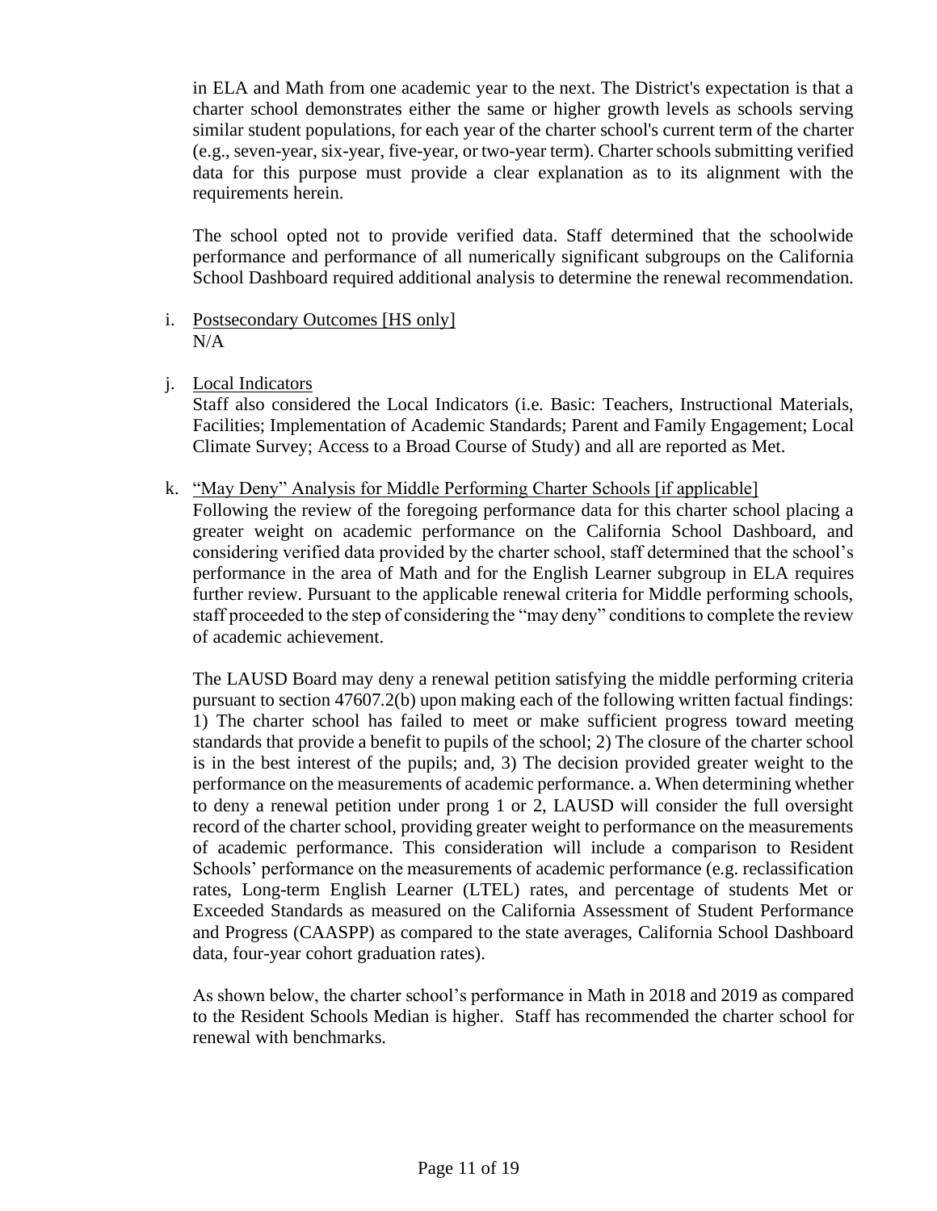in ELA and Math from one academic year to the next. The District's expectation is that a charter school demonstrates either the same or higher growth levels as schools serving similar student populations, for each year of the charter school's current term of the charter (e.g., seven-year, six-year, five-year, or two-year term). Charter schools submitting verified data for this purpose must provide a clear explanation as to its alignment with the requirements herein.

The school opted not to provide verified data. Staff determined that the schoolwide performance and performance of all numerically significant subgroups on the California School Dashboard required additional analysis to determine the renewal recommendation.

i. Postsecondary Outcomes [HS only]
N/A

j. Local Indicators
Staff also considered the Local Indicators (i.e. Basic: Teachers, Instructional Materials, Facilities; Implementation of Academic Standards; Parent and Family Engagement; Local Climate Survey; Access to a Broad Course of Study) and all are reported as Met.

k. "May Deny" Analysis for Middle Performing Charter Schools [if applicable]
Following the review of the foregoing performance data for this charter school placing a greater weight on academic performance on the California School Dashboard, and considering verified data provided by the charter school, staff determined that the school's performance in the area of Math and for the English Learner subgroup in ELA requires further review. Pursuant to the applicable renewal criteria for Middle performing schools, staff proceeded to the step of considering the "may deny" conditions to complete the review of academic achievement.

The LAUSD Board may deny a renewal petition satisfying the middle performing criteria pursuant to section 47607.2(b) upon making each of the following written factual findings: 1) The charter school has failed to meet or make sufficient progress toward meeting standards that provide a benefit to pupils of the school; 2) The closure of the charter school is in the best interest of the pupils; and, 3) The decision provided greater weight to the performance on the measurements of academic performance. a. When determining whether to deny a renewal petition under prong 1 or 2, LAUSD will consider the full oversight record of the charter school, providing greater weight to performance on the measurements of academic performance. This consideration will include a comparison to Resident Schools' performance on the measurements of academic performance (e.g. reclassification rates, Long-term English Learner (LTEL) rates, and percentage of students Met or Exceeded Standards as measured on the California Assessment of Student Performance and Progress (CAASPP) as compared to the state averages, California School Dashboard data, four-year cohort graduation rates).

As shown below, the charter school's performance in Math in 2018 and 2019 as compared to the Resident Schools Median is higher. Staff has recommended the charter school for renewal with benchmarks.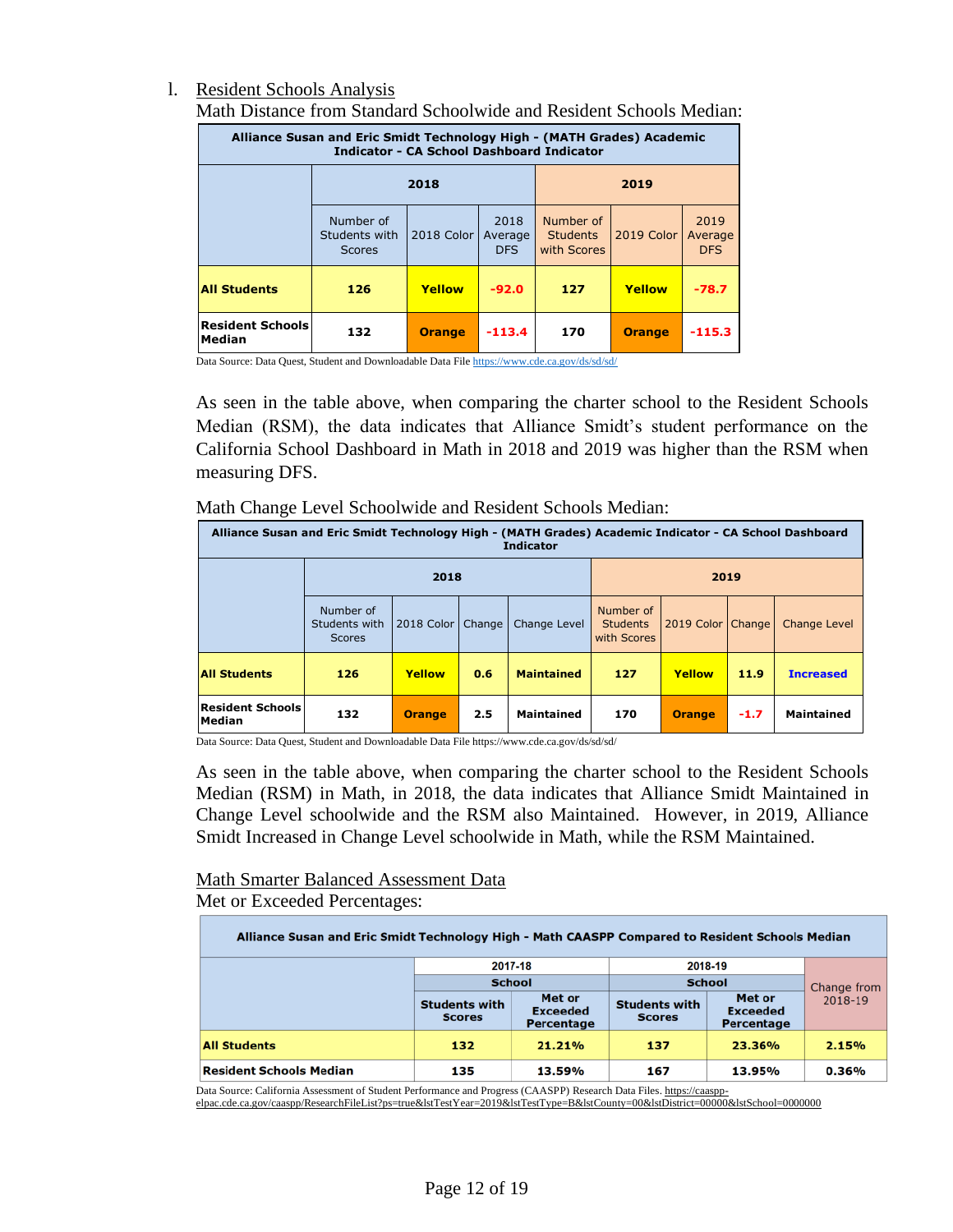l. Resident Schools Analysis

Math Distance from Standard Schoolwide and Resident Schools Median:

| Alliance Susan and Eric Smidt Technology High - (MATH Grades) Academic Indicator - CA School Dashboard Indicator | | | | | | |
|---|---|---|---|---|---|---|
| | 2018 | | | 2019 | | |
| | Number of Students with Scores | 2018 Color | 2018 Average DFS | Number of Students with Scores | 2019 Color | 2019 Average DFS |
| **All Students** | **126** | **Yellow** | **-92.0** | **127** | **Yellow** | **-78.7** |
| **Resident Schools Median** | **132** | **Orange** | **-113.4** | **170** | **Orange** | **-115.3** |

Data Source: Data Quest, Student and Downloadable Data File https://www.cde.ca.gov/ds/sd/sd/

As seen in the table above, when comparing the charter school to the Resident Schools Median (RSM), the data indicates that Alliance Smidt's student performance on the California School Dashboard in Math in 2018 and 2019 was higher than the RSM when measuring DFS.

Math Change Level Schoolwide and Resident Schools Median:

| Alliance Susan and Eric Smidt Technology High - (MATH Grades) Academic Indicator - CA School Dashboard Indicator | | | | | | | | |
|---|---|---|---|---|---|---|---|---|
| | 2018 | | | | 2019 | | | |
| | Number of Students with Scores | 2018 Color | Change | Change Level | Number of Students with Scores | 2019 Color | Change | Change Level |
| **All Students** | **126** | **Yellow** | **0.6** | **Maintained** | **127** | **Yellow** | **11.9** | **Increased** |
| **Resident Schools Median** | **132** | **Orange** | **2.5** | **Maintained** | **170** | **Orange** | **-1.7** | **Maintained** |

Data Source: Data Quest, Student and Downloadable Data File https://www.cde.ca.gov/ds/sd/sd/

As seen in the table above, when comparing the charter school to the Resident Schools Median (RSM) in Math, in 2018, the data indicates that Alliance Smidt Maintained in Change Level schoolwide and the RSM also Maintained. However, in 2019, Alliance Smidt Increased in Change Level schoolwide in Math, while the RSM Maintained.

Math Smarter Balanced Assessment Data

Met or Exceeded Percentages:

| Alliance Susan and Eric Smidt Technology High - Math CAASPP Compared to Resident Schools Median | | | | | |
|---|---|---|---|---|---|
| | 2017-18 | | 2018-19 | | Change from 2018-19 |
| | School | | School | | |
| | Students with Scores | Met or Exceeded Percentage | Students with Scores | Met or Exceeded Percentage | |
| **All Students** | **132** | **21.21%** | **137** | **23.36%** | **2.15%** |
| **Resident Schools Median** | **135** | **13.59%** | **167** | **13.95%** | **0.36%** |

Data Source: California Assessment of Student Performance and Progress (CAASPP) Research Data Files. https://caaspp-elpac.cde.ca.gov/caaspp/ResearchFileList?ps=true&lstTestYear=2019&lstTestType=B&lstCounty=00&lstDistrict=00000&lstSchool=0000000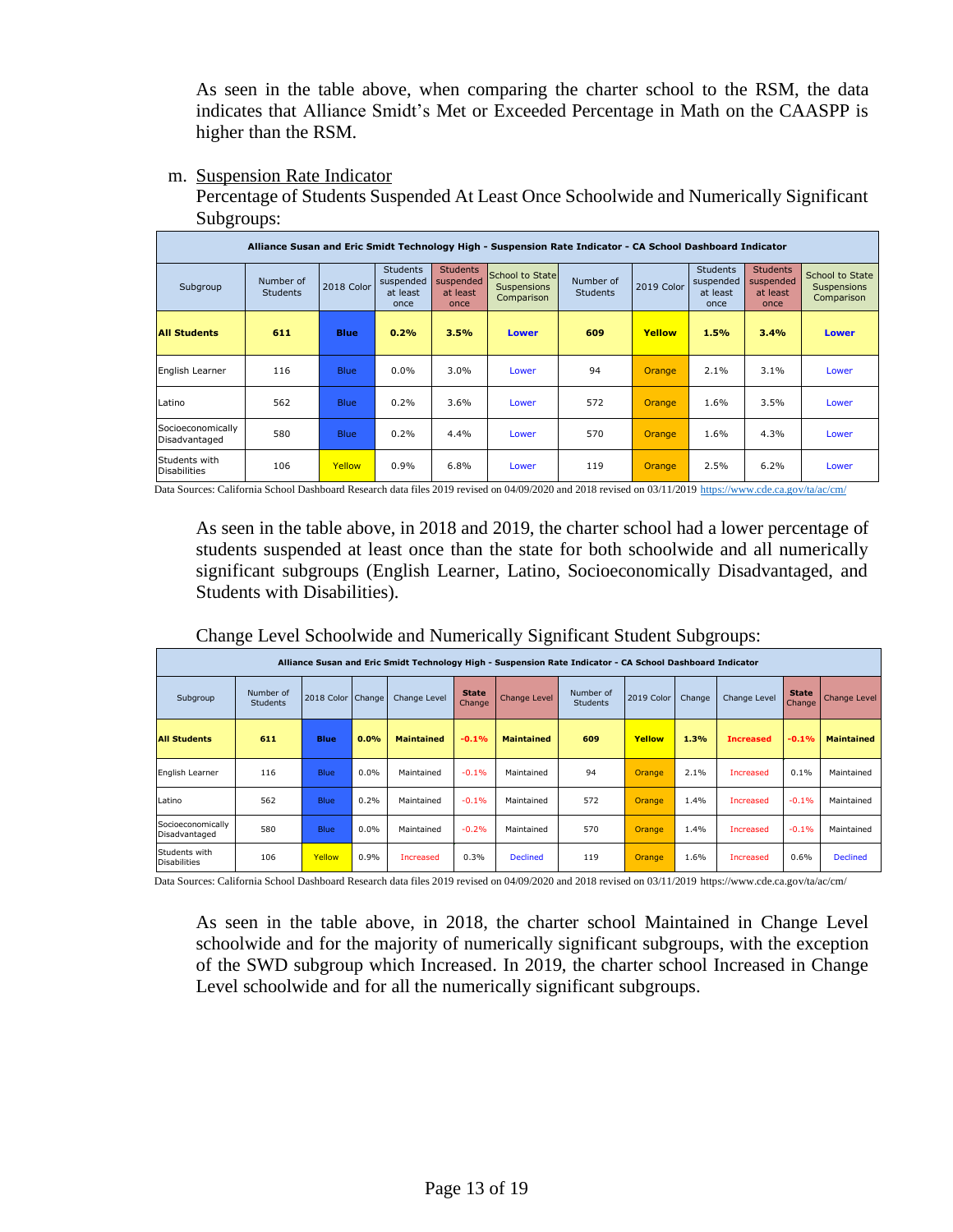As seen in the table above, when comparing the charter school to the RSM, the data indicates that Alliance Smidt's Met or Exceeded Percentage in Math on the CAASPP is higher than the RSM.

m. Suspension Rate Indicator

Percentage of Students Suspended At Least Once Schoolwide and Numerically Significant Subgroups:

| Alliance Susan and Eric Smidt Technology High - Suspension Rate Indicator - CA School Dashboard Indicator | | | | | | | | | | |
|---|---|---|---|---|---|---|---|---|---|---|
| Subgroup | Number of Students | 2018 Color | Students suspended at least once | Students suspended at least once | School to State Suspensions Comparison | Number of Students | 2019 Color | Students suspended at least once | Students suspended at least once | School to State Suspensions Comparison |
| **All Students** | **611** | **Blue** | **0.2%** | **3.5%** | **Lower** | **609** | **Yellow** | **1.5%** | **3.4%** | **Lower** |
| English Learner | 116 | Blue | 0.0% | 3.0% | Lower | 94 | Orange | 2.1% | 3.1% | Lower |
| Latino | 562 | Blue | 0.2% | 3.6% | Lower | 572 | Orange | 1.6% | 3.5% | Lower |
| Socioeconomically Disadvantaged | 580 | Blue | 0.2% | 4.4% | Lower | 570 | Orange | 1.6% | 4.3% | Lower |
| Students with Disabilities | 106 | Yellow | 0.9% | 6.8% | Lower | 119 | Orange | 2.5% | 6.2% | Lower |

Data Sources: California School Dashboard Research data files 2019 revised on 04/09/2020 and 2018 revised on 03/11/2019 https://www.cde.ca.gov/ta/ac/cm/

As seen in the table above, in 2018 and 2019, the charter school had a lower percentage of students suspended at least once than the state for both schoolwide and all numerically significant subgroups (English Learner, Latino, Socioeconomically Disadvantaged, and Students with Disabilities).

Change Level Schoolwide and Numerically Significant Student Subgroups:

| Alliance Susan and Eric Smidt Technology High - Suspension Rate Indicator - CA School Dashboard Indicator | | | | | | | | | | | | |
|---|---|---|---|---|---|---|---|---|---|---|---|---|
| Subgroup | Number of Students | 2018 Color | Change | Change Level | State Change | Change Level | Number of Students | 2019 Color | Change | Change Level | State Change | Change Level |
| **All Students** | **611** | **Blue** | **0.0%** | **Maintained** | **-0.1%** | **Maintained** | **609** | **Yellow** | **1.3%** | **Increased** | **-0.1%** | **Maintained** |
| English Learner | 116 | Blue | 0.0% | Maintained | -0.1% | Maintained | 94 | Orange | 2.1% | Increased | 0.1% | Maintained |
| Latino | 562 | Blue | 0.2% | Maintained | -0.1% | Maintained | 572 | Orange | 1.4% | Increased | -0.1% | Maintained |
| Socioeconomically Disadvantaged | 580 | Blue | 0.0% | Maintained | -0.2% | Maintained | 570 | Orange | 1.4% | Increased | -0.1% | Maintained |
| Students with Disabilities | 106 | Yellow | 0.9% | Increased | 0.3% | Declined | 119 | Orange | 1.6% | Increased | 0.6% | Declined |

Data Sources: California School Dashboard Research data files 2019 revised on 04/09/2020 and 2018 revised on 03/11/2019 https://www.cde.ca.gov/ta/ac/cm/

As seen in the table above, in 2018, the charter school Maintained in Change Level schoolwide and for the majority of numerically significant subgroups, with the exception of the SWD subgroup which Increased. In 2019, the charter school Increased in Change Level schoolwide and for all the numerically significant subgroups.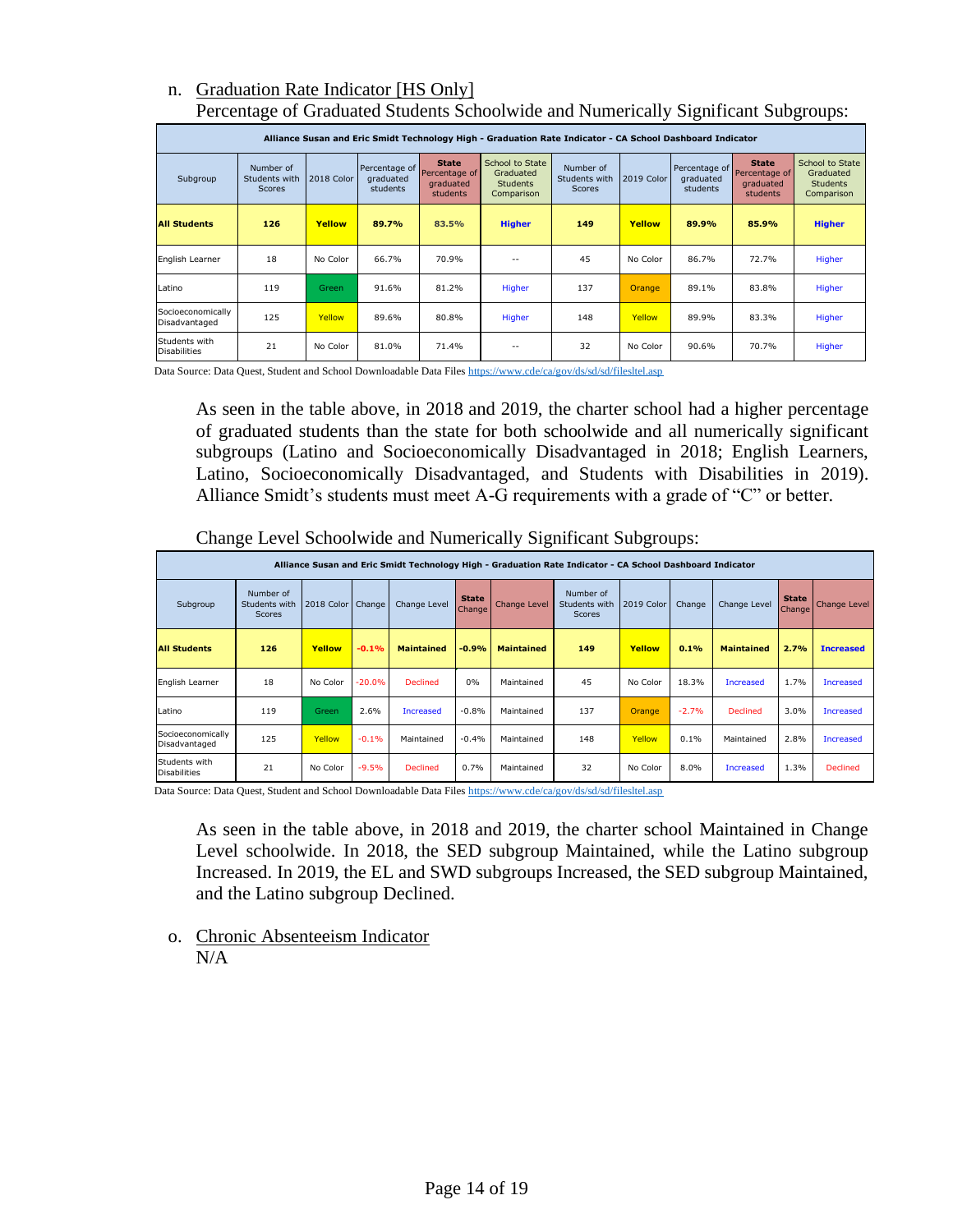n. <u>Graduation Rate Indicator [HS Only]</u>

Percentage of Graduated Students Schoolwide and Numerically Significant Subgroups:

| Alliance Susan and Eric Smidt Technology High - Graduation Rate Indicator - CA School Dashboard Indicator | | | | | | | | | | |
|---|---|---|---|---|---|---|---|---|---|---|
| Subgroup | Number of Students with Scores | 2018 Color | Percentage of graduated students | State Percentage of graduated students | School to State Graduated Students Comparison | Number of Students with Scores | 2019 Color | Percentage of graduated students | State Percentage of graduated students | School to State Graduated Students Comparison |
| **All Students** | **126** | **Yellow** | **89.7%** | **83.5%** | **Higher** | **149** | **Yellow** | **89.9%** | **85.9%** | **Higher** |
| English Learner | 18 | No Color | 66.7% | 70.9% | -- | 45 | No Color | 86.7% | 72.7% | Higher |
| Latino | 119 | Green | 91.6% | 81.2% | Higher | 137 | Orange | 89.1% | 83.8% | Higher |
| Socioeconomically Disadvantaged | 125 | Yellow | 89.6% | 80.8% | Higher | 148 | Yellow | 89.9% | 83.3% | Higher |
| Students with Disabilities | 21 | No Color | 81.0% | 71.4% | -- | 32 | No Color | 90.6% | 70.7% | Higher |

Data Source: Data Quest, Student and School Downloadable Data Files https://www.cde/ca/gov/ds/sd/sd/filesltel.asp

As seen in the table above, in 2018 and 2019, the charter school had a higher percentage of graduated students than the state for both schoolwide and all numerically significant subgroups (Latino and Socioeconomically Disadvantaged in 2018; English Learners, Latino, Socioeconomically Disadvantaged, and Students with Disabilities in 2019). Alliance Smidt's students must meet A-G requirements with a grade of "C" or better.

Change Level Schoolwide and Numerically Significant Subgroups:

| Alliance Susan and Eric Smidt Technology High - Graduation Rate Indicator - CA School Dashboard Indicator | | | | | | | | | | | | |
|---|---|---|---|---|---|---|---|---|---|---|---|---|
| Subgroup | Number of Students with Scores | 2018 Color | Change | Change Level | State Change | Change Level | Number of Students with Scores | 2019 Color | Change | Change Level | State Change | Change Level |
| **All Students** | **126** | **Yellow** | **-0.1%** | **Maintained** | **-0.9%** | **Maintained** | **149** | **Yellow** | **0.1%** | **Maintained** | **2.7%** | **Increased** |
| English Learner | 18 | No Color | -20.0% | Declined | 0% | Maintained | 45 | No Color | 18.3% | Increased | 1.7% | Increased |
| Latino | 119 | Green | 2.6% | Increased | -0.8% | Maintained | 137 | Orange | -2.7% | Declined | 3.0% | Increased |
| Socioeconomically Disadvantaged | 125 | Yellow | -0.1% | Maintained | -0.4% | Maintained | 148 | Yellow | 0.1% | Maintained | 2.8% | Increased |
| Students with Disabilities | 21 | No Color | -9.5% | Declined | 0.7% | Maintained | 32 | No Color | 8.0% | Increased | 1.3% | Declined |

Data Source: Data Quest, Student and School Downloadable Data Files https://www.cde/ca/gov/ds/sd/sd/filesltel.asp

As seen in the table above, in 2018 and 2019, the charter school Maintained in Change Level schoolwide. In 2018, the SED subgroup Maintained, while the Latino subgroup Increased. In 2019, the EL and SWD subgroups Increased, the SED subgroup Maintained, and the Latino subgroup Declined.

o. <u>Chronic Absenteeism Indicator</u>

N/A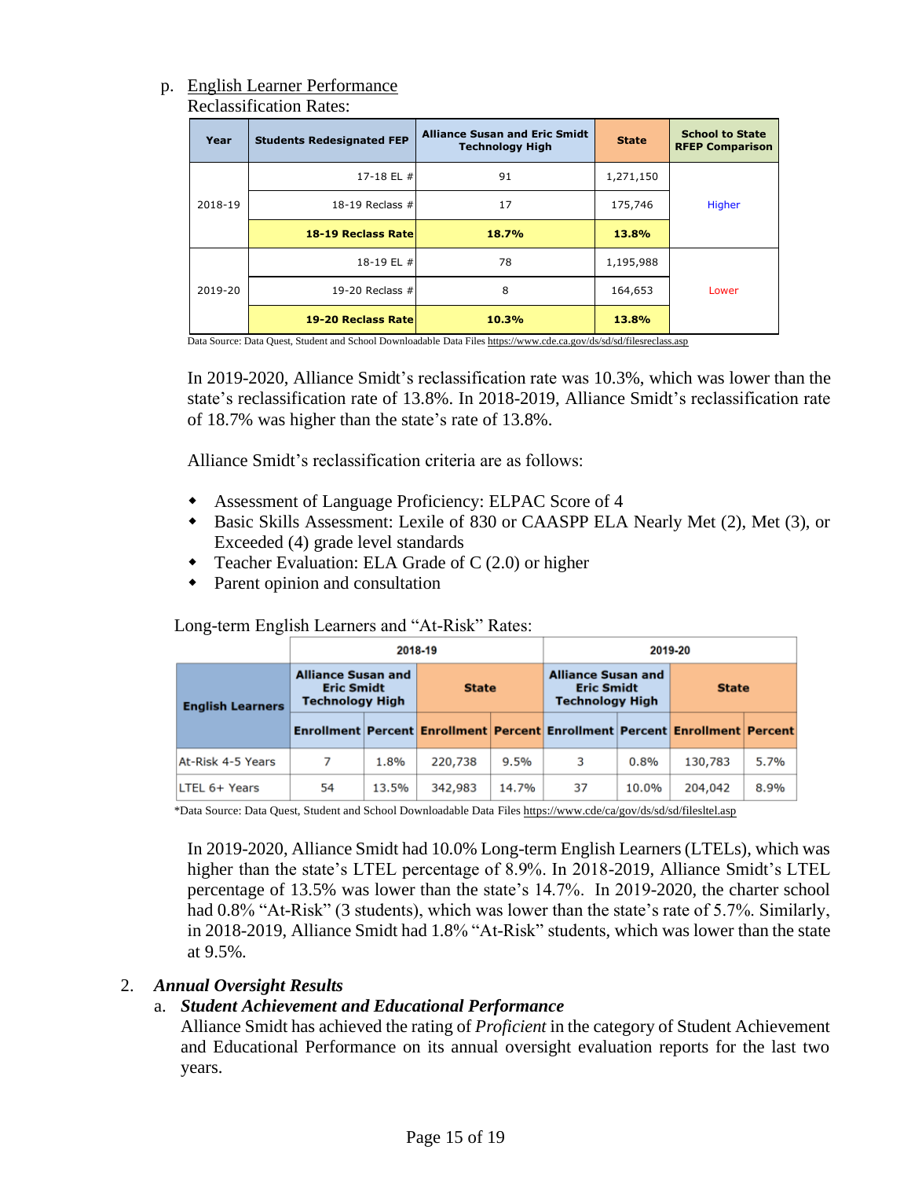p. <u>English Learner Performance</u>

Reclassification Rates:

| Year | Students Redesignated FEP | Alliance Susan and Eric Smidt Technology High | State | School to State RFEP Comparison |
|---|---|---|---|---|
| 2018-19 | 17-18 EL # | 91 | 1,271,150 | Higher |
| | 18-19 Reclass # | 17 | 175,746 | |
| | **18-19 Reclass Rate** | **18.7%** | **13.8%** | |
| 2019-20 | 18-19 EL # | 78 | 1,195,988 | Lower |
| | 19-20 Reclass # | 8 | 164,653 | |
| | **19-20 Reclass Rate** | **10.3%** | **13.8%** | |

Data Source: Data Quest, Student and School Downloadable Data Files https://www.cde.ca.gov/ds/sd/sd/filesreclass.asp

In 2019-2020, Alliance Smidt's reclassification rate was 10.3%, which was lower than the state's reclassification rate of 13.8%. In 2018-2019, Alliance Smidt's reclassification rate of 18.7% was higher than the state's rate of 13.8%.

Alliance Smidt's reclassification criteria are as follows:

- Assessment of Language Proficiency: ELPAC Score of 4
- Basic Skills Assessment: Lexile of 830 or CAASPP ELA Nearly Met (2), Met (3), or Exceeded (4) grade level standards
- Teacher Evaluation: ELA Grade of C (2.0) or higher
- Parent opinion and consultation

Long-term English Learners and "At-Risk" Rates:

| English Learners | 2018-19 | | | | 2019-20 | | | |
|---|---|---|---|---|---|---|---|---|
| | Alliance Susan and Eric Smidt Technology High | | State | | Alliance Susan and Eric Smidt Technology High | | State | |
| | Enrollment | Percent | Enrollment | Percent | Enrollment | Percent | Enrollment | Percent |
| At-Risk 4-5 Years | 7 | 1.8% | 220,738 | 9.5% | 3 | 0.8% | 130,783 | 5.7% |
| LTEL 6+ Years | 54 | 13.5% | 342,983 | 14.7% | 37 | 10.0% | 204,042 | 8.9% |

*Data Source: Data Quest, Student and School Downloadable Data Files https://www.cde/ca/gov/ds/sd/sd/filesltel.asp

In 2019-2020, Alliance Smidt had 10.0% Long-term English Learners (LTELs), which was higher than the state's LTEL percentage of 8.9%. In 2018-2019, Alliance Smidt's LTEL percentage of 13.5% was lower than the state's 14.7%. In 2019-2020, the charter school had 0.8% "At-Risk" (3 students), which was lower than the state's rate of 5.7%. Similarly, in 2018-2019, Alliance Smidt had 1.8% "At-Risk" students, which was lower than the state at 9.5%.

2. ***Annual Oversight Results***

a. ***Student Achievement and Educational Performance***

Alliance Smidt has achieved the rating of *Proficient* in the category of Student Achievement and Educational Performance on its annual oversight evaluation reports for the last two years.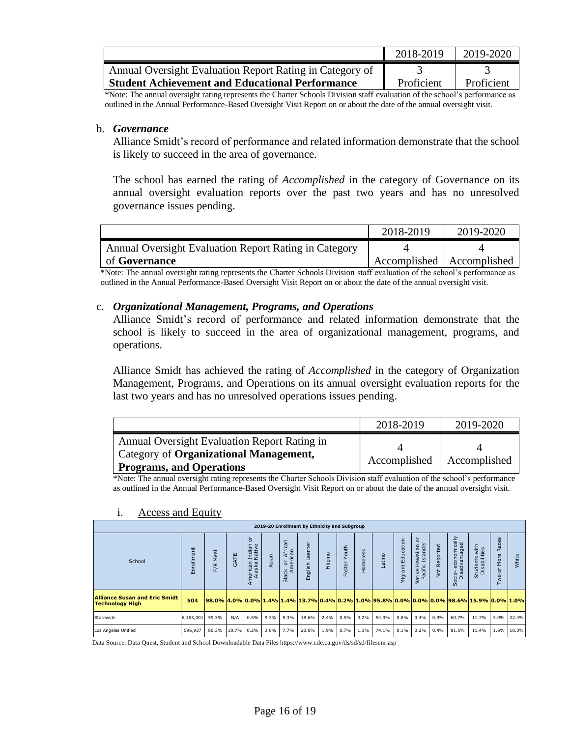| | 2018-2019 | 2019-2020 |
|---|---|---|
| Annual Oversight Evaluation Report Rating in Category of **Student Achievement and Educational Performance** | 3 Proficient | 3 Proficient |

*Note: The annual oversight rating represents the Charter Schools Division staff evaluation of the school's performance as outlined in the Annual Performance-Based Oversight Visit Report on or about the date of the annual oversight visit.

b. ***Governance***

Alliance Smidt's record of performance and related information demonstrate that the school is likely to succeed in the area of governance.

The school has earned the rating of *Accomplished* in the category of Governance on its annual oversight evaluation reports over the past two years and has no unresolved governance issues pending.

| | 2018-2019 | 2019-2020 |
|---|---|---|
| Annual Oversight Evaluation Report Rating in Category of **Governance** | 4 Accomplished | 4 Accomplished |

*Note: The annual oversight rating represents the Charter Schools Division staff evaluation of the school's performance as outlined in the Annual Performance-Based Oversight Visit Report on or about the date of the annual oversight visit.

c. ***Organizational Management, Programs, and Operations***

Alliance Smidt's record of performance and related information demonstrate that the school is likely to succeed in the area of organizational management, programs, and operations.

Alliance Smidt has achieved the rating of *Accomplished* in the category of Organization Management, Programs, and Operations on its annual oversight evaluation reports for the last two years and has no unresolved operations issues pending.

| | 2018-2019 | 2019-2020 |
|---|---|---|
| Annual Oversight Evaluation Report Rating in Category of **Organizational Management, Programs, and Operations** | 4 Accomplished | 4 Accomplished |

*Note: The annual oversight rating represents the Charter Schools Division staff evaluation of the school's performance as outlined in the Annual Performance-Based Oversight Visit Report on or about the date of the annual oversight visit.

i. Access and Equity

**2019-20 Enrollment by Ethnicity and Subgroup**

| School | Enrollment | F/R Meal | GATE | American Indian or Alaska Native | Asian | Black or African American | English Learner | Filipino | Foster Youth | Homeless | Latino | Migrant Education | Native Hawaiian or Pacific Islander | Not Reported | Socio- economically Disadvantaged | Students with Disabilities | Two or More Races | White |
|---|---|---|---|---|---|---|---|---|---|---|---|---|---|---|---|---|---|---|
| **Alliance Susan and Eric Smidt Technology High** | **504** | **98.0%** | **4.0%** | **0.0%** | **1.4%** | **1.4%** | **13.7%** | **0.4%** | **0.2%** | **1.0%** | **95.8%** | **0.0%** | **0.0%** | **0.0%** | **98.6%** | **15.9%** | **0.0%** | **1.0%** |
| Statewide | 6,163,001 | 59.3% | N/A | 0.5% | 9.3% | 5.3% | 18.6% | 2.4% | 0.5% | 3.2% | 54.9% | 0.8% | 0.4% | 0.9% | 60.7% | 11.7% | 3.9% | 22.4% |
| Los Angeles Unified | 596,937 | 80.3% | 10.7% | 0.2% | 3.6% | 7.7% | 20.0% | 1.9% | 0.7% | 1.3% | 74.1% | 0.1% | 0.2% | 0.4% | 81.5% | 11.4% | 1.6% | 10.3% |

Data Source: Data Quest, Student and School Downloadable Data Files https://www.cde.ca.gov/ds/sd/sd/filesenr.asp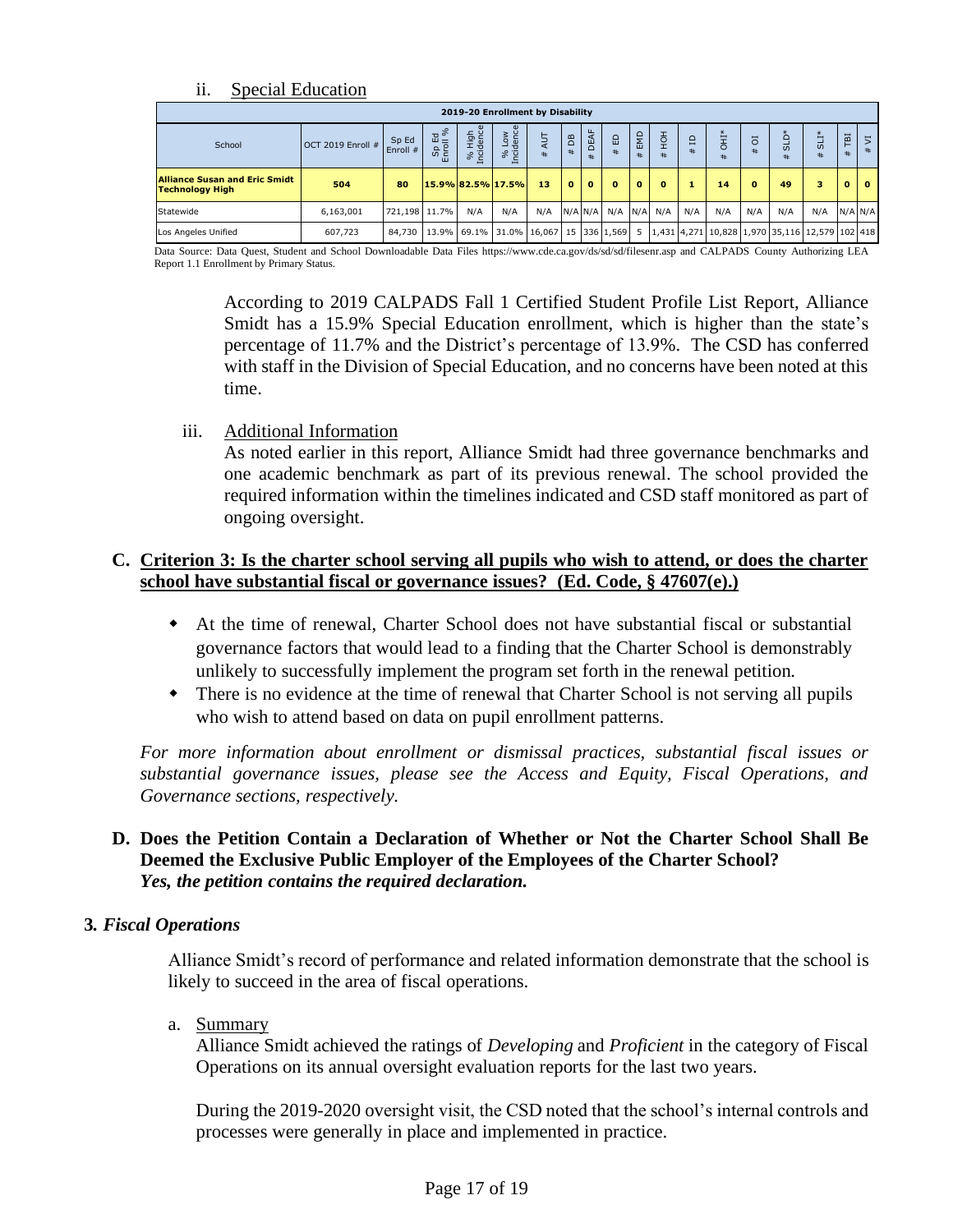ii. Special Education

| 2019-20 Enrollment by Disability | | | | | | | | | | | | | | | | | | | | |
|---|---|---|---|---|---|---|---|---|---|---|---|---|---|---|---|---|---|---|---|---|
| School | OCT 2019 Enroll # | Sp Ed Enroll # | Sp Ed Enroll % | % High Incidence | % Low Incidence | # AUT | # DB | # DEAF | # ED | # EMD | # HOH | # ID | # OHI* | # OI | # SLD* | # SLI* | # TBI | # VI |
| **Alliance Susan and Eric Smidt Technology High** | **504** | **80** | **15.9%** | **82.5%** | **17.5%** | **13** | **0** | **0** | **0** | **0** | **0** | **1** | **14** | **0** | **49** | **3** | **0** | **0** |
| Statewide | 6,163,001 | 721,198 | 11.7% | N/A | N/A | N/A | N/A | N/A | N/A | N/A | N/A | N/A | N/A | N/A | N/A | N/A | N/A | N/A |
| Los Angeles Unified | 607,723 | 84,730 | 13.9% | 69.1% | 31.0% | 16,067 | 15 | 336 | 1,569 | 5 | 1,431 | 4,271 | 10,828 | 1,970 | 35,116 | 12,579 | 102 | 418 |

Data Source: Data Quest, Student and School Downloadable Data Files https://www.cde.ca.gov/ds/sd/sd/filesenr.asp and CALPADS County Authorizing LEA Report 1.1 Enrollment by Primary Status.

According to 2019 CALPADS Fall 1 Certified Student Profile List Report, Alliance Smidt has a 15.9% Special Education enrollment, which is higher than the state's percentage of 11.7% and the District's percentage of 13.9%. The CSD has conferred with staff in the Division of Special Education, and no concerns have been noted at this time.

iii. Additional Information

As noted earlier in this report, Alliance Smidt had three governance benchmarks and one academic benchmark as part of its previous renewal. The school provided the required information within the timelines indicated and CSD staff monitored as part of ongoing oversight.

### C. Criterion 3: Is the charter school serving all pupils who wish to attend, or does the charter school have substantial fiscal or governance issues? (Ed. Code, § 47607(e).)

- At the time of renewal, Charter School does not have substantial fiscal or substantial governance factors that would lead to a finding that the Charter School is demonstrably unlikely to successfully implement the program set forth in the renewal petition.
- There is no evidence at the time of renewal that Charter School is not serving all pupils who wish to attend based on data on pupil enrollment patterns.

*For more information about enrollment or dismissal practices, substantial fiscal issues or substantial governance issues, please see the Access and Equity, Fiscal Operations, and Governance sections, respectively.*

### D. Does the Petition Contain a Declaration of Whether or Not the Charter School Shall Be Deemed the Exclusive Public Employer of the Employees of the Charter School?
***Yes, the petition contains the required declaration.***

## 3. *Fiscal Operations*

Alliance Smidt's record of performance and related information demonstrate that the school is likely to succeed in the area of fiscal operations.

a. Summary

Alliance Smidt achieved the ratings of *Developing* and *Proficient* in the category of Fiscal Operations on its annual oversight evaluation reports for the last two years.

During the 2019-2020 oversight visit, the CSD noted that the school's internal controls and processes were generally in place and implemented in practice.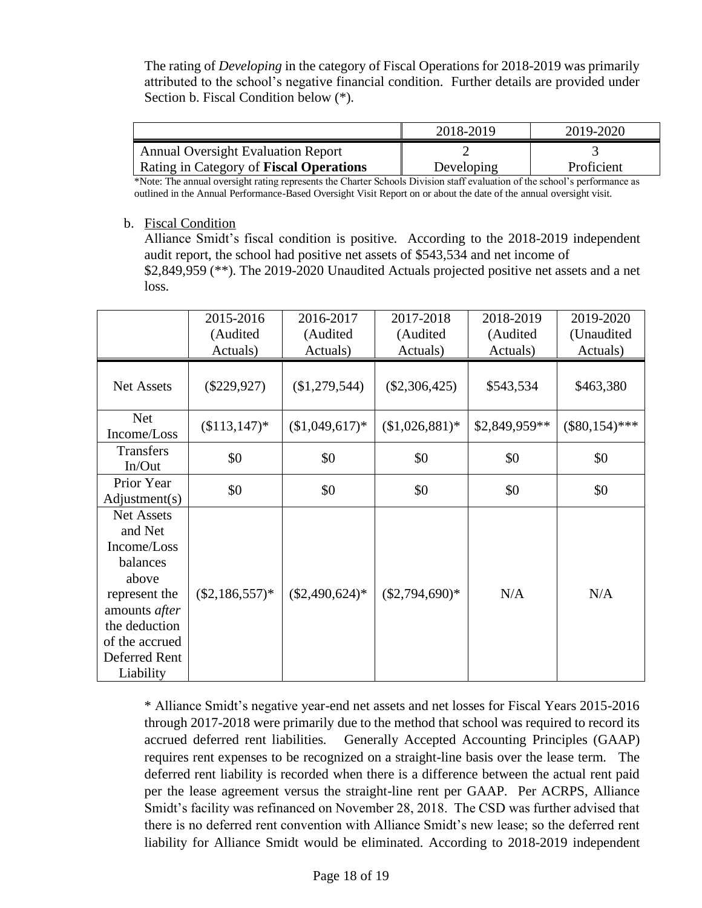The rating of *Developing* in the category of Fiscal Operations for 2018-2019 was primarily attributed to the school's negative financial condition. Further details are provided under Section b. Fiscal Condition below (*).

| | 2018-2019 | 2019-2020 |
|---|---|---|
| Annual Oversight Evaluation Report Rating in Category of **Fiscal Operations** | 2 Developing | 3 Proficient |

*Note: The annual oversight rating represents the Charter Schools Division staff evaluation of the school's performance as outlined in the Annual Performance-Based Oversight Visit Report on or about the date of the annual oversight visit.

b. Fiscal Condition

Alliance Smidt's fiscal condition is positive. According to the 2018-2019 independent audit report, the school had positive net assets of $543,534 and net income of $2,849,959 (**). The 2019-2020 Unaudited Actuals projected positive net assets and a net loss.

| | 2015-2016 (Audited Actuals) | 2016-2017 (Audited Actuals) | 2017-2018 (Audited Actuals) | 2018-2019 (Audited Actuals) | 2019-2020 (Unaudited Actuals) |
|---|---|---|---|---|---|
| Net Assets | ($229,927) | ($1,279,544) | ($2,306,425) | $543,534 | $463,380 |
| Net Income/Loss | ($113,147)* | ($1,049,617)* | ($1,026,881)* | $2,849,959** | ($80,154)*** |
| Transfers In/Out | $0 | $0 | $0 | $0 | $0 |
| Prior Year Adjustment(s) | $0 | $0 | $0 | $0 | $0 |
| Net Assets and Net Income/Loss balances above represent the amounts *after* the deduction of the accrued Deferred Rent Liability | ($2,186,557)* | ($2,490,624)* | ($2,794,690)* | N/A | N/A |

* Alliance Smidt's negative year-end net assets and net losses for Fiscal Years 2015-2016 through 2017-2018 were primarily due to the method that school was required to record its accrued deferred rent liabilities. Generally Accepted Accounting Principles (GAAP) requires rent expenses to be recognized on a straight-line basis over the lease term. The deferred rent liability is recorded when there is a difference between the actual rent paid per the lease agreement versus the straight-line rent per GAAP. Per ACRPS, Alliance Smidt's facility was refinanced on November 28, 2018. The CSD was further advised that there is no deferred rent convention with Alliance Smidt's new lease; so the deferred rent liability for Alliance Smidt would be eliminated. According to 2018-2019 independent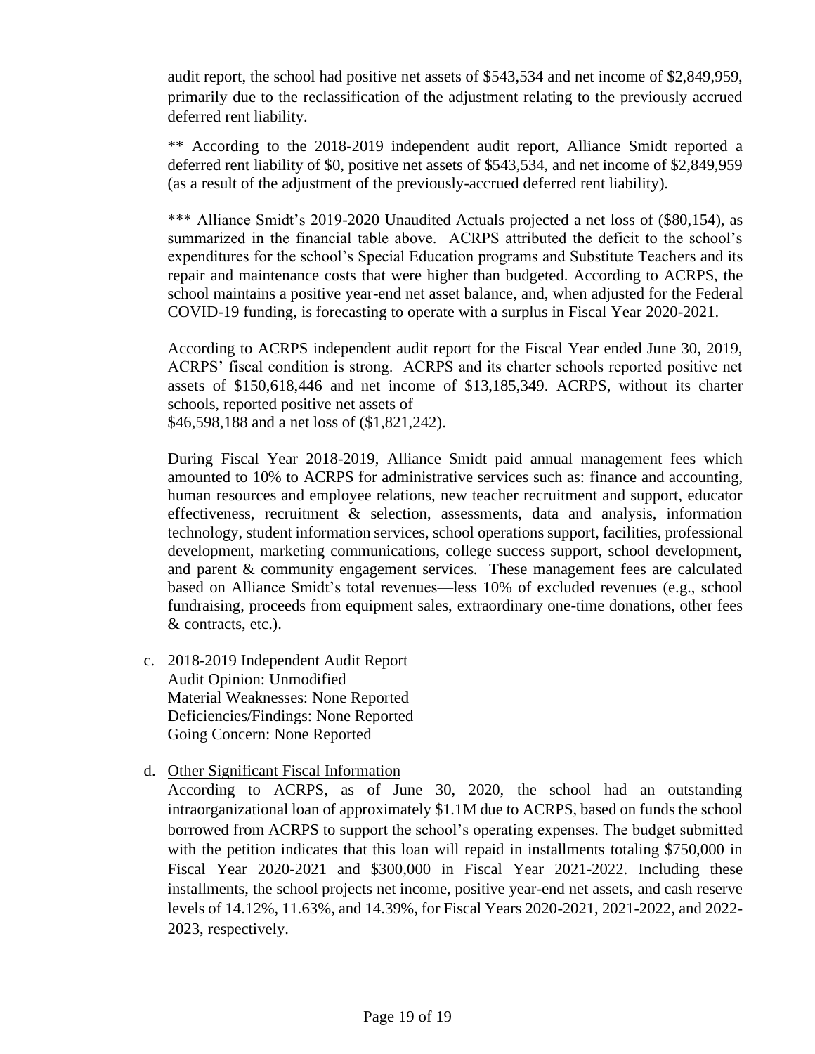audit report, the school had positive net assets of $543,534 and net income of $2,849,959, primarily due to the reclassification of the adjustment relating to the previously accrued deferred rent liability.

** According to the 2018-2019 independent audit report, Alliance Smidt reported a deferred rent liability of $0, positive net assets of $543,534, and net income of $2,849,959 (as a result of the adjustment of the previously-accrued deferred rent liability).

*** Alliance Smidt's 2019-2020 Unaudited Actuals projected a net loss of ($80,154), as summarized in the financial table above. ACRPS attributed the deficit to the school's expenditures for the school's Special Education programs and Substitute Teachers and its repair and maintenance costs that were higher than budgeted. According to ACRPS, the school maintains a positive year-end net asset balance, and, when adjusted for the Federal COVID-19 funding, is forecasting to operate with a surplus in Fiscal Year 2020-2021.

According to ACRPS independent audit report for the Fiscal Year ended June 30, 2019, ACRPS' fiscal condition is strong. ACRPS and its charter schools reported positive net assets of $150,618,446 and net income of $13,185,349. ACRPS, without its charter schools, reported positive net assets of $46,598,188 and a net loss of ($1,821,242).

During Fiscal Year 2018-2019, Alliance Smidt paid annual management fees which amounted to 10% to ACRPS for administrative services such as: finance and accounting, human resources and employee relations, new teacher recruitment and support, educator effectiveness, recruitment & selection, assessments, data and analysis, information technology, student information services, school operations support, facilities, professional development, marketing communications, college success support, school development, and parent & community engagement services. These management fees are calculated based on Alliance Smidt's total revenues—less 10% of excluded revenues (e.g., school fundraising, proceeds from equipment sales, extraordinary one-time donations, other fees & contracts, etc.).

c. 2018-2019 Independent Audit Report
   Audit Opinion: Unmodified
   Material Weaknesses: None Reported
   Deficiencies/Findings: None Reported
   Going Concern: None Reported

d. Other Significant Fiscal Information
   According to ACRPS, as of June 30, 2020, the school had an outstanding intraorganizational loan of approximately $1.1M due to ACRPS, based on funds the school borrowed from ACRPS to support the school's operating expenses. The budget submitted with the petition indicates that this loan will repaid in installments totaling $750,000 in Fiscal Year 2020-2021 and $300,000 in Fiscal Year 2021-2022. Including these installments, the school projects net income, positive year-end net assets, and cash reserve levels of 14.12%, 11.63%, and 14.39%, for Fiscal Years 2020-2021, 2021-2022, and 2022-2023, respectively.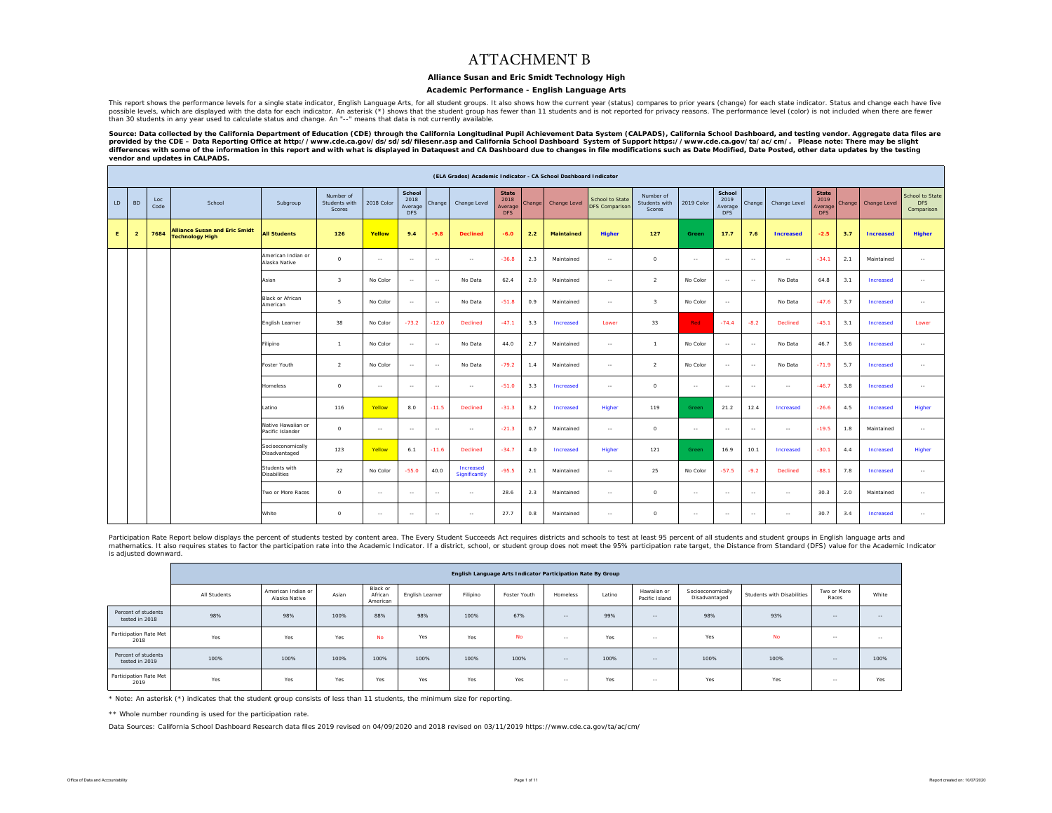# ATTACHMENT B

**Alliance Susan and Eric Smidt Technology High**

**Academic Performance - English Language Arts**

This report shows the performance levels for a single state indicator, English Language Arts, for all student groups. It also shows how the current year (status) compares to prior years (change) for each state indicator. Status and change each have five possible levels, which are displayed with the data for each indicator. An asterisk (*) shows that the student group has fewer than 11 students and is not reported for privacy reasons. The performance level (color) is not included when there are fewer than 30 students in any year used to calculate status and change. An "--" means that data is not currently available.

**Source: Data collected by the California Department of Education (CDE) through the California Longitudinal Pupil Achievement Data System (CALPADS), California School Dashboard, and testing vendor. Aggregate data files are provided by the CDE – Data Reporting Office at http://www.cde.ca.gov/ds/sd/sd/filesenr.asp and California School Dashboard System of Support https://www.cde.ca.gov/ta/ac/cm/. Please note: There may be slight differences with some of the information in this report and with what is displayed in Dataquest and CA Dashboard due to changes in file modifications such as Date Modified, Date Posted, other data updates by the testing vendor and updates in CALPADS.**

**(ELA Grades) Academic Indicator - CA School Dashboard Indicator**

| LD | BD | Loc Code | School | Subgroup | Number of Students with Scores | 2018 Color | School 2018 Average DFS | Change | Change Level | State 2018 Average DFS | Change | Change Level | School to State DFS Comparison | Number of Students with Scores | 2019 Color | School 2019 Average DFS | Change | Change Level | State 2019 Average DFS | Change | Change Level | School to State DFS Comparison |
|---|---|---|---|---|---|---|---|---|---|---|---|---|---|---|---|---|---|---|---|---|---|---|
| **E** | **2** | **7684** | **Alliance Susan and Eric Smidt Technology High** | **All Students** | **126** | **Yellow** | **9.4** | **-9.8** | **Declined** | **-6.0** | **2.2** | **Maintained** | **Higher** | **127** | **Green** | **17.7** | **7.6** | **Increased** | **-2.5** | **3.7** | **Increased** | **Higher** |
| | | | | American Indian or Alaska Native | 0 | -- | -- | -- | -- | -36.8 | 2.3 | Maintained | -- | 0 | -- | -- | -- | -- | -34.1 | 2.1 | Maintained | -- |
| | | | | Asian | 3 | No Color | -- | -- | No Data | 62.4 | 2.0 | Maintained | -- | 2 | No Color | -- | -- | No Data | 64.8 | 3.1 | Increased | -- |
| | | | | Black or African American | 5 | No Color | -- | -- | No Data | -51.8 | 0.9 | Maintained | -- | 3 | No Color | -- | | No Data | -47.6 | 3.7 | Increased | -- |
| | | | | English Learner | 38 | No Color | -73.2 | -12.0 | Declined | -47.1 | 3.3 | Increased | Lower | 33 | Red | -74.4 | -8.2 | Declined | -45.1 | 3.1 | Increased | Lower |
| | | | | Filipino | 1 | No Color | -- | -- | No Data | 44.0 | 2.7 | Maintained | -- | 1 | No Color | -- | -- | No Data | 46.7 | 3.6 | Increased | -- |
| | | | | Foster Youth | 2 | No Color | -- | -- | No Data | -79.2 | 1.4 | Maintained | -- | 2 | No Color | -- | -- | No Data | -71.9 | 5.7 | Increased | -- |
| | | | | Homeless | 0 | -- | -- | -- | -- | -51.0 | 3.3 | Increased | -- | 0 | -- | -- | -- | -- | -46.7 | 3.8 | Increased | -- |
| | | | | Latino | 116 | Yellow | 8.0 | -11.5 | Declined | -31.3 | 3.2 | Increased | Higher | 119 | Green | 21.2 | 12.4 | Increased | -26.6 | 4.5 | Increased | Higher |
| | | | | Native Hawaiian or Pacific Islander | 0 | -- | -- | -- | -- | -21.3 | 0.7 | Maintained | -- | 0 | -- | -- | -- | -- | -19.5 | 1.8 | Maintained | -- |
| | | | | Socioeconomically Disadvantaged | 123 | Yellow | 6.1 | -11.6 | Declined | -34.7 | 4.0 | Increased | Higher | 121 | Green | 16.9 | 10.1 | Increased | -30.1 | 4.4 | Increased | Higher |
| | | | | Students with Disabilities | 22 | No Color | -55.0 | 40.0 | Increased Significantly | -95.5 | 2.1 | Maintained | -- | 25 | No Color | -57.5 | -9.2 | Declined | -88.1 | 7.8 | Increased | -- |
| | | | | Two or More Races | 0 | -- | -- | -- | -- | 28.6 | 2.3 | Maintained | -- | 0 | -- | -- | -- | -- | 30.3 | 2.0 | Maintained | -- |
| | | | | White | 0 | -- | -- | -- | -- | 27.7 | 0.8 | Maintained | -- | 0 | -- | -- | -- | -- | 30.7 | 3.4 | Increased | -- |

Participation Rate Report below displays the percent of students tested by content area. The Every Student Succeeds Act requires districts and schools to test at least 95 percent of all students and student groups in English language arts and mathematics. It also requires states to factor the participation rate into the Academic Indicator. If a district, school, or student group does not meet the 95% participation rate target, the Distance from Standard (DFS) value for the Academic Indicator is adjusted downward.

**English Language Arts Indicator Participation Rate By Group**

| | All Students | American Indian or Alaska Native | Asian | Black or African American | English Learner | Filipino | Foster Youth | Homeless | Latino | Hawaiian or Pacific Island | Socioeconomically Disadvantaged | Students with Disabilities | Two or More Races | White |
|---|---|---|---|---|---|---|---|---|---|---|---|---|---|---|
| Percent of students tested in 2018 | 98% | 98% | 100% | 88% | 98% | 100% | 67% | -- | 99% | -- | 98% | 93% | -- | -- |
| Participation Rate Met 2018 | Yes | Yes | Yes | No | Yes | Yes | No | -- | Yes | -- | Yes | No | -- | -- |
| Percent of students tested in 2019 | 100% | 100% | 100% | 100% | 100% | 100% | 100% | -- | 100% | -- | 100% | 100% | -- | 100% |
| Participation Rate Met 2019 | Yes | Yes | Yes | Yes | Yes | Yes | Yes | -- | Yes | -- | Yes | Yes | -- | Yes |

* Note: An asterisk (*) indicates that the student group consists of less than 11 students, the minimum size for reporting.

** Whole number rounding is used for the participation rate.

Data Sources: California School Dashboard Research data files 2019 revised on 04/09/2020 and 2018 revised on 03/11/2019 https://www.cde.ca.gov/ta/ac/cm/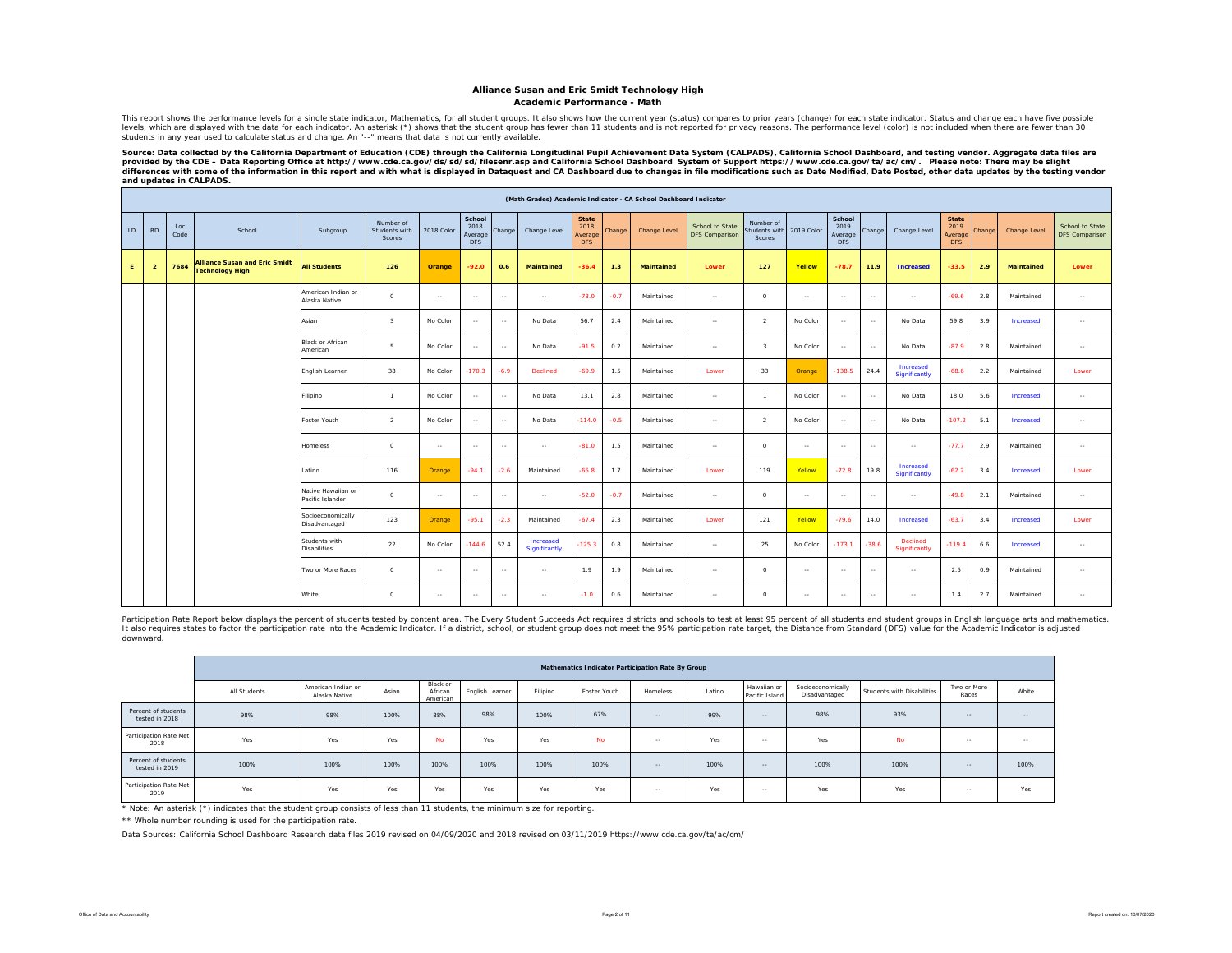# Alliance Susan and Eric Smidt Technology High

## Academic Performance - Math

This report shows the performance levels for a single state indicator, Mathematics, for all student groups. It also shows how the current year (status) compares to prior years (change) for each state indicator. Status and change each have five possible levels, which are displayed with the data for each indicator. An asterisk (*) shows that the student group has fewer than 11 students and is not reported for privacy reasons. The performance level (color) is not included when there are fewer than 30 students in any year used to calculate status and change. An "--" means that data is not currently available.

**Source: Data collected by the California Department of Education (CDE) through the California Longitudinal Pupil Achievement Data System (CALPADS), California School Dashboard, and testing vendor. Aggregate data files are provided by the CDE – Data Reporting Office at http://www.cde.ca.gov/ds/sd/sd/filesenr.asp and California School Dashboard System of Support https://www.cde.ca.gov/ta/ac/cm/. Please note: There may be slight differences with some of the information in this report and with what is displayed in Dataquest and CA Dashboard due to changes in file modifications such as Date Modified, Date Posted, other data updates by the testing vendor and updates in CALPADS.**

| (Math Grades) Academic Indicator - CA School Dashboard Indicator | | | | | | | | | | | | | | | | | | | | | | | | |
|---|---|---|---|---|---|---|---|---|---|---|---|---|---|---|---|---|---|---|---|---|---|---|---|---|
| LD | BD | Loc Code | School | Subgroup | Number of Students with Scores | 2018 Color | School 2018 Average DFS | Change | Change Level | State 2018 Average DFS | Change | Change Level | School to State DFS Comparison | Number of Students with Scores | 2019 Color | School 2019 Average DFS | Change | Change Level | State 2019 Average DFS | Change | Change Level | School to State DFS Comparison |
| **E** | **2** | **7684** | **Alliance Susan and Eric Smidt Technology High** | **All Students** | **126** | **Orange** | **-92.0** | **0.6** | **Maintained** | **-36.4** | **1.3** | **Maintained** | **Lower** | **127** | **Yellow** | **-78.7** | **11.9** | **Increased** | **-33.5** | **2.9** | **Maintained** | **Lower** |
| | | | | American Indian or Alaska Native | 0 | -- | -- | -- | -- | -73.0 | -0.7 | Maintained | -- | 0 | -- | -- | -- | -- | -69.6 | 2.8 | Maintained | -- |
| | | | | Asian | 3 | No Color | -- | -- | No Data | 56.7 | 2.4 | Maintained | -- | 2 | No Color | -- | -- | No Data | 59.8 | 3.9 | Increased | -- |
| | | | | Black or African American | 5 | No Color | -- | -- | No Data | -91.5 | 0.2 | Maintained | -- | 3 | No Color | -- | -- | No Data | -87.9 | 2.8 | Maintained | -- |
| | | | | English Learner | 38 | No Color | -170.3 | -6.9 | Declined | -69.9 | 1.5 | Maintained | Lower | 33 | Orange | -138.5 | 24.4 | Increased Significantly | -68.6 | 2.2 | Maintained | Lower |
| | | | | Filipino | 1 | No Color | -- | -- | No Data | 13.1 | 2.8 | Maintained | -- | 1 | No Color | -- | -- | No Data | 18.0 | 5.6 | Increased | -- |
| | | | | Foster Youth | 2 | No Color | -- | -- | No Data | -114.0 | -0.5 | Maintained | -- | 2 | No Color | -- | -- | No Data | -107.2 | 5.1 | Increased | -- |
| | | | | Homeless | 0 | -- | -- | -- | -- | -81.0 | 1.5 | Maintained | -- | 0 | -- | -- | -- | -- | -77.7 | 2.9 | Maintained | -- |
| | | | | Latino | 116 | Orange | -94.1 | -2.6 | Maintained | -65.8 | 1.7 | Maintained | Lower | 119 | Yellow | -72.8 | 19.8 | Increased Significantly | -62.2 | 3.4 | Increased | Lower |
| | | | | Native Hawaiian or Pacific Islander | 0 | -- | -- | -- | -- | -52.0 | -0.7 | Maintained | -- | 0 | -- | -- | -- | -- | -49.8 | 2.1 | Maintained | -- |
| | | | | Socioeconomically Disadvantaged | 123 | Orange | -95.1 | -2.3 | Maintained | -67.4 | 2.3 | Maintained | Lower | 121 | Yellow | -79.6 | 14.0 | Increased | -63.7 | 3.4 | Increased | Lower |
| | | | | Students with Disabilities | 22 | No Color | -144.6 | 52.4 | Increased Significantly | -125.3 | 0.8 | Maintained | -- | 25 | No Color | -173.1 | -38.6 | Declined Significantly | -119.4 | 6.6 | Increased | -- |
| | | | | Two or More Races | 0 | -- | -- | -- | -- | 1.9 | 1.9 | Maintained | -- | 0 | -- | -- | -- | -- | 2.5 | 0.9 | Maintained | -- |
| | | | | White | 0 | -- | -- | -- | -- | -1.0 | 0.6 | Maintained | -- | 0 | -- | -- | -- | -- | 1.4 | 2.7 | Maintained | -- |

Participation Rate Report below displays the percent of students tested by content area. The Every Student Succeeds Act requires districts and schools to test at least 95 percent of all students and student groups in English language arts and mathematics. It also requires states to factor the participation rate into the Academic Indicator. If a district, school, or student group does not meet the 95% participation rate target, the Distance from Standard (DFS) value for the Academic Indicator is adjusted downward.

| | Mathematics Indicator Participation Rate By Group | | | | | | | | | | | | | |
|---|---|---|---|---|---|---|---|---|---|---|---|---|---|---|
| | All Students | American Indian or Alaska Native | Asian | Black or African American | English Learner | Filipino | Foster Youth | Homeless | Latino | Hawaiian or Pacific Island | Socioeconomically Disadvantaged | Students with Disabilities | Two or More Races | White |
| Percent of students tested in 2018 | 98% | 98% | 100% | 88% | 98% | 100% | 67% | -- | 99% | -- | 98% | 93% | -- | -- |
| Participation Rate Met 2018 | Yes | Yes | Yes | No | Yes | Yes | No | -- | Yes | -- | Yes | No | -- | -- |
| Percent of students tested in 2019 | 100% | 100% | 100% | 100% | 100% | 100% | 100% | -- | 100% | -- | 100% | 100% | -- | 100% |
| Participation Rate Met 2019 | Yes | Yes | Yes | Yes | Yes | Yes | Yes | -- | Yes | -- | Yes | Yes | -- | Yes |

* Note: An asterisk (*) indicates that the student group consists of less than 11 students, the minimum size for reporting.

** Whole number rounding is used for the participation rate.

Data Sources: California School Dashboard Research data files 2019 revised on 04/09/2020 and 2018 revised on 03/11/2019 https://www.cde.ca.gov/ta/ac/cm/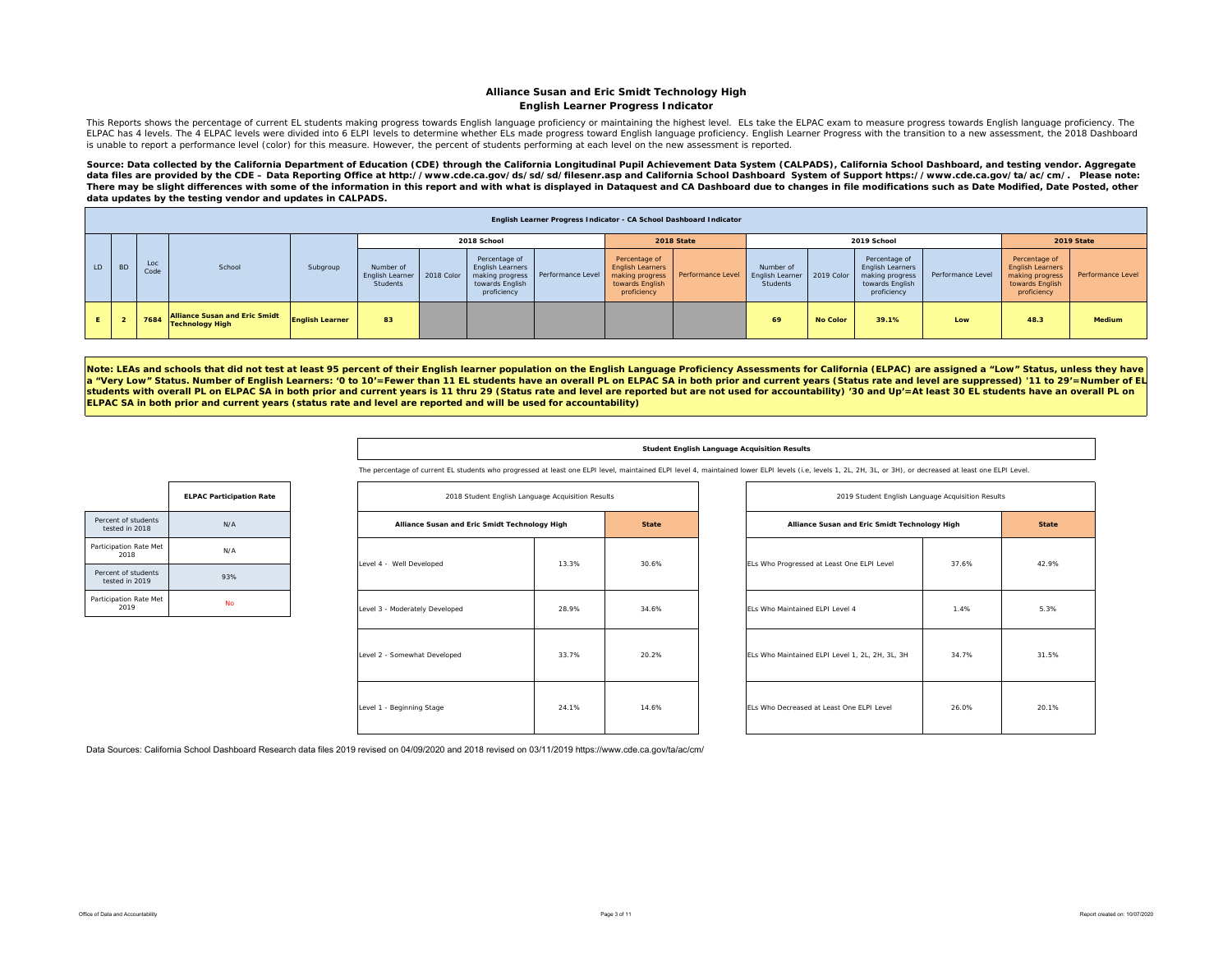# Alliance Susan and Eric Smidt Technology High

## English Learner Progress Indicator

This Reports shows the percentage of current EL students making progress towards English language proficiency or maintaining the highest level. ELs take the ELPAC exam to measure progress towards English language proficiency. The ELPAC has 4 levels. The 4 ELPAC levels were divided into 6 ELPI levels to determine whether ELs made progress toward English language proficiency. English Learner Progress with the transition to a new assessment, the 2018 Dashboard is unable to report a performance level (color) for this measure. However, the percent of students performing at each level on the new assessment is reported.

**Source: Data collected by the California Department of Education (CDE) through the California Longitudinal Pupil Achievement Data System (CALPADS), California School Dashboard, and testing vendor. Aggregate data files are provided by the CDE – Data Reporting Office at http://www.cde.ca.gov/ds/sd/sd/filesenr.asp and California School Dashboard System of Support https://www.cde.ca.gov/ta/ac/cm/. Please note: There may be slight differences with some of the information in this report and with what is displayed in Dataquest and CA Dashboard due to changes in file modifications such as Date Modified, Date Posted, other data updates by the testing vendor and updates in CALPADS.**

**English Learner Progress Indicator - CA School Dashboard Indicator**

| LD | BD | Loc Code | School | Subgroup | 2018 School | | | | 2018 State | | 2019 School | | | | 2019 State | |
|---|---|---|---|---|---|---|---|---|---|---|---|---|---|---|---|---|
| | | | | | Number of English Learner Students | 2018 Color | Percentage of English Learners making progress towards English proficiency | Performance Level | Percentage of English Learners making progress towards English proficiency | Performance Level | Number of English Learner Students | 2019 Color | Percentage of English Learners making progress towards English proficiency | Performance Level | Percentage of English Learners making progress towards English proficiency | Performance Level |
| E | 2 | 7684 | Alliance Susan and Eric Smidt Technology High | English Learner | 83 | | | | | | 69 | No Color | 39.1% | Low | 48.3 | Medium |

**Note: LEAs and schools that did not test at least 95 percent of their English learner population on the English Language Proficiency Assessments for California (ELPAC) are assigned a "Low" Status, unless they have a "Very Low" Status. Number of English Learners: '0 to 10'=Fewer than 11 EL students have an overall PL on ELPAC SA in both prior and current years (Status rate and level are suppressed) '11 to 29'=Number of EL students with overall PL on ELPAC SA in both prior and current years is 11 thru 29 (Status rate and level are reported but are not used for accountability) '30 and Up'=At least 30 EL students have an overall PL on ELPAC SA in both prior and current years (status rate and level are reported and will be used for accountability)**

| | ELPAC Participation Rate |
|---|---|
| Percent of students tested in 2018 | N/A |
| Participation Rate Met 2018 | N/A |
| Percent of students tested in 2019 | 93% |
| Participation Rate Met 2019 | No |

**Student English Language Acquisition Results**

The percentage of current EL students who progressed at least one ELPI level, maintained ELPI level 4, maintained lower ELPI levels (i.e, levels 1, 2L, 2H, 3L, or 3H), or decreased at least one ELPI Level.

2018 Student English Language Acquisition Results

| | Alliance Susan and Eric Smidt Technology High | State |
|---|---|---|
| Level 4 - Well Developed | 13.3% | 30.6% |
| Level 3 - Moderately Developed | 28.9% | 34.6% |
| Level 2 - Somewhat Developed | 33.7% | 20.2% |
| Level 1 - Beginning Stage | 24.1% | 14.6% |

2019 Student English Language Acquisition Results

| | Alliance Susan and Eric Smidt Technology High | State |
|---|---|---|
| ELs Who Progressed at Least One ELPI Level | 37.6% | 42.9% |
| ELs Who Maintained ELPI Level 4 | 1.4% | 5.3% |
| ELs Who Maintained ELPI Level 1, 2L, 2H, 3L, 3H | 34.7% | 31.5% |
| ELs Who Decreased at Least One ELPI Level | 26.0% | 20.1% |

Data Sources: California School Dashboard Research data files 2019 revised on 04/09/2020 and 2018 revised on 03/11/2019 https://www.cde.ca.gov/ta/ac/cm/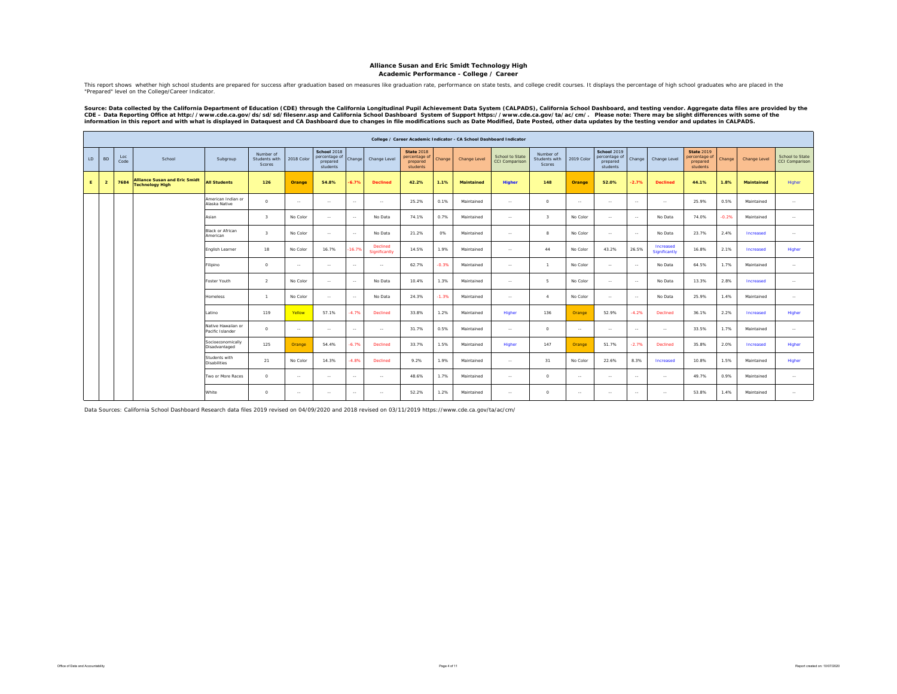# Alliance Susan and Eric Smidt Technology High

## Academic Performance - College / Career

This report shows whether high school students are prepared for success after graduation based on measures like graduation rate, performance on state tests, and college credit courses. It displays the percentage of high school graduates who are placed in the "Prepared" level on the College/Career Indicator.

**Source: Data collected by the California Department of Education (CDE) through the California Longitudinal Pupil Achievement Data System (CALPADS), California School Dashboard, and testing vendor. Aggregate data files are provided by the CDE – Data Reporting Office at http://www.cde.ca.gov/ds/sd/sd/filesenr.asp and California School Dashboard System of Support https://www.cde.ca.gov/ta/ac/cm/. Please note: There may be slight differences with some of the information in this report and with what is displayed in Dataquest and CA Dashboard due to changes in file modifications such as Date Modified, Date Posted, other data updates by the testing vendor and updates in CALPADS.**

| College / Career Academic Indicator - CA School Dashboard Indicator | | | | | | | | | | | | | | | | | | | | | | | | |
|---|---|---|---|---|---|---|---|---|---|---|---|---|---|---|---|---|---|---|---|---|---|---|---|---|
| LD | BD | Loc Code | School | Subgroup | Number of Students with Scores | 2018 Color | School 2018 percentage of prepared students | Change | Change Level | State 2018 percentage of prepared students | Change | Change Level | School to State CCI Comparison | Number of Students with Scores | 2019 Color | School 2019 percentage of prepared students | Change | Change Level | State 2019 percentage of prepared students | Change | Change Level | School to State CCI Comparison |
| **E** | **2** | **7684** | **Alliance Susan and Eric Smidt Technology High** | **All Students** | **126** | **Orange** | **54.8%** | **-6.7%** | **Declined** | **42.2%** | **1.1%** | **Maintained** | **Higher** | **148** | **Orange** | **52.0%** | **-2.7%** | **Declined** | **44.1%** | **1.8%** | **Maintained** | Higher |
| | | | | American Indian or Alaska Native | 0 | -- | -- | -- | -- | 25.2% | 0.1% | Maintained | -- | 0 | -- | -- | -- | -- | 25.9% | 0.5% | Maintained | -- |
| | | | | Asian | 3 | No Color | -- | -- | No Data | 74.1% | 0.7% | Maintained | -- | 3 | No Color | -- | -- | No Data | 74.0% | -0.2% | Maintained | -- |
| | | | | Black or African American | 3 | No Color | -- | -- | No Data | 21.2% | 0% | Maintained | -- | 8 | No Color | -- | -- | No Data | 23.7% | 2.4% | Increased | -- |
| | | | | English Learner | 18 | No Color | 16.7% | -16.7% | Declined Significantly | 14.5% | 1.9% | Maintained | -- | 44 | No Color | 43.2% | 26.5% | Increased Significantly | 16.8% | 2.1% | Increased | Higher |
| | | | | Filipino | 0 | -- | -- | -- | -- | 62.7% | -0.3% | Maintained | -- | 1 | No Color | -- | -- | No Data | 64.5% | 1.7% | Maintained | -- |
| | | | | Foster Youth | 2 | No Color | -- | -- | No Data | 10.4% | 1.3% | Maintained | -- | 5 | No Color | -- | -- | No Data | 13.3% | 2.8% | Increased | -- |
| | | | | Homeless | 1 | No Color | -- | -- | No Data | 24.3% | -1.3% | Maintained | -- | 4 | No Color | -- | -- | No Data | 25.9% | 1.4% | Maintained | -- |
| | | | | Latino | 119 | Yellow | 57.1% | -4.7% | Declined | 33.8% | 1.2% | Maintained | Higher | 136 | Orange | 52.9% | -4.2% | Declined | 36.1% | 2.2% | Increased | Higher |
| | | | | Native Hawaiian or Pacific Islander | 0 | -- | -- | -- | -- | 31.7% | 0.5% | Maintained | -- | 0 | -- | -- | -- | -- | 33.5% | 1.7% | Maintained | -- |
| | | | | Socioeconomically Disadvantaged | 125 | Orange | 54.4% | -6.7% | Declined | 33.7% | 1.5% | Maintained | Higher | 147 | Orange | 51.7% | -2.7% | Declined | 35.8% | 2.0% | Increased | Higher |
| | | | | Students with Disabilities | 21 | No Color | 14.3% | -4.8% | Declined | 9.2% | 1.9% | Maintained | -- | 31 | No Color | 22.6% | 8.3% | Increased | 10.8% | 1.5% | Maintained | Higher |
| | | | | Two or More Races | 0 | -- | -- | -- | -- | 48.6% | 1.7% | Maintained | -- | 0 | -- | -- | -- | -- | 49.7% | 0.9% | Maintained | -- |
| | | | | White | 0 | -- | -- | -- | -- | 52.2% | 1.2% | Maintained | -- | 0 | -- | -- | -- | -- | 53.8% | 1.4% | Maintained | -- |

Data Sources: California School Dashboard Research data files 2019 revised on 04/09/2020 and 2018 revised on 03/11/2019 https://www.cde.ca.gov/ta/ac/cm/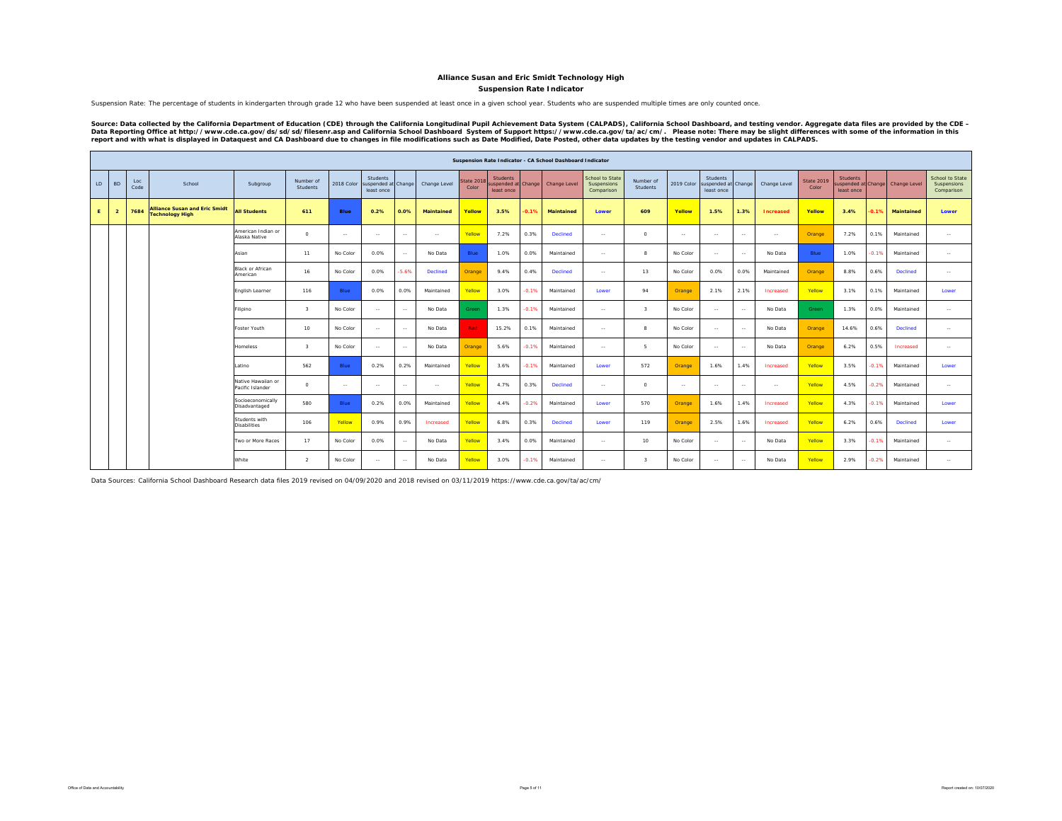# Alliance Susan and Eric Smidt Technology High

## Suspension Rate Indicator

Suspension Rate: The percentage of students in kindergarten through grade 12 who have been suspended at least once in a given school year. Students who are suspended multiple times are only counted once.

**Source: Data collected by the California Department of Education (CDE) through the California Longitudinal Pupil Achievement Data System (CALPADS), California School Dashboard, and testing vendor. Aggregate data files are provided by the CDE – Data Reporting Office at http://www.cde.ca.gov/ds/sd/sd/filesenr.asp and California School Dashboard System of Support https://www.cde.ca.gov/ta/ac/cm/. Please note: There may be slight differences with some of the information in this report and with what is displayed in Dataquest and CA Dashboard due to changes in file modifications such as Date Modified, Date Posted, other data updates by the testing vendor and updates in CALPADS.**

| Suspension Rate Indicator - CA School Dashboard Indicator | | | | | | | | | | | | | | | | | | | | | | | | | |
|---|---|---|---|---|---|---|---|---|---|---|---|---|---|---|---|---|---|---|---|---|---|---|---|---|---|
| LD | BD | Loc Code | School | Subgroup | Number of Students | 2018 Color | Students suspended at least once | Change | Change Level | State 2018 Color | Students suspended at least once | Change | Change Level | School to State Suspensions Comparison | Number of Students | 2019 Color | Students suspended at least once | Change | Change Level | State 2019 Color | Students suspended at least once | Change | Change Level | School to State Suspensions Comparison |
| **E** | **2** | **7684** | **Alliance Susan and Eric Smidt Technology High** | **All Students** | **611** | **Blue** | **0.2%** | **0.0%** | **Maintained** | **Yellow** | **3.5%** | **-0.1%** | **Maintained** | **Lower** | **609** | **Yellow** | **1.5%** | **1.3%** | **Increased** | **Yellow** | **3.4%** | **-0.1%** | **Maintained** | **Lower** |
| | | | | American Indian or Alaska Native | 0 | -- | -- | -- | -- | Yellow | 7.2% | 0.3% | Declined | -- | 0 | -- | -- | -- | -- | Orange | 7.2% | 0.1% | Maintained | -- |
| | | | | Asian | 11 | No Color | 0.0% | -- | No Data | Blue | 1.0% | 0.0% | Maintained | -- | 8 | No Color | -- | -- | No Data | Blue | 1.0% | -0.1% | Maintained | -- |
| | | | | Black or African American | 16 | No Color | 0.0% | -5.6% | Declined | Orange | 9.4% | 0.4% | Declined | -- | 13 | No Color | 0.0% | 0.0% | Maintained | Orange | 8.8% | 0.6% | Declined | -- |
| | | | | English Learner | 116 | Blue | 0.0% | 0.0% | Maintained | Yellow | 3.0% | -0.1% | Maintained | Lower | 94 | Orange | 2.1% | 2.1% | Increased | Yellow | 3.1% | 0.1% | Maintained | Lower |
| | | | | Filipino | 3 | No Color | -- | -- | No Data | Green | 1.3% | -0.1% | Maintained | -- | 3 | No Color | -- | -- | No Data | Green | 1.3% | 0.0% | Maintained | -- |
| | | | | Foster Youth | 10 | No Color | -- | -- | No Data | Red | 15.2% | 0.1% | Maintained | -- | 8 | No Color | -- | -- | No Data | Orange | 14.6% | 0.6% | Declined | -- |
| | | | | Homeless | 3 | No Color | -- | -- | No Data | Orange | 5.6% | -0.1% | Maintained | -- | 5 | No Color | -- | -- | No Data | Orange | 6.2% | 0.5% | Increased | -- |
| | | | | Latino | 562 | Blue | 0.2% | 0.2% | Maintained | Yellow | 3.6% | -0.1% | Maintained | Lower | 572 | Orange | 1.6% | 1.4% | Increased | Yellow | 3.5% | -0.1% | Maintained | Lower |
| | | | | Native Hawaiian or Pacific Islander | 0 | -- | -- | -- | -- | Yellow | 4.7% | 0.3% | Declined | -- | 0 | -- | -- | -- | -- | Yellow | 4.5% | -0.2% | Maintained | -- |
| | | | | Socioeconomically Disadvantaged | 580 | Blue | 0.2% | 0.0% | Maintained | Yellow | 4.4% | -0.2% | Maintained | Lower | 570 | Orange | 1.6% | 1.4% | Increased | Yellow | 4.3% | -0.1% | Maintained | Lower |
| | | | | Students with Disabilities | 106 | Yellow | 0.9% | 0.9% | Increased | Yellow | 6.8% | 0.3% | Declined | Lower | 119 | Orange | 2.5% | 1.6% | Increased | Yellow | 6.2% | 0.6% | Declined | Lower |
| | | | | Two or More Races | 17 | No Color | 0.0% | -- | No Data | Yellow | 3.4% | 0.0% | Maintained | -- | 10 | No Color | -- | -- | No Data | Yellow | 3.3% | -0.1% | Maintained | -- |
| | | | | White | 2 | No Color | -- | -- | No Data | Yellow | 3.0% | -0.1% | Maintained | -- | 3 | No Color | -- | -- | No Data | Yellow | 2.9% | -0.2% | Maintained | -- |

Data Sources: California School Dashboard Research data files 2019 revised on 04/09/2020 and 2018 revised on 03/11/2019 https://www.cde.ca.gov/ta/ac/cm/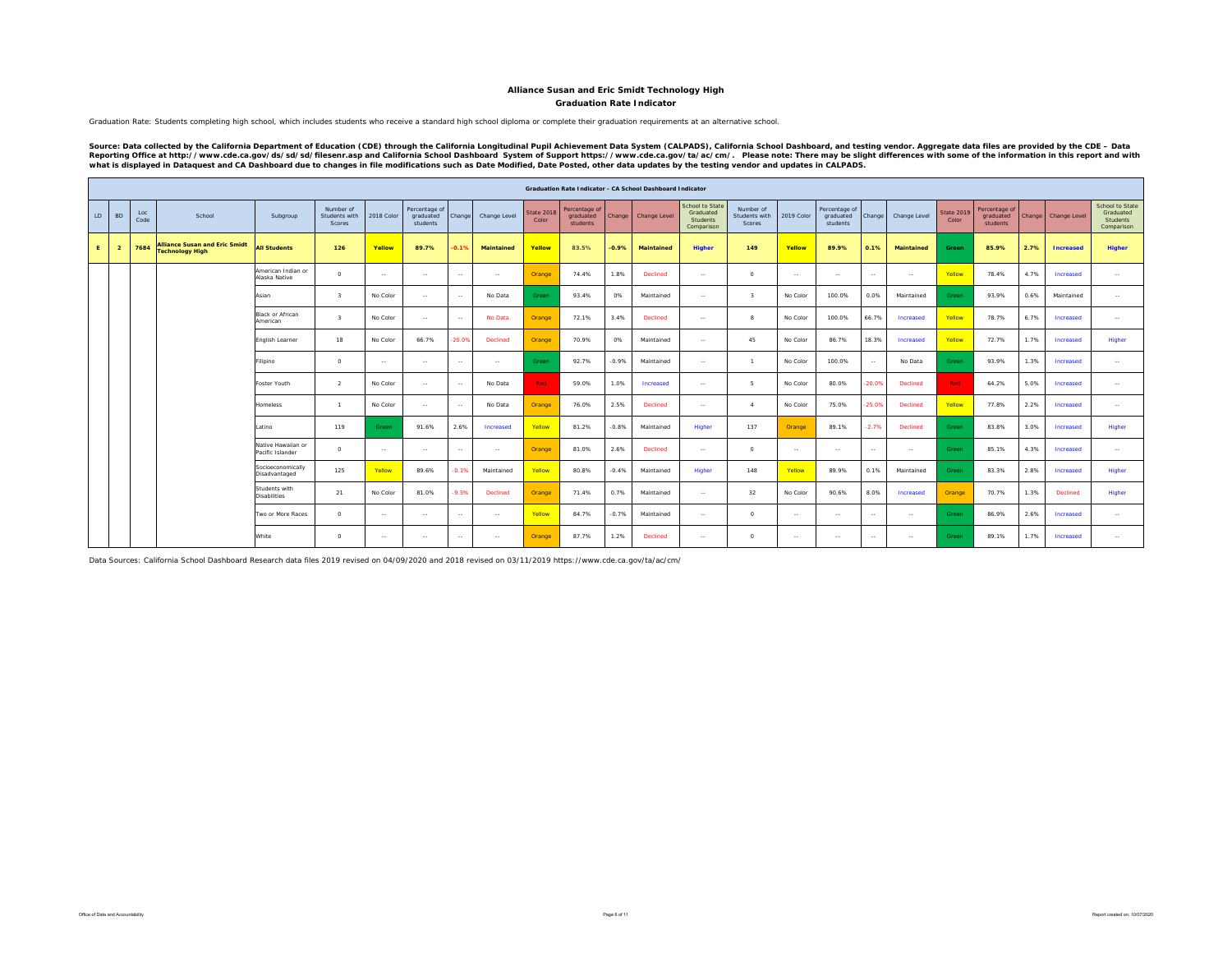## Alliance Susan and Eric Smidt Technology High

### Graduation Rate Indicator

Graduation Rate: Students completing high school, which includes students who receive a standard high school diploma or complete their graduation requirements at an alternative school.

**Source: Data collected by the California Department of Education (CDE) through the California Longitudinal Pupil Achievement Data System (CALPADS), California School Dashboard, and testing vendor. Aggregate data files are provided by the CDE – Data Reporting Office at http://www.cde.ca.gov/ds/sd/sd/filesenr.asp and California School Dashboard System of Support https://www.cde.ca.gov/ta/ac/cm/. Please note: There may be slight differences with some of the information in this report and with what is displayed in Dataquest and CA Dashboard due to changes in file modifications such as Date Modified, Date Posted, other data updates by the testing vendor and updates in CALPADS.**

| Graduation Rate Indicator - CA School Dashboard Indicator | | | | | | | | | | | | | | | | | | | | | | | | | |
|---|---|---|---|---|---|---|---|---|---|---|---|---|---|---|---|---|---|---|---|---|---|---|---|---|---|
| LD | BD | Loc Code | School | Subgroup | Number of Students with Scores | 2018 Color | Percentage of graduated students | Change | Change Level | State 2018 Color | Percentage of graduated students | Change | Change Level | School to State Graduated Students Comparison | Number of Students with Scores | 2019 Color | Percentage of graduated students | Change | Change Level | State 2019 Color | Percentage of graduated students | Change | Change Level | School to State Graduated Students Comparison |
| **E** | **2** | **7684** | **Alliance Susan and Eric Smidt Technology High** | **All Students** | **126** | **Yellow** | **89.7%** | **-0.1%** | **Maintained** | **Yellow** | **83.5%** | **-0.9%** | **Maintained** | **Higher** | **149** | **Yellow** | **89.9%** | **0.1%** | **Maintained** | **Green** | **85.9%** | **2.7%** | **Increased** | **Higher** |
| | | | | American Indian or Alaska Native | 0 | -- | -- | -- | -- | Orange | 74.4% | 1.8% | Declined | -- | 0 | -- | -- | -- | -- | Yellow | 78.4% | 4.7% | Increased | -- |
| | | | | Asian | 3 | No Color | -- | -- | No Data | Green | 93.4% | 0% | Maintained | -- | 3 | No Color | 100.0% | 0.0% | Maintained | Green | 93.9% | 0.6% | Maintained | -- |
| | | | | Black or African American | 3 | No Color | -- | -- | No Data | Orange | 72.1% | 3.4% | Declined | -- | 8 | No Color | 100.0% | 66.7% | Increased | Yellow | 78.7% | 6.7% | Increased | -- |
| | | | | English Learner | 18 | No Color | 66.7% | -20.0% | Declined | Orange | 70.9% | 0% | Maintained | -- | 45 | No Color | 86.7% | 18.3% | Increased | Yellow | 72.7% | 1.7% | Increased | Higher |
| | | | | Filipino | 0 | -- | -- | -- | -- | Green | 92.7% | -0.9% | Maintained | -- | 1 | No Color | 100.0% | -- | No Data | Green | 93.9% | 1.3% | Increased | -- |
| | | | | Foster Youth | 2 | No Color | -- | -- | No Data | Red | 59.0% | 1.0% | Increased | -- | 5 | No Color | 80.0% | -20.0% | Declined | Red | 64.2% | 5.0% | Increased | -- |
| | | | | Homeless | 1 | No Color | -- | -- | No Data | Orange | 76.0% | 2.5% | Declined | -- | 4 | No Color | 75.0% | -25.0% | Declined | Yellow | 77.8% | 2.2% | Increased | -- |
| | | | | Latino | 119 | Green | 91.6% | 2.6% | Increased | Yellow | 81.2% | -0.8% | Maintained | Higher | 137 | Orange | 89.1% | -2.7% | Declined | Green | 83.8% | 3.0% | Increased | Higher |
| | | | | Native Hawaiian or Pacific Islander | 0 | -- | -- | -- | -- | Orange | 81.0% | 2.6% | Declined | -- | 0 | -- | -- | -- | -- | Green | 85.1% | 4.3% | Increased | -- |
| | | | | Socioeconomically Disadvantaged | 125 | Yellow | 89.6% | -0.1% | Maintained | Yellow | 80.8% | -0.4% | Maintained | Higher | 148 | Yellow | 89.9% | 0.1% | Maintained | Green | 83.3% | 2.8% | Increased | Higher |
| | | | | Students with Disabilities | 21 | No Color | 81.0% | -9.5% | Declined | Orange | 71.4% | 0.7% | Maintained | -- | 32 | No Color | 90.6% | 8.0% | Increased | Orange | 70.7% | 1.3% | Declined | Higher |
| | | | | Two or More Races | 0 | -- | -- | -- | -- | Yellow | 84.7% | -0.7% | Maintained | -- | 0 | -- | -- | -- | -- | Green | 86.9% | 2.6% | Increased | -- |
| | | | | White | 0 | -- | -- | -- | -- | Orange | 87.7% | 1.2% | Declined | -- | 0 | -- | -- | -- | -- | Green | 89.1% | 1.7% | Increased | -- |

Data Sources: California School Dashboard Research data files 2019 revised on 04/09/2020 and 2018 revised on 03/11/2019 https://www.cde.ca.gov/ta/ac/cm/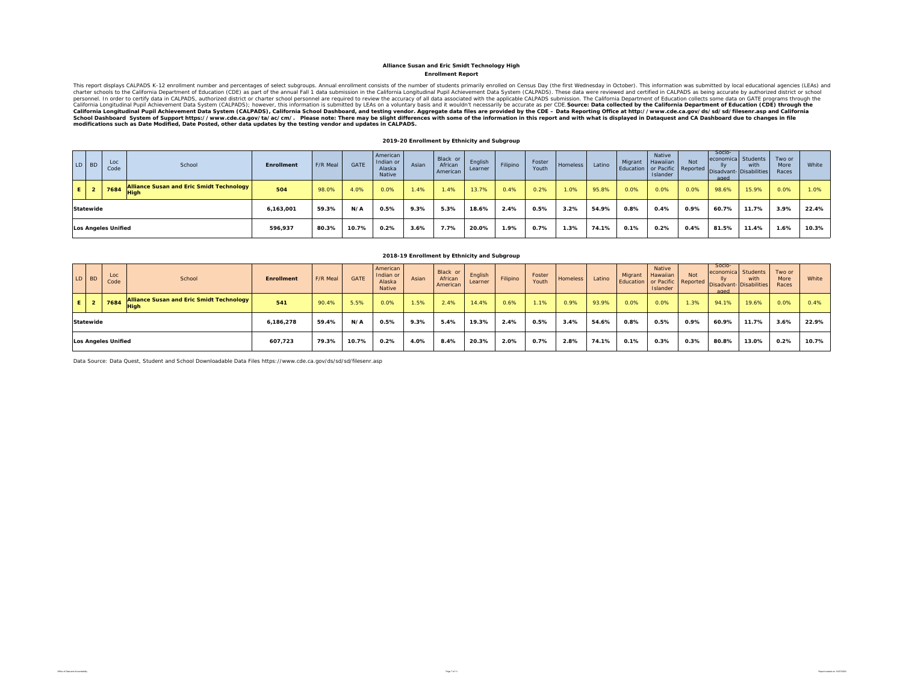**Alliance Susan and Eric Smidt Technology High**

**Enrollment Report**

This report displays CALPADS K-12 enrollment number and percentages of select subgroups. Annual enrollment consists of the number of students primarily enrolled on Census Day (the first Wednesday in October). This information was submitted by local educational agencies (LEAs) and charter schools to the California Department of Education (CDE) as part of the annual Fall 1 data submission in the California Longitudinal Pupil Achievement Data System (CALPADS). These data were reviewed and certified in CALPADS as being accurate by authorized district or school personnel. In order to certify data in CALPADS, authorized district or charter school personnel are required to review the accuracy of all data associated with the applicable CALPADS submission. The California Department of Education collects some data on GATE programs through the California Longitudinal Pupil Achievement Data System (CALPADS); however, this information is submitted by LEAs on a voluntary basis and it wouldn't necessarily be accurate as per CDE. **Source: Data collected by the California Department of Education (CDE) through the California Longitudinal Pupil Achievement Data System (CALPADS), California School Dashboard, and testing vendor. Aggregate data files are provided by the CDE – Data Reporting Office at http://www.cde.ca.gov/ds/sd/sd/filesenr.asp and California School Dashboard System of Support https://www.cde.ca.gov/ta/ac/cm/. Please note: There may be slight differences with some of the information in this report and with what is displayed in Dataquest and CA Dashboard due to changes in file modifications such as Date Modified, Date Posted, other data updates by the testing vendor and updates in CALPADS.**

**2019-20 Enrollment by Ethnicity and Subgroup**

| LD | BD | Loc Code | School | Enrollment | F/R Meal | GATE | American Indian or Alaska Native | Asian | Black or African American | English Learner | Filipino | Foster Youth | Homeless | Latino | Migrant Education | Native Hawaiian or Pacific Islander | Not Reported | Socio-economically Disadvant-aged | Students with Disabilities | Two or More Races | White |
|---|---|---|---|---|---|---|---|---|---|---|---|---|---|---|---|---|---|---|---|---|---|
| E | 2 | 7684 | Alliance Susan and Eric Smidt Technology High | 504 | 98.0% | 4.0% | 0.0% | 1.4% | 1.4% | 13.7% | 0.4% | 0.2% | 1.0% | 95.8% | 0.0% | 0.0% | 0.0% | 98.6% | 15.9% | 0.0% | 1.0% |
| Statewide | | | | 6,163,001 | 59.3% | N/A | 0.5% | 9.3% | 5.3% | 18.6% | 2.4% | 0.5% | 3.2% | 54.9% | 0.8% | 0.4% | 0.9% | 60.7% | 11.7% | 3.9% | 22.4% |
| Los Angeles Unified | | | | 596,937 | 80.3% | 10.7% | 0.2% | 3.6% | 7.7% | 20.0% | 1.9% | 0.7% | 1.3% | 74.1% | 0.1% | 0.2% | 0.4% | 81.5% | 11.4% | 1.6% | 10.3% |

**2018-19 Enrollment by Ethnicity and Subgroup**

| LD | BD | Loc Code | School | Enrollment | F/R Meal | GATE | American Indian or Alaska Native | Asian | Black or African American | English Learner | Filipino | Foster Youth | Homeless | Latino | Migrant Education | Native Hawaiian or Pacific Islander | Not Reported | Socio-economically Disadvant-aged | Students with Disabilities | Two or More Races | White |
|---|---|---|---|---|---|---|---|---|---|---|---|---|---|---|---|---|---|---|---|---|---|
| E | 2 | 7684 | Alliance Susan and Eric Smidt Technology High | 541 | 90.4% | 5.5% | 0.0% | 1.5% | 2.4% | 14.4% | 0.6% | 1.1% | 0.9% | 93.9% | 0.0% | 0.0% | 1.3% | 94.1% | 19.6% | 0.0% | 0.4% |
| Statewide | | | | 6,186,278 | 59.4% | N/A | 0.5% | 9.3% | 5.4% | 19.3% | 2.4% | 0.5% | 3.4% | 54.6% | 0.8% | 0.5% | 0.9% | 60.9% | 11.7% | 3.6% | 22.9% |
| Los Angeles Unified | | | | 607,723 | 79.3% | 10.7% | 0.2% | 4.0% | 8.4% | 20.3% | 2.0% | 0.7% | 2.8% | 74.1% | 0.1% | 0.3% | 0.3% | 80.8% | 13.0% | 0.2% | 10.7% |

Data Source: Data Quest, Student and School Downloadable Data Files https://www.cde.ca.gov/ds/sd/sd/filesenr.asp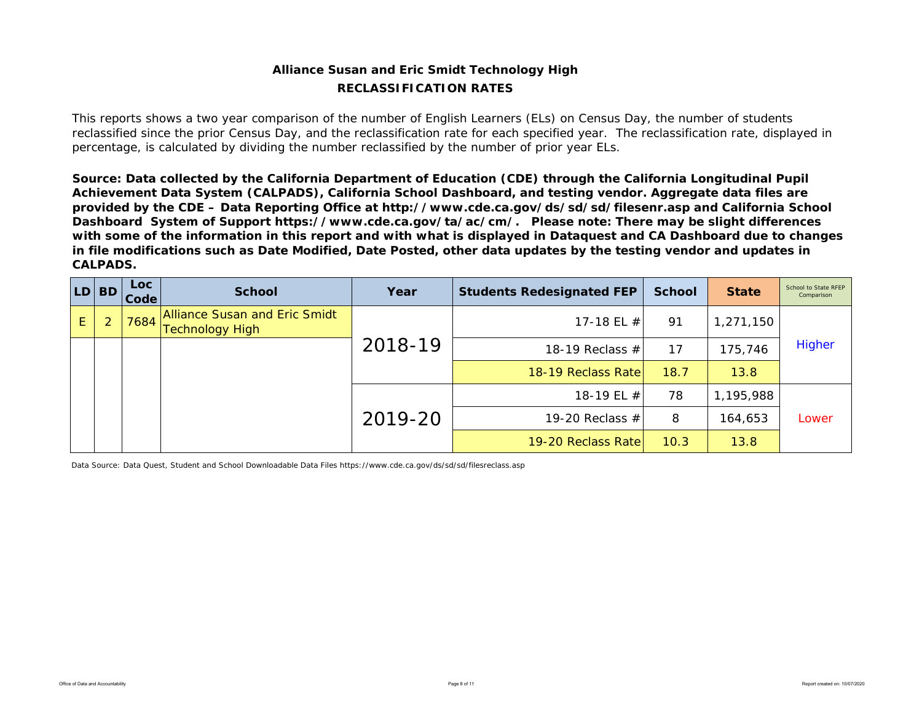# Alliance Susan and Eric Smidt Technology High

## RECLASSIFICATION RATES

This reports shows a two year comparison of the number of English Learners (ELs) on Census Day, the number of students reclassified since the prior Census Day, and the reclassification rate for each specified year. The reclassification rate, displayed in percentage, is calculated by dividing the number reclassified by the number of prior year ELs.

**Source: Data collected by the California Department of Education (CDE) through the California Longitudinal Pupil Achievement Data System (CALPADS), California School Dashboard, and testing vendor. Aggregate data files are provided by the CDE – Data Reporting Office at http://www.cde.ca.gov/ds/sd/sd/filesenr.asp and California School Dashboard System of Support https://www.cde.ca.gov/ta/ac/cm/. Please note: There may be slight differences with some of the information in this report and with what is displayed in Dataquest and CA Dashboard due to changes in file modifications such as Date Modified, Date Posted, other data updates by the testing vendor and updates in CALPADS.**

| LD | BD | Loc Code | School | Year | Students Redesignated FEP | School | State | School to State RFEP Comparison |
|---|---|---|---|---|---|---|---|---|
| E | 2 | 7684 | Alliance Susan and Eric Smidt Technology High | 2018-19 | 17-18 EL # | 91 | 1,271,150 | Higher |
| | | | | | 18-19 Reclass # | 17 | 175,746 | |
| | | | | | 18-19 Reclass Rate | 18.7 | 13.8 | |
| | | | | 2019-20 | 18-19 EL # | 78 | 1,195,988 | Lower |
| | | | | | 19-20 Reclass # | 8 | 164,653 | |
| | | | | | 19-20 Reclass Rate | 10.3 | 13.8 | |

Data Source: Data Quest, Student and School Downloadable Data Files https://www.cde.ca.gov/ds/sd/sd/filesreclass.asp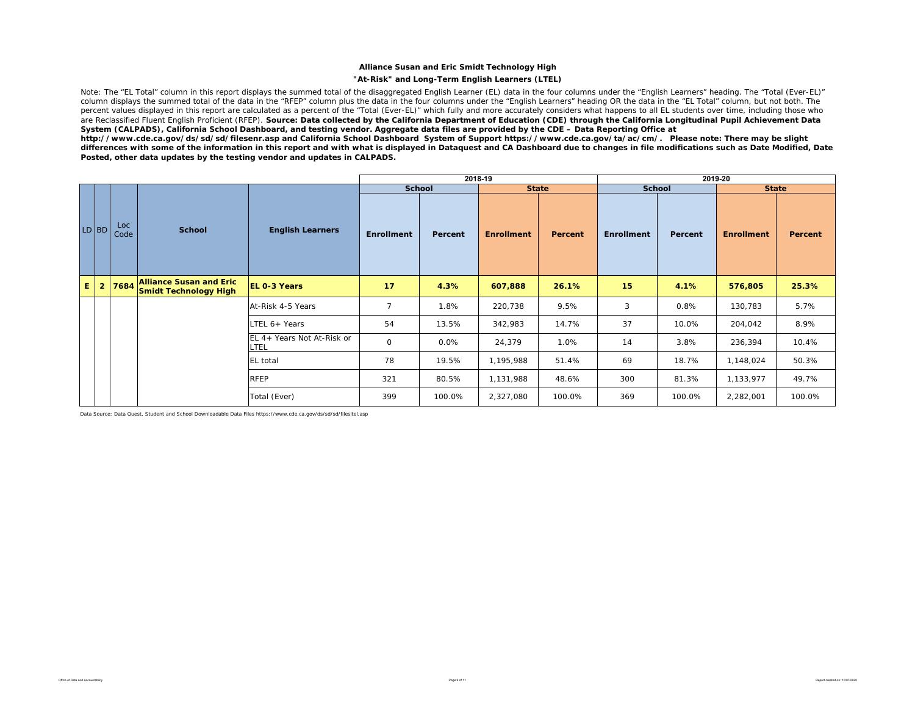**Alliance Susan and Eric Smidt Technology High**

**"At-Risk" and Long-Term English Learners (LTEL)**

Note: The "EL Total" column in this report displays the summed total of the disaggregated English Learner (EL) data in the four columns under the "English Learners" heading. The "Total (Ever-EL)" column displays the summed total of the data in the "RFEP" column plus the data in the four columns under the "English Learners" heading OR the data in the "EL Total" column, but not both. The percent values displayed in this report are calculated as a percent of the "Total (Ever-EL)" which fully and more accurately considers what happens to all EL students over time, including those who are Reclassified Fluent English Proficient (RFEP). **Source: Data collected by the California Department of Education (CDE) through the California Longitudinal Pupil Achievement Data System (CALPADS), California School Dashboard, and testing vendor. Aggregate data files are provided by the CDE – Data Reporting Office at http://www.cde.ca.gov/ds/sd/sd/filesenr.asp and California School Dashboard System of Support https://www.cde.ca.gov/ta/ac/cm/. Please note: There may be slight differences with some of the information in this report and with what is displayed in Dataquest and CA Dashboard due to changes in file modifications such as Date Modified, Date Posted, other data updates by the testing vendor and updates in CALPADS.**

| | | | | | 2018-19 | | | | 2019-20 | | | |
|---|---|---|---|---|---|---|---|---|---|---|---|---|
| | | | | | School | | State | | School | | State | |
| LD | BD | Loc Code | School | English Learners | Enrollment | Percent | Enrollment | Percent | Enrollment | Percent | Enrollment | Percent |
| **E** | **2** | **7684** | **Alliance Susan and Eric Smidt Technology High** | **EL 0-3 Years** | **17** | **4.3%** | **607,888** | **26.1%** | **15** | **4.1%** | **576,805** | **25.3%** |
| | | | | At-Risk 4-5 Years | 7 | 1.8% | 220,738 | 9.5% | 3 | 0.8% | 130,783 | 5.7% |
| | | | | LTEL 6+ Years | 54 | 13.5% | 342,983 | 14.7% | 37 | 10.0% | 204,042 | 8.9% |
| | | | | EL 4+ Years Not At-Risk or LTEL | 0 | 0.0% | 24,379 | 1.0% | 14 | 3.8% | 236,394 | 10.4% |
| | | | | EL total | 78 | 19.5% | 1,195,988 | 51.4% | 69 | 18.7% | 1,148,024 | 50.3% |
| | | | | RFEP | 321 | 80.5% | 1,131,988 | 48.6% | 300 | 81.3% | 1,133,977 | 49.7% |
| | | | | Total (Ever) | 399 | 100.0% | 2,327,080 | 100.0% | 369 | 100.0% | 2,282,001 | 100.0% |

Data Source: Data Quest, Student and School Downloadable Data Files https://www.cde.ca.gov/ds/sd/sd/filesltel.asp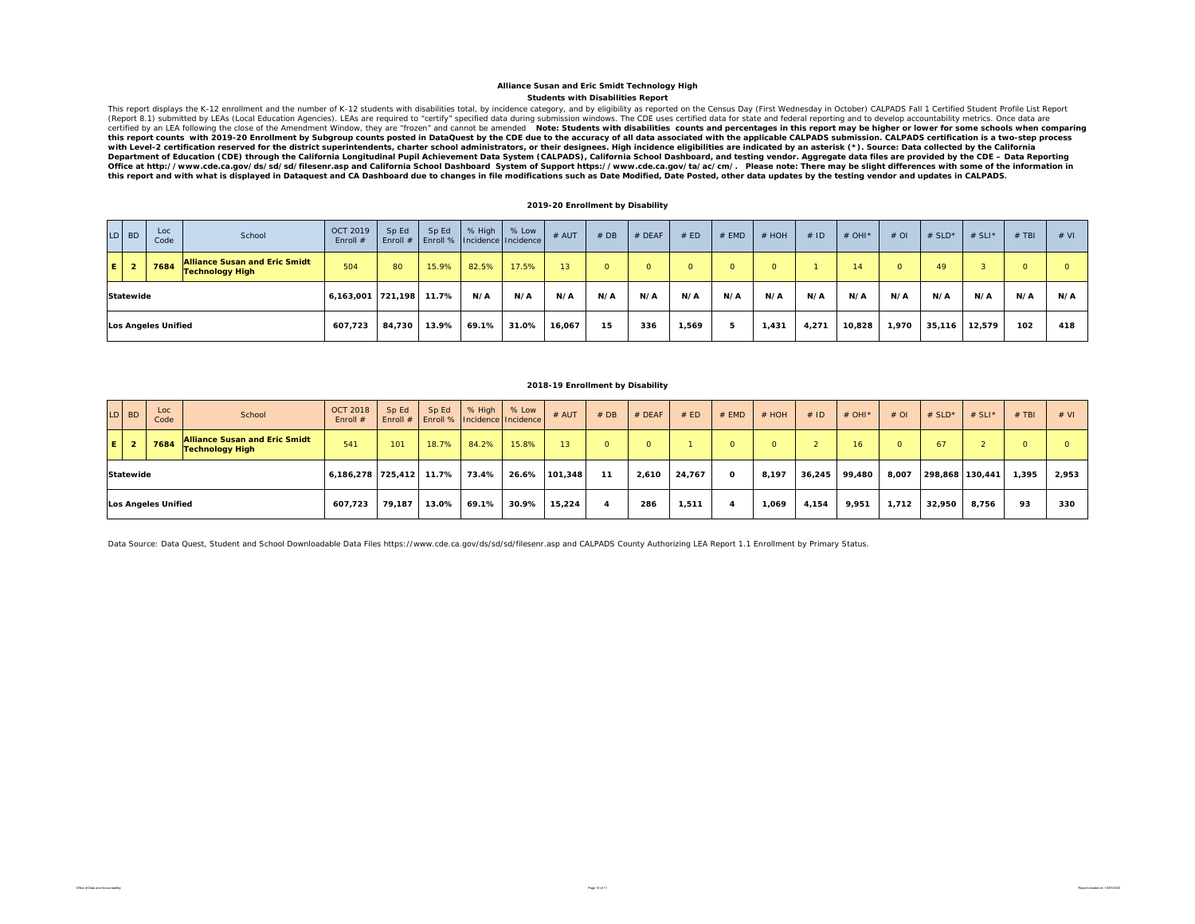# Alliance Susan and Eric Smidt Technology High

## Students with Disabilities Report

This report displays the K-12 enrollment and the number of K-12 students with disabilities total, by incidence category, and by eligibility as reported on the Census Day (First Wednesday in October) CALPADS Fall 1 Certified Student Profile List Report (Report 8.1) submitted by LEAs (Local Education Agencies). LEAs are required to "certify" specified data during submission windows. The CDE uses certified data for state and federal reporting and to develop accountability metrics. Once data are certified by an LEA following the close of the Amendment Window, they are "frozen" and cannot be amended. **Note: Students with disabilities counts and percentages in this report may be higher or lower for some schools when comparing this report counts with 2019-20 Enrollment by Subgroup counts posted in DataQuest by the CDE due to the accuracy of all data associated with the applicable CALPADS submission. CALPADS certification is a two-step process with Level-2 certification reserved for the district superintendents, charter school administrators, or their designees. High incidence eligibilities are indicated by an asterisk (*). Source: Data collected by the California Department of Education (CDE) through the California Longitudinal Pupil Achievement Data System (CALPADS), California School Dashboard, and testing vendor. Aggregate data files are provided by the CDE – Data Reporting Office at http://www.cde.ca.gov/ds/sd/sd/filesenr.asp and California School Dashboard System of Support https://www.cde.ca.gov/ta/ac/cm/. Please note: There may be slight differences with some of the information in this report and with what is displayed in Dataquest and CA Dashboard due to changes in file modifications such as Date Modified, Date Posted, other data updates by the testing vendor and updates in CALPADS.**

### 2019-20 Enrollment by Disability

| LD | BD | Loc Code | School | OCT 2019 Enroll # | Sp Ed Enroll # | Sp Ed Enroll % | % High Incidence | % Low Incidence | # AUT | # DB | # DEAF | # ED | # EMD | # HOH | # ID | # OHI* | # OI | # SLD* | # SLI* | # TBI | # VI |
|---|---|---|---|---|---|---|---|---|---|---|---|---|---|---|---|---|---|---|---|---|---|
| E | 2 | 7684 | Alliance Susan and Eric Smidt Technology High | 504 | 80 | 15.9% | 82.5% | 17.5% | 13 | 0 | 0 | 0 | 0 | 0 | 1 | 14 | 0 | 49 | 3 | 0 | 0 |
| Statewide | | | | 6,163,001 | 721,198 | 11.7% | N/A | N/A | N/A | N/A | N/A | N/A | N/A | N/A | N/A | N/A | N/A | N/A | N/A | N/A | N/A |
| Los Angeles Unified | | | | 607,723 | 84,730 | 13.9% | 69.1% | 31.0% | 16,067 | 15 | 336 | 1,569 | 5 | 1,431 | 4,271 | 10,828 | 1,970 | 35,116 | 12,579 | 102 | 418 |

### 2018-19 Enrollment by Disability

| LD | BD | Loc Code | School | OCT 2018 Enroll # | Sp Ed Enroll # | Sp Ed Enroll % | % High Incidence | % Low Incidence | # AUT | # DB | # DEAF | # ED | # EMD | # HOH | # ID | # OHI* | # OI | # SLD* | # SLI* | # TBI | # VI |
|---|---|---|---|---|---|---|---|---|---|---|---|---|---|---|---|---|---|---|---|---|---|
| E | 2 | 7684 | Alliance Susan and Eric Smidt Technology High | 541 | 101 | 18.7% | 84.2% | 15.8% | 13 | 0 | 0 | 1 | 0 | 0 | 2 | 16 | 0 | 67 | 2 | 0 | 0 |
| Statewide | | | | 6,186,278 | 725,412 | 11.7% | 73.4% | 26.6% | 101,348 | 11 | 2,610 | 24,767 | 0 | 8,197 | 36,245 | 99,480 | 8,007 | 298,868 | 130,441 | 1,395 | 2,953 |
| Los Angeles Unified | | | | 607,723 | 79,187 | 13.0% | 69.1% | 30.9% | 15,224 | 4 | 286 | 1,511 | 4 | 1,069 | 4,154 | 9,951 | 1,712 | 32,950 | 8,756 | 93 | 330 |

Data Source: Data Quest, Student and School Downloadable Data Files https://www.cde.ca.gov/ds/sd/sd/filesenr.asp and CALPADS County Authorizing LEA Report 1.1 Enrollment by Primary Status.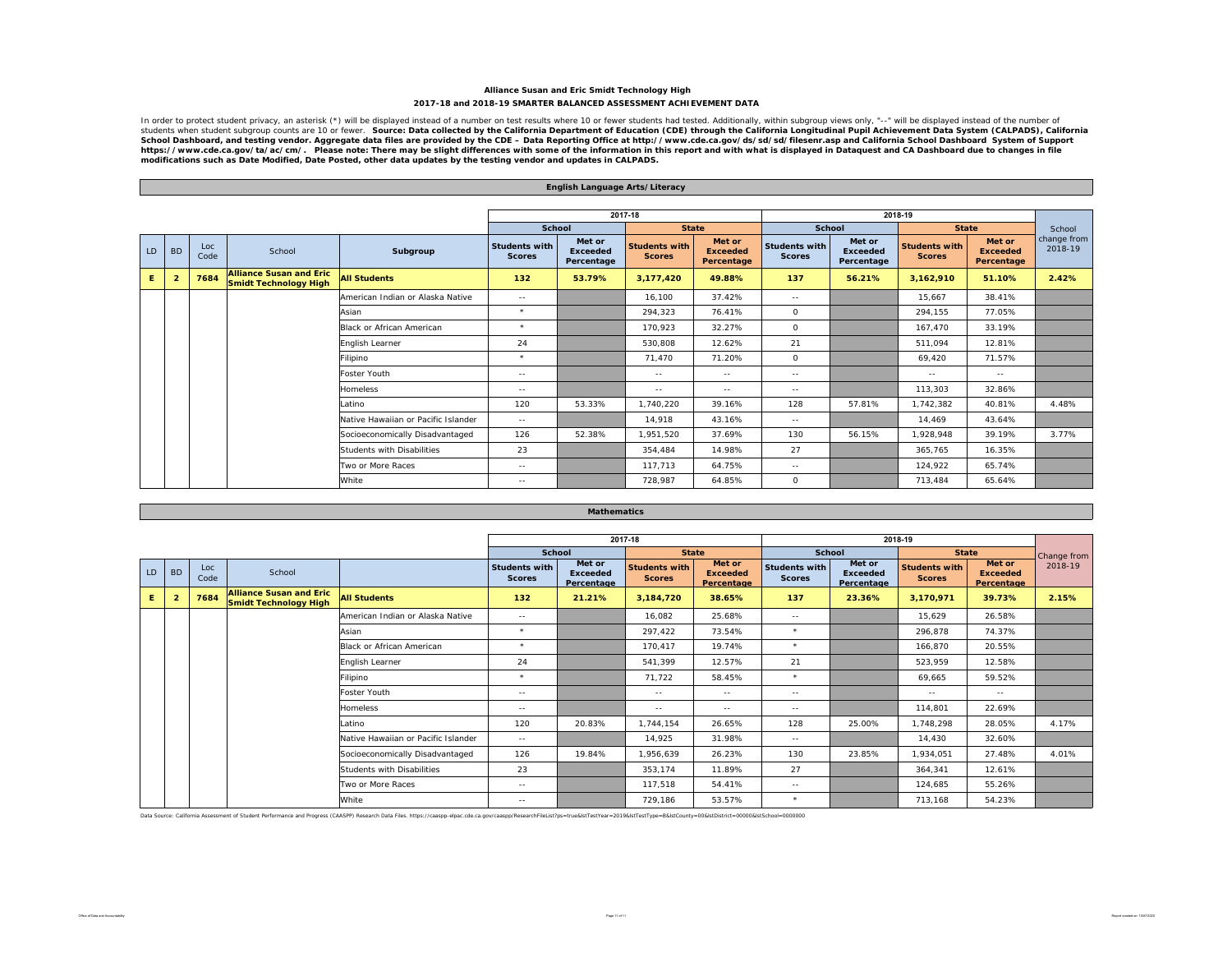**Alliance Susan and Eric Smidt Technology High**

**2017-18 and 2018-19 SMARTER BALANCED ASSESSMENT ACHIEVEMENT DATA**

In order to protect student privacy, an asterisk (*) will be displayed instead of a number on test results where 10 or fewer students had tested. Additionally, within subgroup views only, "--" will be displayed instead of the number of students when student subgroup counts are 10 or fewer. **Source: Data collected by the California Department of Education (CDE) through the California Longitudinal Pupil Achievement Data System (CALPADS), California School Dashboard, and testing vendor. Aggregate data files are provided by the CDE – Data Reporting Office at http://www.cde.ca.gov/ds/sd/sd/filesenr.asp and California School Dashboard System of Support https://www.cde.ca.gov/ta/ac/cm/. Please note: There may be slight differences with some of the information in this report and with what is displayed in Dataquest and CA Dashboard due to changes in file modifications such as Date Modified, Date Posted, other data updates by the testing vendor and updates in CALPADS.**

**English Language Arts/Literacy**

| | | | | | 2017-18 | | | | 2018-19 | | | | |
|---|---|---|---|---|---|---|---|---|---|---|---|---|---|
| | | | | | School | | State | | School | | State | | School change from 2018-19 |
| LD | BD | Loc Code | School | Subgroup | Students with Scores | Met or Exceeded Percentage | Students with Scores | Met or Exceeded Percentage | Students with Scores | Met or Exceeded Percentage | Students with Scores | Met or Exceeded Percentage | |
| **E** | **2** | **7684** | **Alliance Susan and Eric Smidt Technology High** | **All Students** | **132** | **53.79%** | **3,177,420** | **49.88%** | **137** | **56.21%** | **3,162,910** | **51.10%** | **2.42%** |
| | | | | American Indian or Alaska Native | -- | | 16,100 | 37.42% | -- | | 15,667 | 38.41% | |
| | | | | Asian | * | | 294,323 | 76.41% | 0 | | 294,155 | 77.05% | |
| | | | | Black or African American | * | | 170,923 | 32.27% | 0 | | 167,470 | 33.19% | |
| | | | | English Learner | 24 | | 530,808 | 12.62% | 21 | | 511,094 | 12.81% | |
| | | | | Filipino | * | | 71,470 | 71.20% | 0 | | 69,420 | 71.57% | |
| | | | | Foster Youth | -- | | -- | -- | -- | | -- | -- | |
| | | | | Homeless | -- | | -- | -- | -- | | 113,303 | 32.86% | |
| | | | | Latino | 120 | 53.33% | 1,740,220 | 39.16% | 128 | 57.81% | 1,742,382 | 40.81% | 4.48% |
| | | | | Native Hawaiian or Pacific Islander | -- | | 14,918 | 43.16% | -- | | 14,469 | 43.64% | |
| | | | | Socioeconomically Disadvantaged | 126 | 52.38% | 1,951,520 | 37.69% | 130 | 56.15% | 1,928,948 | 39.19% | 3.77% |
| | | | | Students with Disabilities | 23 | | 354,484 | 14.98% | 27 | | 365,765 | 16.35% | |
| | | | | Two or More Races | -- | | 117,713 | 64.75% | -- | | 124,922 | 65.74% | |
| | | | | White | -- | | 728,987 | 64.85% | 0 | | 713,484 | 65.64% | |

**Mathematics**

| | | | | | 2017-18 | | | | 2018-19 | | | | |
|---|---|---|---|---|---|---|---|---|---|---|---|---|---|
| | | | | | School | | State | | School | | State | | Change from 2018-19 |
| LD | BD | Loc Code | School | | Students with Scores | Met or Exceeded Percentage | Students with Scores | Met or Exceeded Percentage | Students with Scores | Met or Exceeded Percentage | Students with Scores | Met or Exceeded Percentage | |
| **E** | **2** | **7684** | **Alliance Susan and Eric Smidt Technology High** | **All Students** | **132** | **21.21%** | **3,184,720** | **38.65%** | **137** | **23.36%** | **3,170,971** | **39.73%** | **2.15%** |
| | | | | American Indian or Alaska Native | -- | | 16,082 | 25.68% | -- | | 15,629 | 26.58% | |
| | | | | Asian | * | | 297,422 | 73.54% | * | | 296,878 | 74.37% | |
| | | | | Black or African American | * | | 170,417 | 19.74% | * | | 166,870 | 20.55% | |
| | | | | English Learner | 24 | | 541,399 | 12.57% | 21 | | 523,959 | 12.58% | |
| | | | | Filipino | * | | 71,722 | 58.45% | * | | 69,665 | 59.52% | |
| | | | | Foster Youth | -- | | -- | -- | -- | | -- | -- | |
| | | | | Homeless | -- | | -- | -- | -- | | 114,801 | 22.69% | |
| | | | | Latino | 120 | 20.83% | 1,744,154 | 26.65% | 128 | 25.00% | 1,748,298 | 28.05% | 4.17% |
| | | | | Native Hawaiian or Pacific Islander | -- | | 14,925 | 31.98% | -- | | 14,430 | 32.60% | |
| | | | | Socioeconomically Disadvantaged | 126 | 19.84% | 1,956,639 | 26.23% | 130 | 23.85% | 1,934,051 | 27.48% | 4.01% |
| | | | | Students with Disabilities | 23 | | 353,174 | 11.89% | 27 | | 364,341 | 12.61% | |
| | | | | Two or More Races | -- | | 117,518 | 54.41% | -- | | 124,685 | 55.26% | |
| | | | | White | -- | | 729,186 | 53.57% | * | | 713,168 | 54.23% | |

Data Source: California Assessment of Student Performance and Progress (CAASPP) Research Data Files. https://caaspp-elpac.cde.ca.gov/caaspp/ResearchFileList?ps=true&lstTestYear=2019&lstTestType=B&lstCounty=00&lstDistrict=00000&lstSchool=0000000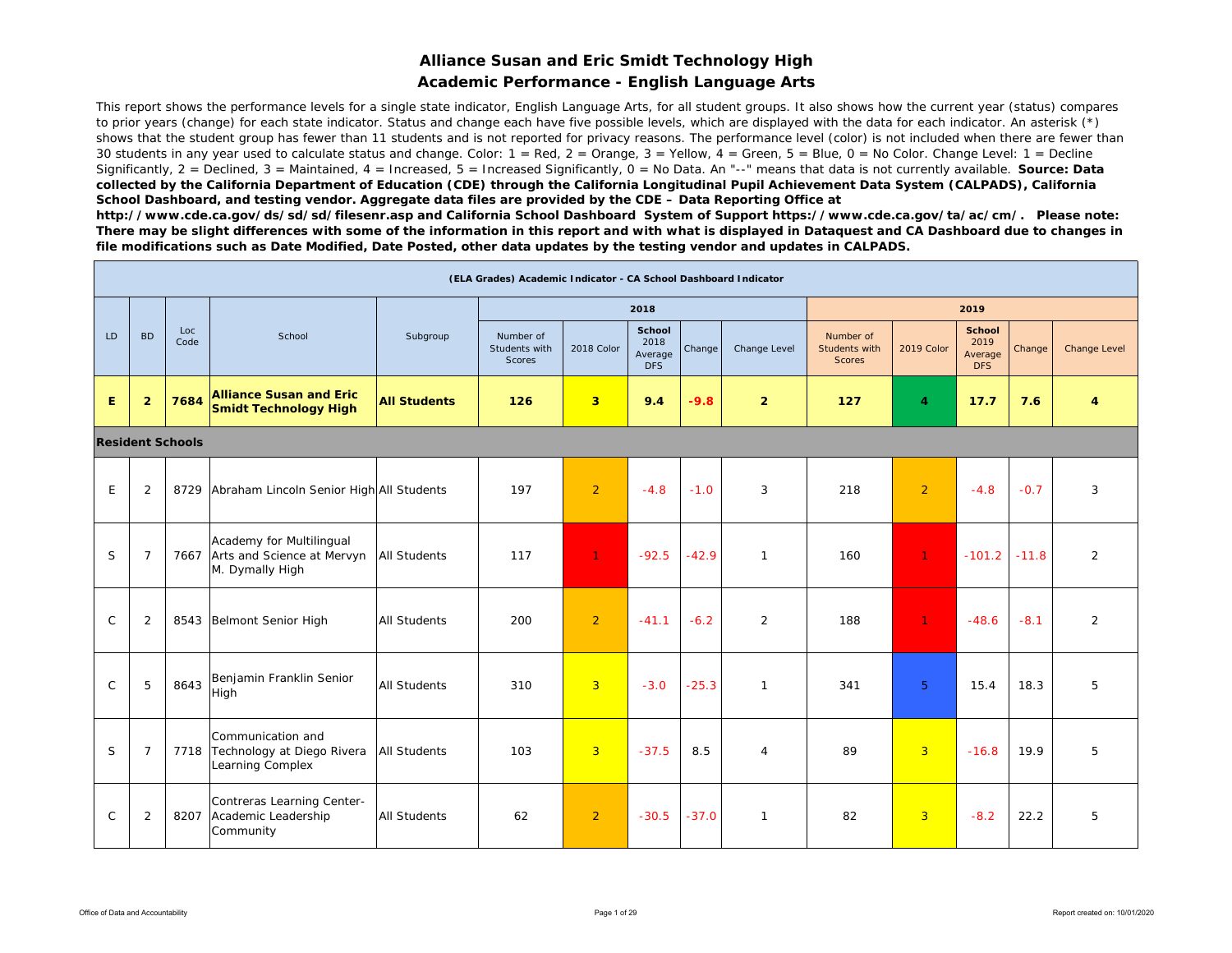# Alliance Susan and Eric Smidt Technology High

## Academic Performance - English Language Arts

This report shows the performance levels for a single state indicator, English Language Arts, for all student groups. It also shows how the current year (status) compares to prior years (change) for each state indicator. Status and change each have five possible levels, which are displayed with the data for each indicator. An asterisk (*) shows that the student group has fewer than 11 students and is not reported for privacy reasons. The performance level (color) is not included when there are fewer than 30 students in any year used to calculate status and change. Color: 1 = Red, 2 = Orange, 3 = Yellow, 4 = Green, 5 = Blue, 0 = No Color. Change Level: 1 = Decline Significantly, 2 = Declined, 3 = Maintained, 4 = Increased, 5 = Increased Significantly, 0 = No Data. An "--" means that data is not currently available. **Source: Data collected by the California Department of Education (CDE) through the California Longitudinal Pupil Achievement Data System (CALPADS), California School Dashboard, and testing vendor. Aggregate data files are provided by the CDE – Data Reporting Office at http://www.cde.ca.gov/ds/sd/sd/filesenr.asp and California School Dashboard System of Support https://www.cde.ca.gov/ta/ac/cm/. Please note: There may be slight differences with some of the information in this report and with what is displayed in Dataquest and CA Dashboard due to changes in file modifications such as Date Modified, Date Posted, other data updates by the testing vendor and updates in CALPADS.**

| (ELA Grades) Academic Indicator - CA School Dashboard Indicator | | | | | | | | | | | | | | |
|---|---|---|---|---|---|---|---|---|---|---|---|---|---|---|
| | | | | | 2018 | | | | | 2019 | | | | |
| LD | BD | Loc Code | School | Subgroup | Number of Students with Scores | 2018 Color | School 2018 Average DFS | Change | Change Level | Number of Students with Scores | 2019 Color | School 2019 Average DFS | Change | Change Level |
| **E** | **2** | **7684** | **Alliance Susan and Eric Smidt Technology High** | **All Students** | **126** | **3** | **9.4** | **-9.8** | **2** | **127** | **4** | **17.7** | **7.6** | **4** |
| **Resident Schools** | | | | | | | | | | | | | | |
| E | 2 | 8729 | Abraham Lincoln Senior High | All Students | 197 | 2 | -4.8 | -1.0 | 3 | 218 | 2 | -4.8 | -0.7 | 3 |
| S | 7 | 7667 | Academy for Multilingual Arts and Science at Mervyn M. Dymally High | All Students | 117 | 1 | -92.5 | -42.9 | 1 | 160 | 1 | -101.2 | -11.8 | 2 |
| C | 2 | 8543 | Belmont Senior High | All Students | 200 | 2 | -41.1 | -6.2 | 2 | 188 | 1 | -48.6 | -8.1 | 2 |
| C | 5 | 8643 | Benjamin Franklin Senior High | All Students | 310 | 3 | -3.0 | -25.3 | 1 | 341 | 5 | 15.4 | 18.3 | 5 |
| S | 7 | 7718 | Communication and Technology at Diego Rivera Learning Complex | All Students | 103 | 3 | -37.5 | 8.5 | 4 | 89 | 3 | -16.8 | 19.9 | 5 |
| C | 2 | 8207 | Contreras Learning Center-Academic Leadership Community | All Students | 62 | 2 | -30.5 | -37.0 | 1 | 82 | 3 | -8.2 | 22.2 | 5 |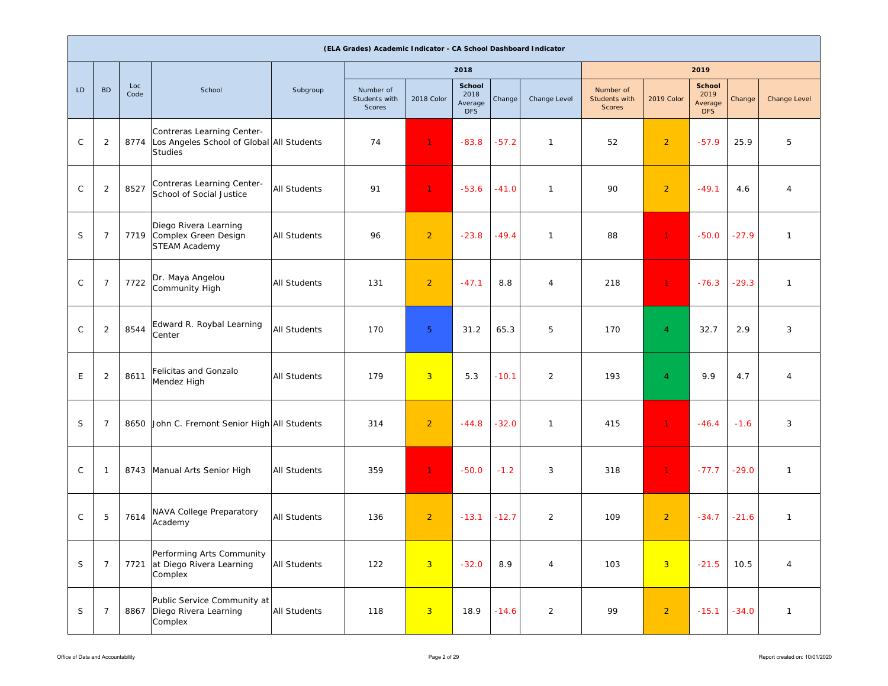| (ELA Grades) Academic Indicator - CA School Dashboard Indicator | | | | | | | | | | | | | | |
|---|---|---|---|---|---|---|---|---|---|---|---|---|---|---|
| | | | | | 2018 | | | | | 2019 | | | | |
| LD | BD | Loc Code | School | Subgroup | Number of Students with Scores | 2018 Color | School 2018 Average DFS | Change | Change Level | Number of Students with Scores | 2019 Color | School 2019 Average DFS | Change | Change Level |
| C | 2 | 8774 | Contreras Learning Center-Los Angeles School of Global Studies | All Students | 74 | 1 | -83.8 | -57.2 | 1 | 52 | 2 | -57.9 | 25.9 | 5 |
| C | 2 | 8527 | Contreras Learning Center-School of Social Justice | All Students | 91 | 1 | -53.6 | -41.0 | 1 | 90 | 2 | -49.1 | 4.6 | 4 |
| S | 7 | 7719 | Diego Rivera Learning Complex Green Design STEAM Academy | All Students | 96 | 2 | -23.8 | -49.4 | 1 | 88 | 1 | -50.0 | -27.9 | 1 |
| C | 7 | 7722 | Dr. Maya Angelou Community High | All Students | 131 | 2 | -47.1 | 8.8 | 4 | 218 | 1 | -76.3 | -29.3 | 1 |
| C | 2 | 8544 | Edward R. Roybal Learning Center | All Students | 170 | 5 | 31.2 | 65.3 | 5 | 170 | 4 | 32.7 | 2.9 | 3 |
| E | 2 | 8611 | Felicitas and Gonzalo Mendez High | All Students | 179 | 3 | 5.3 | -10.1 | 2 | 193 | 4 | 9.9 | 4.7 | 4 |
| S | 7 | 8650 | John C. Fremont Senior High | All Students | 314 | 2 | -44.8 | -32.0 | 1 | 415 | 1 | -46.4 | -1.6 | 3 |
| C | 1 | 8743 | Manual Arts Senior High | All Students | 359 | 1 | -50.0 | -1.2 | 3 | 318 | 1 | -77.7 | -29.0 | 1 |
| C | 5 | 7614 | NAVA College Preparatory Academy | All Students | 136 | 2 | -13.1 | -12.7 | 2 | 109 | 2 | -34.7 | -21.6 | 1 |
| S | 7 | 7721 | Performing Arts Community at Diego Rivera Learning Complex | All Students | 122 | 3 | -32.0 | 8.9 | 4 | 103 | 3 | -21.5 | 10.5 | 4 |
| S | 7 | 8867 | Public Service Community at Diego Rivera Learning Complex | All Students | 118 | 3 | 18.9 | -14.6 | 2 | 99 | 2 | -15.1 | -34.0 | 1 |

Office of Data and Accountability

Report created on: 10/01/2020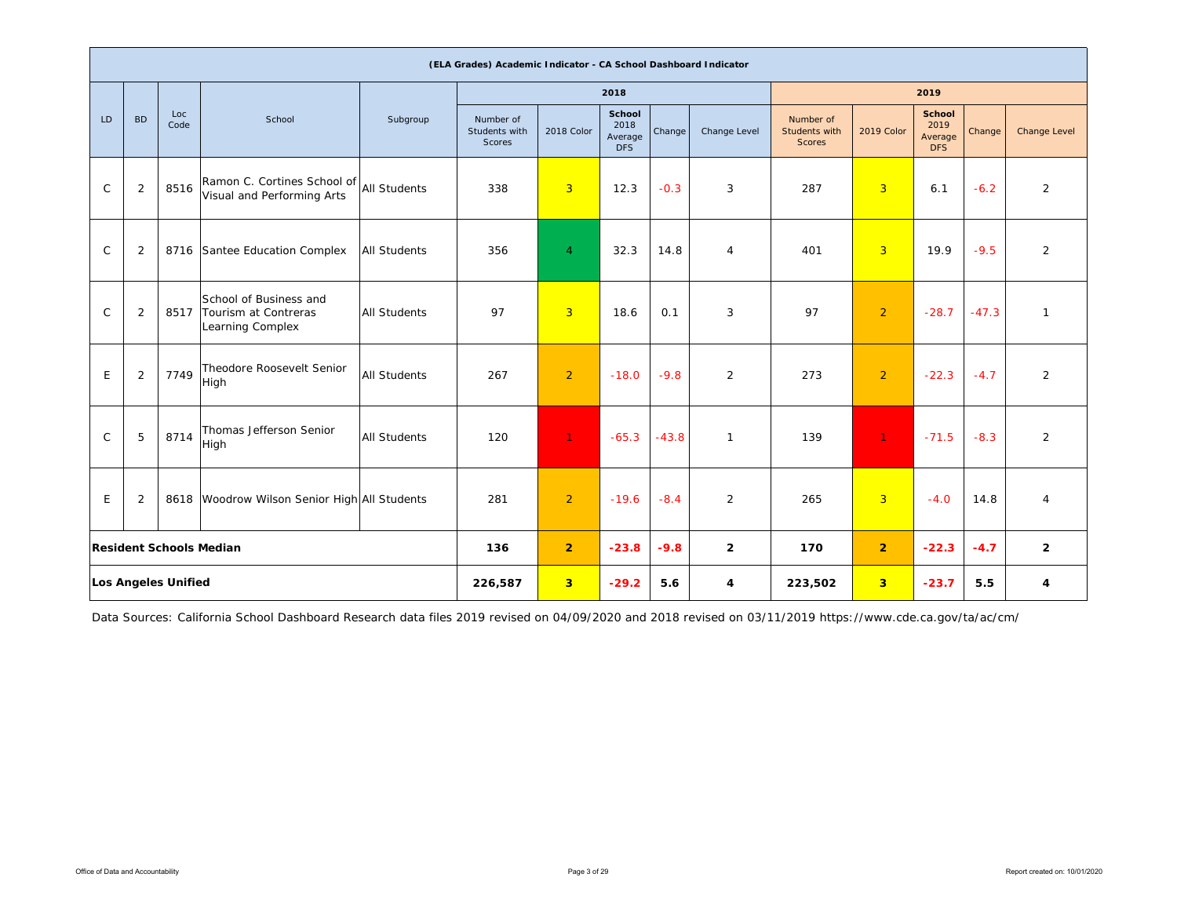| (ELA Grades) Academic Indicator - CA School Dashboard Indicator | | | | | | | | | | | | | | |
|---|---|---|---|---|---|---|---|---|---|---|---|---|---|---|
| | | | | | 2018 | | | | | 2019 | | | | |
| LD | BD | Loc Code | School | Subgroup | Number of Students with Scores | 2018 Color | School 2018 Average DFS | Change | Change Level | Number of Students with Scores | 2019 Color | School 2019 Average DFS | Change | Change Level |
| C | 2 | 8516 | Ramon C. Cortines School of Visual and Performing Arts | All Students | 338 | 3 | 12.3 | -0.3 | 3 | 287 | 3 | 6.1 | -6.2 | 2 |
| C | 2 | 8716 | Santee Education Complex | All Students | 356 | 4 | 32.3 | 14.8 | 4 | 401 | 3 | 19.9 | -9.5 | 2 |
| C | 2 | 8517 | School of Business and Tourism at Contreras Learning Complex | All Students | 97 | 3 | 18.6 | 0.1 | 3 | 97 | 2 | -28.7 | -47.3 | 1 |
| E | 2 | 7749 | Theodore Roosevelt Senior High | All Students | 267 | 2 | -18.0 | -9.8 | 2 | 273 | 2 | -22.3 | -4.7 | 2 |
| C | 5 | 8714 | Thomas Jefferson Senior High | All Students | 120 | 1 | -65.3 | -43.8 | 1 | 139 | 1 | -71.5 | -8.3 | 2 |
| E | 2 | 8618 | Woodrow Wilson Senior High | All Students | 281 | 2 | -19.6 | -8.4 | 2 | 265 | 3 | -4.0 | 14.8 | 4 |
| **Resident Schools Median** | | | | | **136** | **2** | **-23.8** | **-9.8** | **2** | **170** | **2** | **-22.3** | **-4.7** | **2** |
| **Los Angeles Unified** | | | | | **226,587** | **3** | **-29.2** | **5.6** | **4** | **223,502** | **3** | **-23.7** | **5.5** | **4** |

Data Sources: California School Dashboard Research data files 2019 revised on 04/09/2020 and 2018 revised on 03/11/2019 https://www.cde.ca.gov/ta/ac/cm/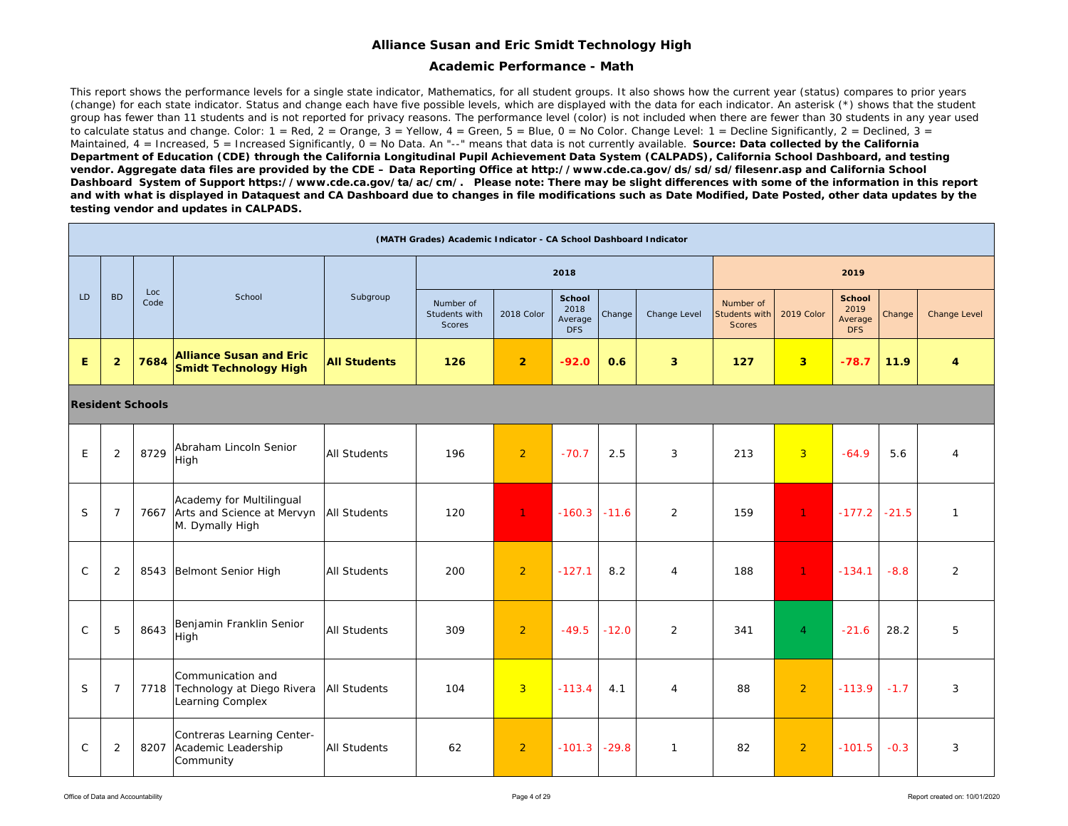# Alliance Susan and Eric Smidt Technology High

## Academic Performance - Math

This report shows the performance levels for a single state indicator, Mathematics, for all student groups. It also shows how the current year (status) compares to prior years (change) for each state indicator. Status and change each have five possible levels, which are displayed with the data for each indicator. An asterisk (*) shows that the student group has fewer than 11 students and is not reported for privacy reasons. The performance level (color) is not included when there are fewer than 30 students in any year used to calculate status and change. Color: 1 = Red, 2 = Orange, 3 = Yellow, 4 = Green, 5 = Blue, 0 = No Color. Change Level: 1 = Decline Significantly, 2 = Declined, 3 = Maintained, 4 = Increased, 5 = Increased Significantly, 0 = No Data. An "--" means that data is not currently available. **Source: Data collected by the California Department of Education (CDE) through the California Longitudinal Pupil Achievement Data System (CALPADS), California School Dashboard, and testing vendor. Aggregate data files are provided by the CDE – Data Reporting Office at http://www.cde.ca.gov/ds/sd/sd/filesenr.asp and California School Dashboard System of Support https://www.cde.ca.gov/ta/ac/cm/. Please note: There may be slight differences with some of the information in this report and with what is displayed in Dataquest and CA Dashboard due to changes in file modifications such as Date Modified, Date Posted, other data updates by the testing vendor and updates in CALPADS.**

| (MATH Grades) Academic Indicator - CA School Dashboard Indicator | | | | | | | | | | | | | | |
|---|---|---|---|---|---|---|---|---|---|---|---|---|---|---|
| | | | | | 2018 | | | | | 2019 | | | | |
| LD | BD | Loc Code | School | Subgroup | Number of Students with Scores | 2018 Color | School 2018 Average DFS | Change | Change Level | Number of Students with Scores | 2019 Color | School 2019 Average DFS | Change | Change Level |
| **E** | **2** | **7684** | **Alliance Susan and Eric Smidt Technology High** | **All Students** | **126** | **2** | **-92.0** | **0.6** | **3** | **127** | **3** | **-78.7** | **11.9** | **4** |
| **Resident Schools** | | | | | | | | | | | | | | |
| E | 2 | 8729 | Abraham Lincoln Senior High | All Students | 196 | 2 | -70.7 | 2.5 | 3 | 213 | 3 | -64.9 | 5.6 | 4 |
| S | 7 | 7667 | Academy for Multilingual Arts and Science at Mervyn M. Dymally High | All Students | 120 | 1 | -160.3 | -11.6 | 2 | 159 | 1 | -177.2 | -21.5 | 1 |
| C | 2 | 8543 | Belmont Senior High | All Students | 200 | 2 | -127.1 | 8.2 | 4 | 188 | 1 | -134.1 | -8.8 | 2 |
| C | 5 | 8643 | Benjamin Franklin Senior High | All Students | 309 | 2 | -49.5 | -12.0 | 2 | 341 | 4 | -21.6 | 28.2 | 5 |
| S | 7 | 7718 | Communication and Technology at Diego Rivera Learning Complex | All Students | 104 | 3 | -113.4 | 4.1 | 4 | 88 | 2 | -113.9 | -1.7 | 3 |
| C | 2 | 8207 | Contreras Learning Center-Academic Leadership Community | All Students | 62 | 2 | -101.3 | -29.8 | 1 | 82 | 2 | -101.5 | -0.3 | 3 |

Office of Data and Accountability

Report created on: 10/01/2020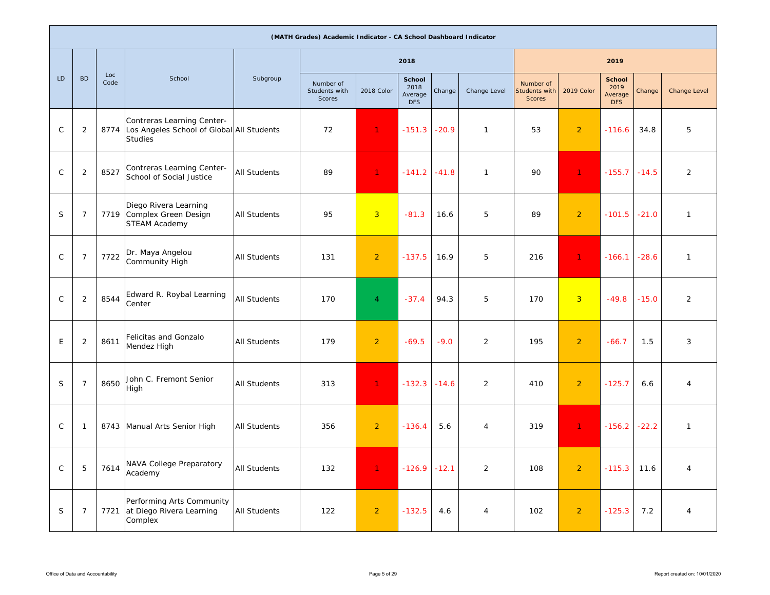| (MATH Grades) Academic Indicator - CA School Dashboard Indicator | | | | | | | | | | | | | | | |
|---|---|---|---|---|---|---|---|---|---|---|---|---|---|---|---|
| | | | | | 2018 | | | | | 2019 | | | | | |
| LD | BD | Loc Code | School | Subgroup | Number of Students with Scores | 2018 Color | School 2018 Average DFS | Change | Change Level | Number of Students with Scores | 2019 Color | School 2019 Average DFS | Change | Change Level |
| C | 2 | 8774 | Contreras Learning Center-Los Angeles School of Global Studies | All Students | 72 | 1 | -151.3 | -20.9 | 1 | 53 | 2 | -116.6 | 34.8 | 5 |
| C | 2 | 8527 | Contreras Learning Center-School of Social Justice | All Students | 89 | 1 | -141.2 | -41.8 | 1 | 90 | 1 | -155.7 | -14.5 | 2 |
| S | 7 | 7719 | Diego Rivera Learning Complex Green Design STEAM Academy | All Students | 95 | 3 | -81.3 | 16.6 | 5 | 89 | 2 | -101.5 | -21.0 | 1 |
| C | 7 | 7722 | Dr. Maya Angelou Community High | All Students | 131 | 2 | -137.5 | 16.9 | 5 | 216 | 1 | -166.1 | -28.6 | 1 |
| C | 2 | 8544 | Edward R. Roybal Learning Center | All Students | 170 | 4 | -37.4 | 94.3 | 5 | 170 | 3 | -49.8 | -15.0 | 2 |
| E | 2 | 8611 | Felicitas and Gonzalo Mendez High | All Students | 179 | 2 | -69.5 | -9.0 | 2 | 195 | 2 | -66.7 | 1.5 | 3 |
| S | 7 | 8650 | John C. Fremont Senior High | All Students | 313 | 1 | -132.3 | -14.6 | 2 | 410 | 2 | -125.7 | 6.6 | 4 |
| C | 1 | 8743 | Manual Arts Senior High | All Students | 356 | 2 | -136.4 | 5.6 | 4 | 319 | 1 | -156.2 | -22.2 | 1 |
| C | 5 | 7614 | NAVA College Preparatory Academy | All Students | 132 | 1 | -126.9 | -12.1 | 2 | 108 | 2 | -115.3 | 11.6 | 4 |
| S | 7 | 7721 | Performing Arts Community at Diego Rivera Learning Complex | All Students | 122 | 2 | -132.5 | 4.6 | 4 | 102 | 2 | -125.3 | 7.2 | 4 |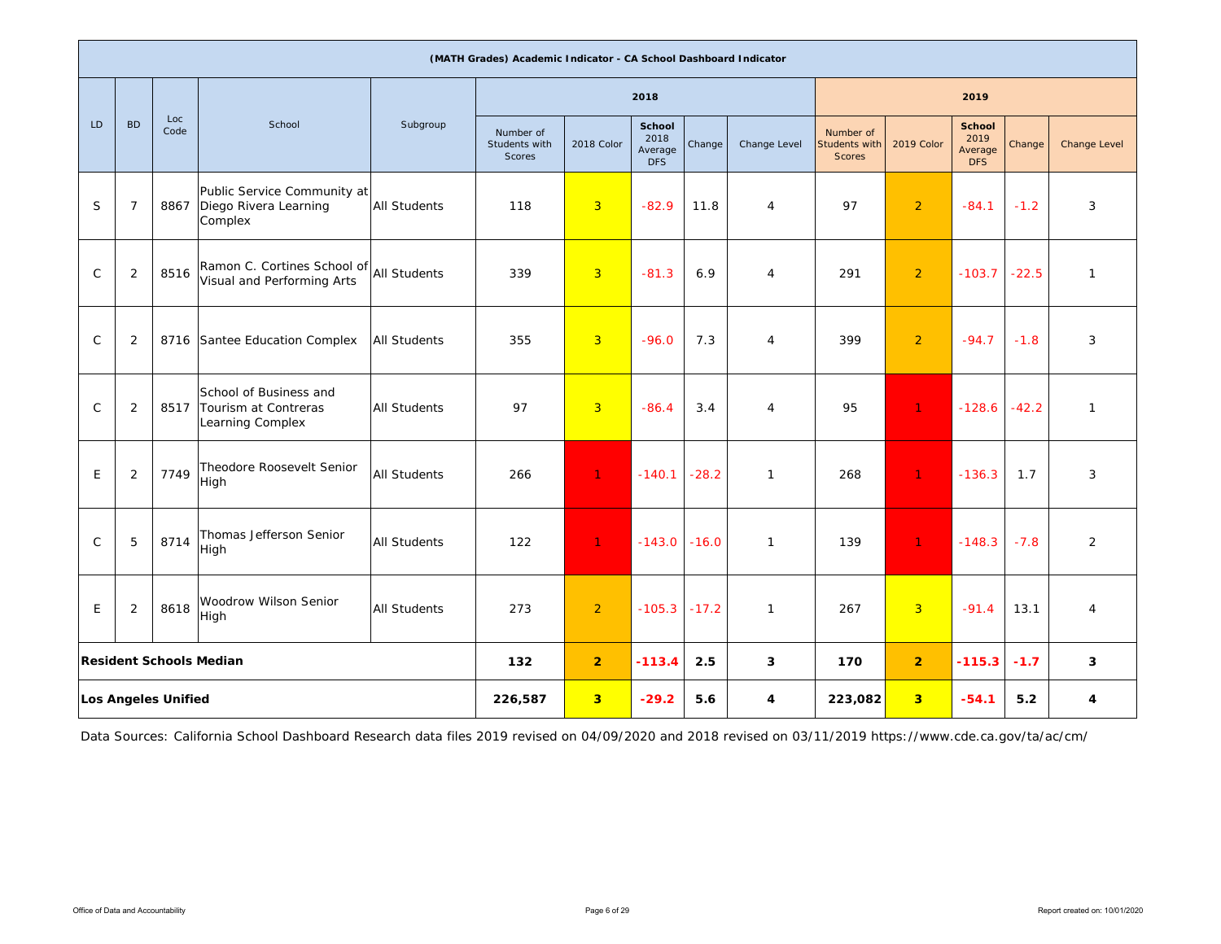| (MATH Grades) Academic Indicator - CA School Dashboard Indicator | | | | | | | | | | | | | | |
|---|---|---|---|---|---|---|---|---|---|---|---|---|---|---|
| LD | BD | Loc Code | School | Subgroup | 2018 | | | | | 2019 | | | | |
| | | | | | Number of Students with Scores | 2018 Color | School 2018 Average DFS | Change | Change Level | Number of Students with Scores | 2019 Color | School 2019 Average DFS | Change | Change Level |
| S | 7 | 8867 | Public Service Community at Diego Rivera Learning Complex | All Students | 118 | 3 | -82.9 | 11.8 | 4 | 97 | 2 | -84.1 | -1.2 | 3 |
| C | 2 | 8516 | Ramon C. Cortines School of Visual and Performing Arts | All Students | 339 | 3 | -81.3 | 6.9 | 4 | 291 | 2 | -103.7 | -22.5 | 1 |
| C | 2 | 8716 | Santee Education Complex | All Students | 355 | 3 | -96.0 | 7.3 | 4 | 399 | 2 | -94.7 | -1.8 | 3 |
| C | 2 | 8517 | School of Business and Tourism at Contreras Learning Complex | All Students | 97 | 3 | -86.4 | 3.4 | 4 | 95 | 1 | -128.6 | -42.2 | 1 |
| E | 2 | 7749 | Theodore Roosevelt Senior High | All Students | 266 | 1 | -140.1 | -28.2 | 1 | 268 | 1 | -136.3 | 1.7 | 3 |
| C | 5 | 8714 | Thomas Jefferson Senior High | All Students | 122 | 1 | -143.0 | -16.0 | 1 | 139 | 1 | -148.3 | -7.8 | 2 |
| E | 2 | 8618 | Woodrow Wilson Senior High | All Students | 273 | 2 | -105.3 | -17.2 | 1 | 267 | 3 | -91.4 | 13.1 | 4 |
| **Resident Schools Median** | | | | | **132** | **2** | **-113.4** | **2.5** | **3** | **170** | **2** | **-115.3** | **-1.7** | **3** |
| **Los Angeles Unified** | | | | | **226,587** | **3** | **-29.2** | **5.6** | **4** | **223,082** | **3** | **-54.1** | **5.2** | **4** |

Data Sources: California School Dashboard Research data files 2019 revised on 04/09/2020 and 2018 revised on 03/11/2019 https://www.cde.ca.gov/ta/ac/cm/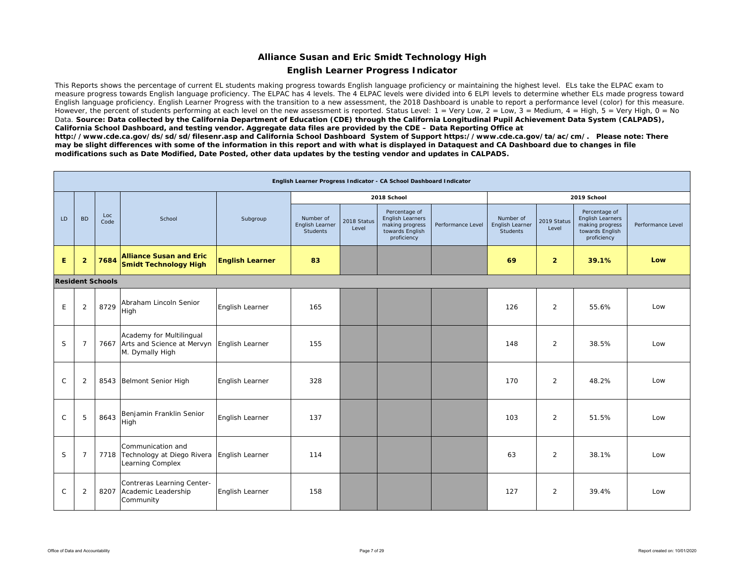# Alliance Susan and Eric Smidt Technology High

## English Learner Progress Indicator

This Reports shows the percentage of current EL students making progress towards English language proficiency or maintaining the highest level. ELs take the ELPAC exam to measure progress towards English language proficiency. The ELPAC has 4 levels. The 4 ELPAC levels were divided into 6 ELPI levels to determine whether ELs made progress toward English language proficiency. English Learner Progress with the transition to a new assessment, the 2018 Dashboard is unable to report a performance level (color) for this measure. However, the percent of students performing at each level on the new assessment is reported. Status Level: 1 = Very Low, 2 = Low, 3 = Medium, 4 = High, 5 = Very High, 0 = No Data. **Source: Data collected by the California Department of Education (CDE) through the California Longitudinal Pupil Achievement Data System (CALPADS), California School Dashboard, and testing vendor. Aggregate data files are provided by the CDE – Data Reporting Office at http://www.cde.ca.gov/ds/sd/sd/filesenr.asp and California School Dashboard System of Support https://www.cde.ca.gov/ta/ac/cm/. Please note: There may be slight differences with some of the information in this report and with what is displayed in Dataquest and CA Dashboard due to changes in file modifications such as Date Modified, Date Posted, other data updates by the testing vendor and updates in CALPADS.**

| English Learner Progress Indicator - CA School Dashboard Indicator | | | | | | | | | | | | |
|---|---|---|---|---|---|---|---|---|---|---|---|---|
| | | | | | 2018 School | | | | 2019 School | | | |
| LD | BD | Loc Code | School | Subgroup | Number of English Learner Students | 2018 Status Level | Percentage of English Learners making progress towards English proficiency | Performance Level | Number of English Learner Students | 2019 Status Level | Percentage of English Learners making progress towards English proficiency | Performance Level |
| **E** | **2** | **7684** | **Alliance Susan and Eric Smidt Technology High** | **English Learner** | **83** | | | | **69** | **2** | **39.1%** | **Low** |
| **Resident Schools** | | | | | | | | | | | | |
| E | 2 | 8729 | Abraham Lincoln Senior High | English Learner | 165 | | | | 126 | 2 | 55.6% | Low |
| S | 7 | 7667 | Academy for Multilingual Arts and Science at Mervyn M. Dymally High | English Learner | 155 | | | | 148 | 2 | 38.5% | Low |
| C | 2 | 8543 | Belmont Senior High | English Learner | 328 | | | | 170 | 2 | 48.2% | Low |
| C | 5 | 8643 | Benjamin Franklin Senior High | English Learner | 137 | | | | 103 | 2 | 51.5% | Low |
| S | 7 | 7718 | Communication and Technology at Diego Rivera Learning Complex | English Learner | 114 | | | | 63 | 2 | 38.1% | Low |
| C | 2 | 8207 | Contreras Learning Center-Academic Leadership Community | English Learner | 158 | | | | 127 | 2 | 39.4% | Low |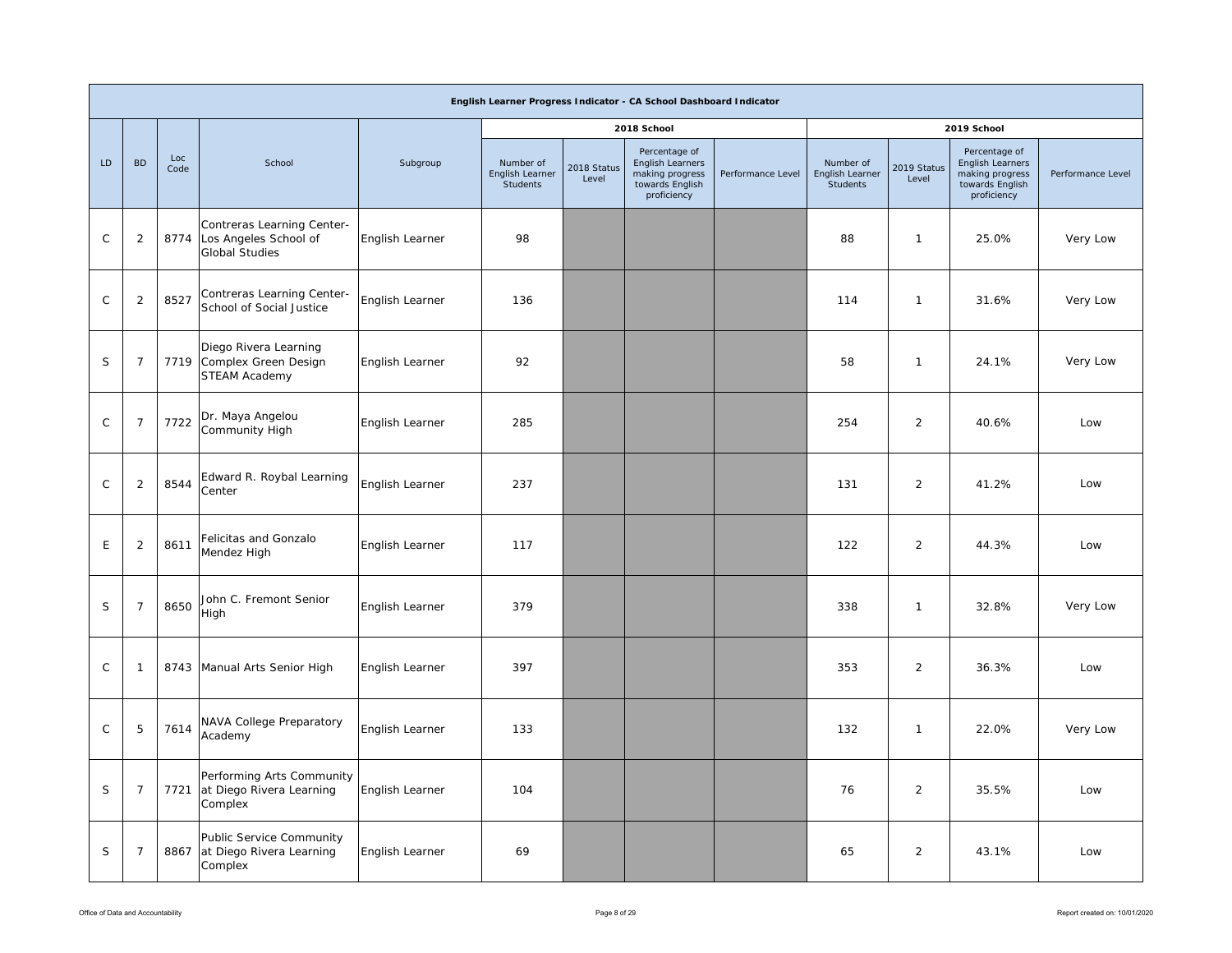| English Learner Progress Indicator - CA School Dashboard Indicator | | | | | | | | | | | | |
|---|---|---|---|---|---|---|---|---|---|---|---|---|
| | | | | | 2018 School | | | | 2019 School | | | |
| LD | BD | Loc Code | School | Subgroup | Number of English Learner Students | 2018 Status Level | Percentage of English Learners making progress towards English proficiency | Performance Level | Number of English Learner Students | 2019 Status Level | Percentage of English Learners making progress towards English proficiency | Performance Level |
| C | 2 | 8774 | Contreras Learning Center-Los Angeles School of Global Studies | English Learner | 98 | | | | 88 | 1 | 25.0% | Very Low |
| C | 2 | 8527 | Contreras Learning Center-School of Social Justice | English Learner | 136 | | | | 114 | 1 | 31.6% | Very Low |
| S | 7 | 7719 | Diego Rivera Learning Complex Green Design STEAM Academy | English Learner | 92 | | | | 58 | 1 | 24.1% | Very Low |
| C | 7 | 7722 | Dr. Maya Angelou Community High | English Learner | 285 | | | | 254 | 2 | 40.6% | Low |
| C | 2 | 8544 | Edward R. Roybal Learning Center | English Learner | 237 | | | | 131 | 2 | 41.2% | Low |
| E | 2 | 8611 | Felicitas and Gonzalo Mendez High | English Learner | 117 | | | | 122 | 2 | 44.3% | Low |
| S | 7 | 8650 | John C. Fremont Senior High | English Learner | 379 | | | | 338 | 1 | 32.8% | Very Low |
| C | 1 | 8743 | Manual Arts Senior High | English Learner | 397 | | | | 353 | 2 | 36.3% | Low |
| C | 5 | 7614 | NAVA College Preparatory Academy | English Learner | 133 | | | | 132 | 1 | 22.0% | Very Low |
| S | 7 | 7721 | Performing Arts Community at Diego Rivera Learning Complex | English Learner | 104 | | | | 76 | 2 | 35.5% | Low |
| S | 7 | 8867 | Public Service Community at Diego Rivera Learning Complex | English Learner | 69 | | | | 65 | 2 | 43.1% | Low |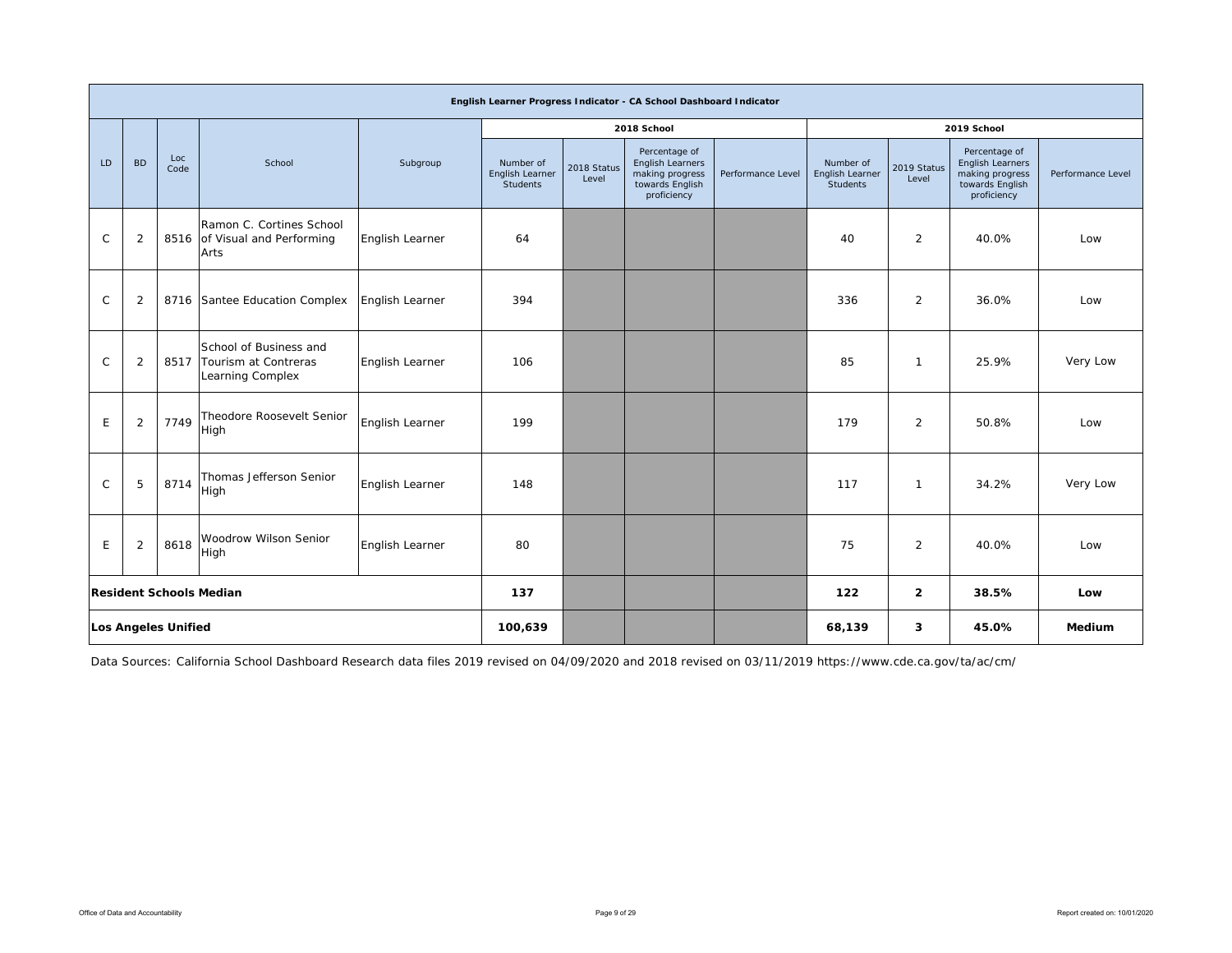| English Learner Progress Indicator - CA School Dashboard Indicator | | | | | | | | | | | | |
|---|---|---|---|---|---|---|---|---|---|---|---|---|
| | | | | | 2018 School | | | | 2019 School | | | |
| LD | BD | Loc Code | School | Subgroup | Number of English Learner Students | 2018 Status Level | Percentage of English Learners making progress towards English proficiency | Performance Level | Number of English Learner Students | 2019 Status Level | Percentage of English Learners making progress towards English proficiency | Performance Level |
| C | 2 | 8516 | Ramon C. Cortines School of Visual and Performing Arts | English Learner | 64 | | | | 40 | 2 | 40.0% | Low |
| C | 2 | 8716 | Santee Education Complex | English Learner | 394 | | | | 336 | 2 | 36.0% | Low |
| C | 2 | 8517 | School of Business and Tourism at Contreras Learning Complex | English Learner | 106 | | | | 85 | 1 | 25.9% | Very Low |
| E | 2 | 7749 | Theodore Roosevelt Senior High | English Learner | 199 | | | | 179 | 2 | 50.8% | Low |
| C | 5 | 8714 | Thomas Jefferson Senior High | English Learner | 148 | | | | 117 | 1 | 34.2% | Very Low |
| E | 2 | 8618 | Woodrow Wilson Senior High | English Learner | 80 | | | | 75 | 2 | 40.0% | Low |
| **Resident Schools Median** | | | | | **137** | | | | **122** | **2** | **38.5%** | **Low** |
| **Los Angeles Unified** | | | | | **100,639** | | | | **68,139** | **3** | **45.0%** | **Medium** |

Data Sources: California School Dashboard Research data files 2019 revised on 04/09/2020 and 2018 revised on 03/11/2019 https://www.cde.ca.gov/ta/ac/cm/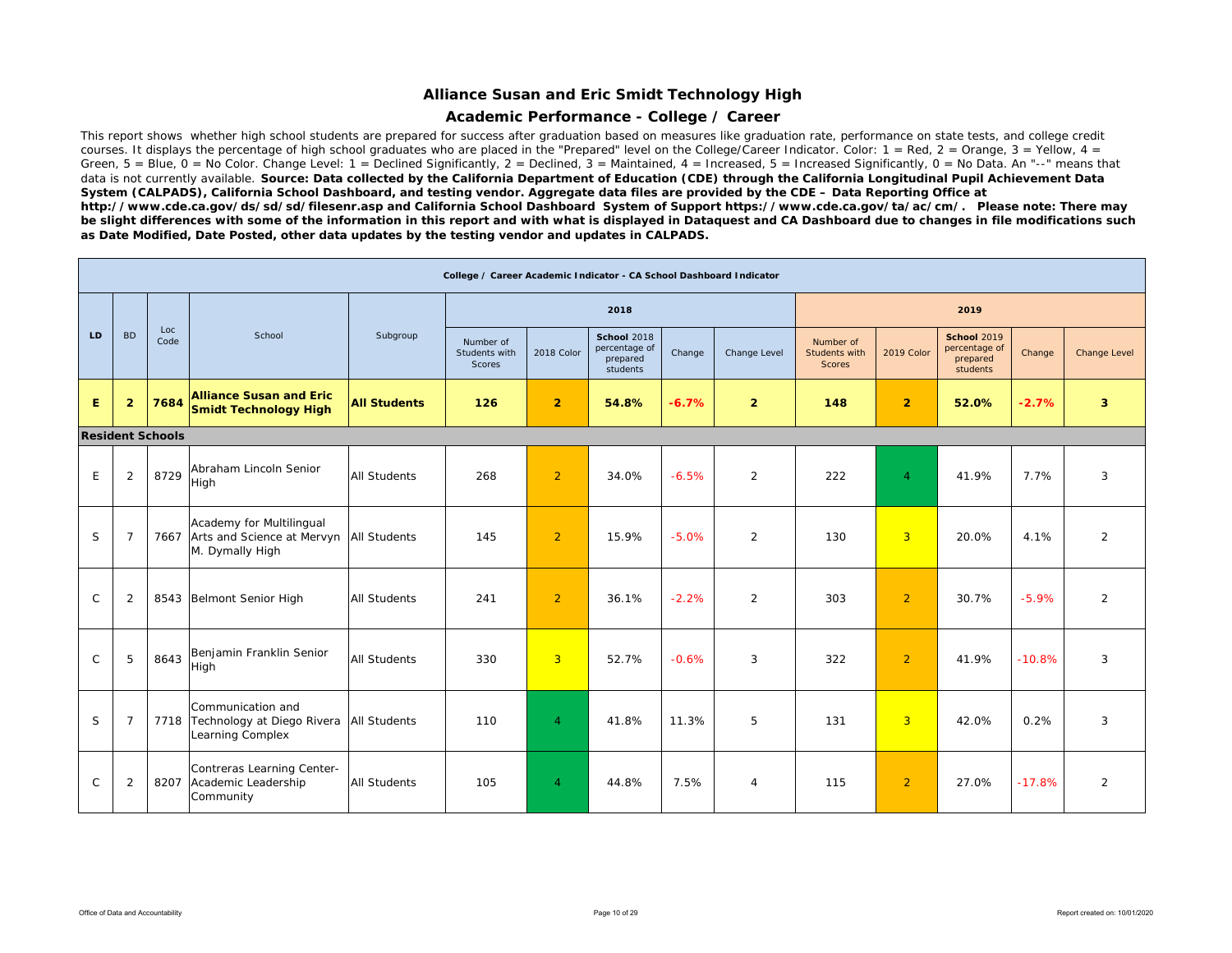# Alliance Susan and Eric Smidt Technology High

## Academic Performance - College / Career

This report shows whether high school students are prepared for success after graduation based on measures like graduation rate, performance on state tests, and college credit courses. It displays the percentage of high school graduates who are placed in the "Prepared" level on the College/Career Indicator. Color: 1 = Red, 2 = Orange, 3 = Yellow, 4 = Green, 5 = Blue, 0 = No Color. Change Level: 1 = Declined Significantly, 2 = Declined, 3 = Maintained, 4 = Increased, 5 = Increased Significantly, 0 = No Data. An "--" means that data is not currently available. **Source: Data collected by the California Department of Education (CDE) through the California Longitudinal Pupil Achievement Data System (CALPADS), California School Dashboard, and testing vendor. Aggregate data files are provided by the CDE – Data Reporting Office at http://www.cde.ca.gov/ds/sd/sd/filesenr.asp and California School Dashboard System of Support https://www.cde.ca.gov/ta/ac/cm/. Please note: There may be slight differences with some of the information in this report and with what is displayed in Dataquest and CA Dashboard due to changes in file modifications such as Date Modified, Date Posted, other data updates by the testing vendor and updates in CALPADS.**

| College / Career Academic Indicator - CA School Dashboard Indicator | | | | | | | | | | | | | | |
|---|---|---|---|---|---|---|---|---|---|---|---|---|---|---|
| | | | | | 2018 | | | | | 2019 | | | | |
| LD | BD | Loc Code | School | Subgroup | Number of Students with Scores | 2018 Color | School 2018 percentage of prepared students | Change | Change Level | Number of Students with Scores | 2019 Color | School 2019 percentage of prepared students | Change | Change Level |
| **E** | **2** | **7684** | **Alliance Susan and Eric Smidt Technology High** | **All Students** | **126** | **2** | **54.8%** | **-6.7%** | **2** | **148** | **2** | **52.0%** | **-2.7%** | **3** |
| **Resident Schools** | | | | | | | | | | | | | | |
| E | 2 | 8729 | Abraham Lincoln Senior High | All Students | 268 | 2 | 34.0% | -6.5% | 2 | 222 | 4 | 41.9% | 7.7% | 3 |
| S | 7 | 7667 | Academy for Multilingual Arts and Science at Mervyn M. Dymally High | All Students | 145 | 2 | 15.9% | -5.0% | 2 | 130 | 3 | 20.0% | 4.1% | 2 |
| C | 2 | 8543 | Belmont Senior High | All Students | 241 | 2 | 36.1% | -2.2% | 2 | 303 | 2 | 30.7% | -5.9% | 2 |
| C | 5 | 8643 | Benjamin Franklin Senior High | All Students | 330 | 3 | 52.7% | -0.6% | 3 | 322 | 2 | 41.9% | -10.8% | 3 |
| S | 7 | 7718 | Communication and Technology at Diego Rivera Learning Complex | All Students | 110 | 4 | 41.8% | 11.3% | 5 | 131 | 3 | 42.0% | 0.2% | 3 |
| C | 2 | 8207 | Contreras Learning Center-Academic Leadership Community | All Students | 105 | 4 | 44.8% | 7.5% | 4 | 115 | 2 | 27.0% | -17.8% | 2 |

Office of Data and Accountability

Report created on: 10/01/2020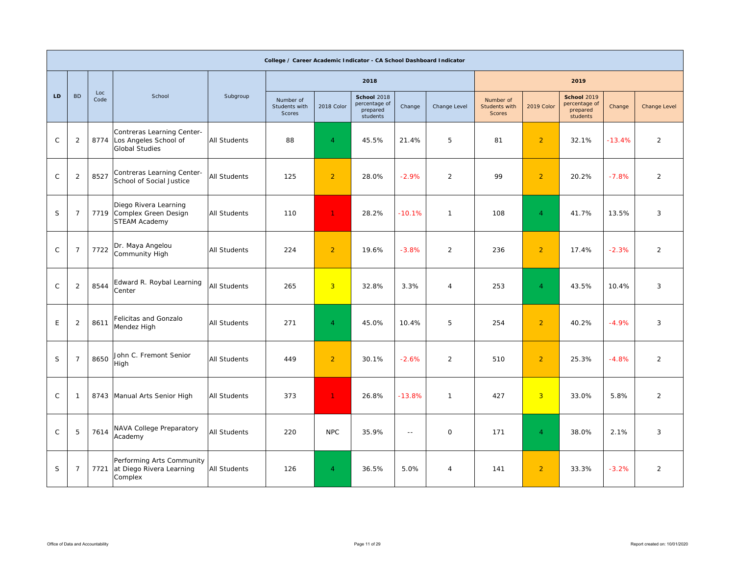| College / Career Academic Indicator - CA School Dashboard Indicator | | | | | | | | | | | | | | |
|---|---|---|---|---|---|---|---|---|---|---|---|---|---|---|
| | | | | | 2018 | | | | | 2019 | | | | |
| LD | BD | Loc Code | School | Subgroup | Number of Students with Scores | 2018 Color | **School** 2018 percentage of prepared students | Change | Change Level | Number of Students with Scores | 2019 Color | **School** 2019 percentage of prepared students | Change | Change Level |
| C | 2 | 8774 | Contreras Learning Center-Los Angeles School of Global Studies | All Students | 88 | 4 | 45.5% | 21.4% | 5 | 81 | 2 | 32.1% | -13.4% | 2 |
| C | 2 | 8527 | Contreras Learning Center-School of Social Justice | All Students | 125 | 2 | 28.0% | -2.9% | 2 | 99 | 2 | 20.2% | -7.8% | 2 |
| S | 7 | 7719 | Diego Rivera Learning Complex Green Design STEAM Academy | All Students | 110 | 1 | 28.2% | -10.1% | 1 | 108 | 4 | 41.7% | 13.5% | 3 |
| C | 7 | 7722 | Dr. Maya Angelou Community High | All Students | 224 | 2 | 19.6% | -3.8% | 2 | 236 | 2 | 17.4% | -2.3% | 2 |
| C | 2 | 8544 | Edward R. Roybal Learning Center | All Students | 265 | 3 | 32.8% | 3.3% | 4 | 253 | 4 | 43.5% | 10.4% | 3 |
| E | 2 | 8611 | Felicitas and Gonzalo Mendez High | All Students | 271 | 4 | 45.0% | 10.4% | 5 | 254 | 2 | 40.2% | -4.9% | 3 |
| S | 7 | 8650 | John C. Fremont Senior High | All Students | 449 | 2 | 30.1% | -2.6% | 2 | 510 | 2 | 25.3% | -4.8% | 2 |
| C | 1 | 8743 | Manual Arts Senior High | All Students | 373 | 1 | 26.8% | -13.8% | 1 | 427 | 3 | 33.0% | 5.8% | 2 |
| C | 5 | 7614 | NAVA College Preparatory Academy | All Students | 220 | NPC | 35.9% | -- | 0 | 171 | 4 | 38.0% | 2.1% | 3 |
| S | 7 | 7721 | Performing Arts Community at Diego Rivera Learning Complex | All Students | 126 | 4 | 36.5% | 5.0% | 4 | 141 | 2 | 33.3% | -3.2% | 2 |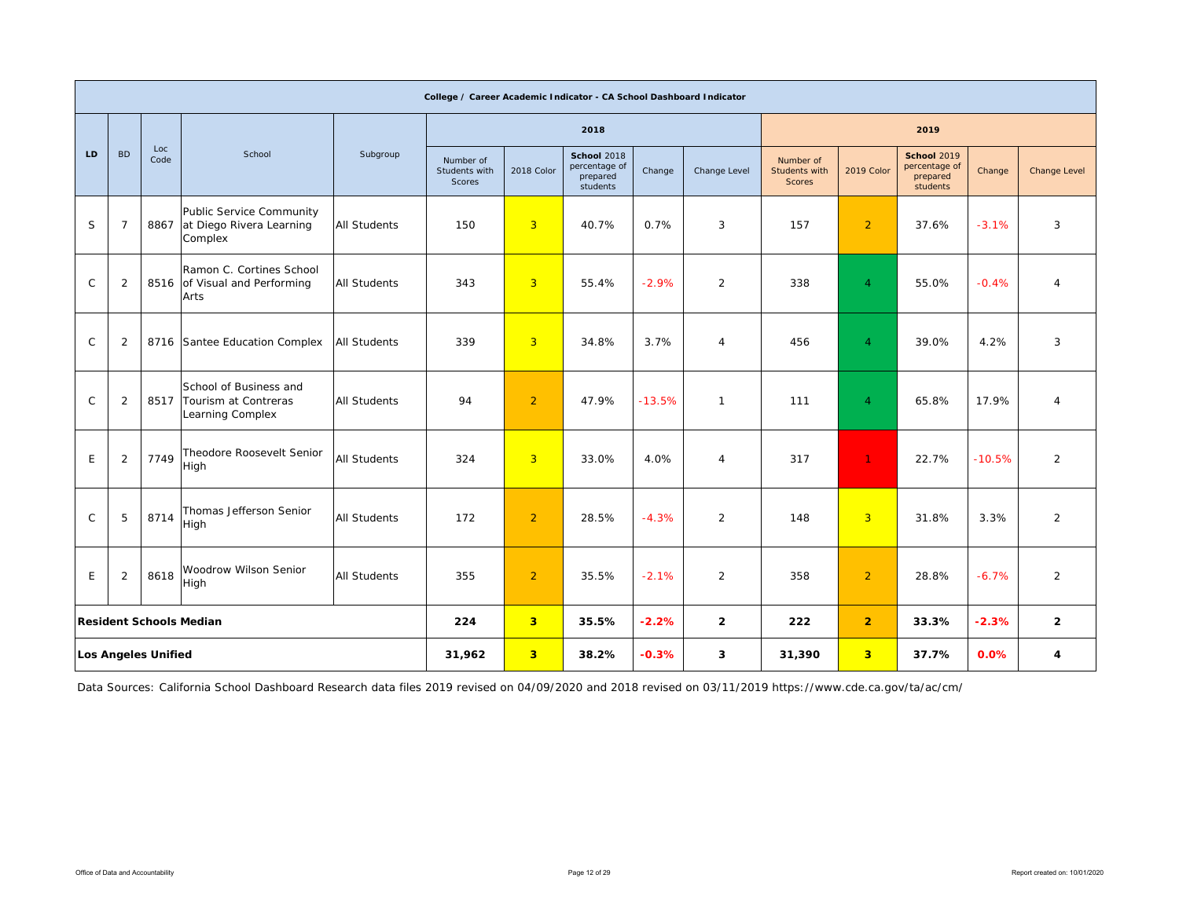| College / Career Academic Indicator - CA School Dashboard Indicator | | | | | | | | | | | | | | |
|---|---|---|---|---|---|---|---|---|---|---|---|---|---|---|
| LD | BD | Loc Code | School | Subgroup | 2018 | | | | | 2019 | | | | |
| | | | | | Number of Students with Scores | 2018 Color | **School** 2018 percentage of prepared students | Change | Change Level | Number of Students with Scores | 2019 Color | **School** 2019 percentage of prepared students | Change | Change Level |
| S | 7 | 8867 | Public Service Community at Diego Rivera Learning Complex | All Students | 150 | 3 | 40.7% | 0.7% | 3 | 157 | 2 | 37.6% | -3.1% | 3 |
| C | 2 | 8516 | Ramon C. Cortines School of Visual and Performing Arts | All Students | 343 | 3 | 55.4% | -2.9% | 2 | 338 | 4 | 55.0% | -0.4% | 4 |
| C | 2 | 8716 | Santee Education Complex | All Students | 339 | 3 | 34.8% | 3.7% | 4 | 456 | 4 | 39.0% | 4.2% | 3 |
| C | 2 | 8517 | School of Business and Tourism at Contreras Learning Complex | All Students | 94 | 2 | 47.9% | -13.5% | 1 | 111 | 4 | 65.8% | 17.9% | 4 |
| E | 2 | 7749 | Theodore Roosevelt Senior High | All Students | 324 | 3 | 33.0% | 4.0% | 4 | 317 | 1 | 22.7% | -10.5% | 2 |
| C | 5 | 8714 | Thomas Jefferson Senior High | All Students | 172 | 2 | 28.5% | -4.3% | 2 | 148 | 3 | 31.8% | 3.3% | 2 |
| E | 2 | 8618 | Woodrow Wilson Senior High | All Students | 355 | 2 | 35.5% | -2.1% | 2 | 358 | 2 | 28.8% | -6.7% | 2 |
| **Resident Schools Median** | | | | | **224** | **3** | **35.5%** | **-2.2%** | **2** | **222** | **2** | **33.3%** | **-2.3%** | **2** |
| **Los Angeles Unified** | | | | | **31,962** | **3** | **38.2%** | **-0.3%** | **3** | **31,390** | **3** | **37.7%** | **0.0%** | **4** |

Data Sources: California School Dashboard Research data files 2019 revised on 04/09/2020 and 2018 revised on 03/11/2019 https://www.cde.ca.gov/ta/ac/cm/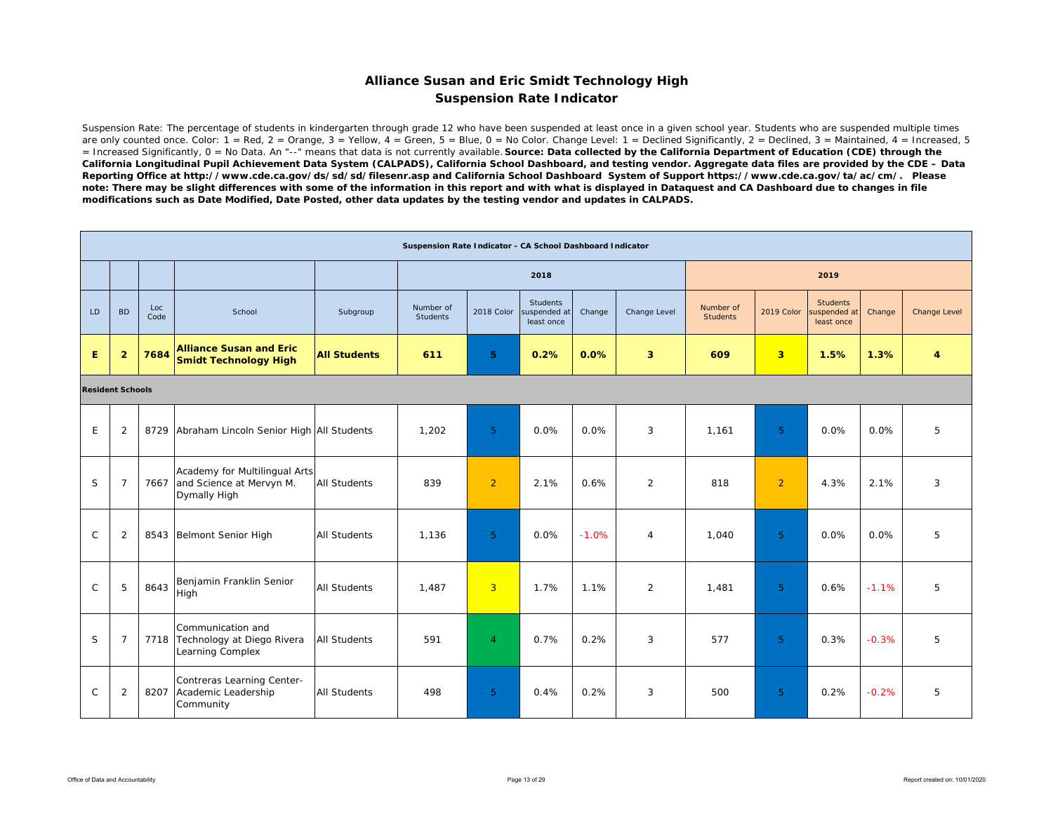# Alliance Susan and Eric Smidt Technology High
## Suspension Rate Indicator

Suspension Rate: The percentage of students in kindergarten through grade 12 who have been suspended at least once in a given school year. Students who are suspended multiple times are only counted once. Color: 1 = Red, 2 = Orange, 3 = Yellow, 4 = Green, 5 = Blue, 0 = No Color. Change Level: 1 = Declined Significantly, 2 = Declined, 3 = Maintained, 4 = Increased, 5 = Increased Significantly, 0 = No Data. An "--" means that data is not currently available. **Source: Data collected by the California Department of Education (CDE) through the California Longitudinal Pupil Achievement Data System (CALPADS), California School Dashboard, and testing vendor. Aggregate data files are provided by the CDE – Data Reporting Office at http://www.cde.ca.gov/ds/sd/sd/filesenr.asp and California School Dashboard System of Support https://www.cde.ca.gov/ta/ac/cm/. Please note: There may be slight differences with some of the information in this report and with what is displayed in Dataquest and CA Dashboard due to changes in file modifications such as Date Modified, Date Posted, other data updates by the testing vendor and updates in CALPADS.**

| Suspension Rate Indicator - CA School Dashboard Indicator | | | | | | | | | | | | | | |
|---|---|---|---|---|---|---|---|---|---|---|---|---|---|---|
| | | | | | 2018 | | | | | 2019 | | | | |
| LD | BD | Loc Code | School | Subgroup | Number of Students | 2018 Color | Students suspended at least once | Change | Change Level | Number of Students | 2019 Color | Students suspended at least once | Change | Change Level |
| **E** | **2** | **7684** | **Alliance Susan and Eric Smidt Technology High** | **All Students** | **611** | **5** | **0.2%** | **0.0%** | **3** | **609** | **3** | **1.5%** | **1.3%** | **4** |
| **Resident Schools** | | | | | | | | | | | | | | |
| E | 2 | 8729 | Abraham Lincoln Senior High | All Students | 1,202 | 5 | 0.0% | 0.0% | 3 | 1,161 | 5 | 0.0% | 0.0% | 5 |
| S | 7 | 7667 | Academy for Multilingual Arts and Science at Mervyn M. Dymally High | All Students | 839 | 2 | 2.1% | 0.6% | 2 | 818 | 2 | 4.3% | 2.1% | 3 |
| C | 2 | 8543 | Belmont Senior High | All Students | 1,136 | 5 | 0.0% | -1.0% | 4 | 1,040 | 5 | 0.0% | 0.0% | 5 |
| C | 5 | 8643 | Benjamin Franklin Senior High | All Students | 1,487 | 3 | 1.7% | 1.1% | 2 | 1,481 | 5 | 0.6% | -1.1% | 5 |
| S | 7 | 7718 | Communication and Technology at Diego Rivera Learning Complex | All Students | 591 | 4 | 0.7% | 0.2% | 3 | 577 | 5 | 0.3% | -0.3% | 5 |
| C | 2 | 8207 | Contreras Learning Center-Academic Leadership Community | All Students | 498 | 5 | 0.4% | 0.2% | 3 | 500 | 5 | 0.2% | -0.2% | 5 |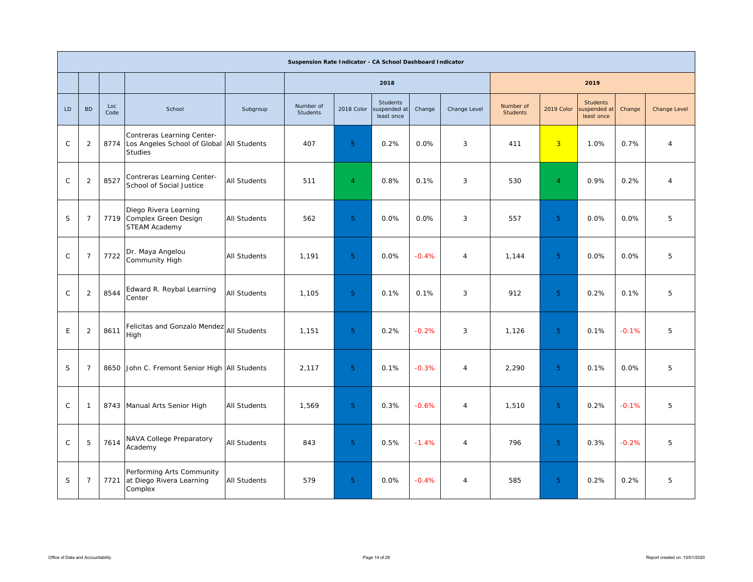| Suspension Rate Indicator - CA School Dashboard Indicator | | | | | | | | | | | | | | |
|---|---|---|---|---|---|---|---|---|---|---|---|---|---|---|
| | | | | | 2018 | | | | | 2019 | | | | |
| LD | BD | Loc Code | School | Subgroup | Number of Students | 2018 Color | Students suspended at least once | Change | Change Level | Number of Students | 2019 Color | Students suspended at least once | Change | Change Level |
| C | 2 | 8774 | Contreras Learning Center-Los Angeles School of Global Studies | All Students | 407 | 5 | 0.2% | 0.0% | 3 | 411 | 3 | 1.0% | 0.7% | 4 |
| C | 2 | 8527 | Contreras Learning Center-School of Social Justice | All Students | 511 | 4 | 0.8% | 0.1% | 3 | 530 | 4 | 0.9% | 0.2% | 4 |
| S | 7 | 7719 | Diego Rivera Learning Complex Green Design STEAM Academy | All Students | 562 | 5 | 0.0% | 0.0% | 3 | 557 | 5 | 0.0% | 0.0% | 5 |
| C | 7 | 7722 | Dr. Maya Angelou Community High | All Students | 1,191 | 5 | 0.0% | -0.4% | 4 | 1,144 | 5 | 0.0% | 0.0% | 5 |
| C | 2 | 8544 | Edward R. Roybal Learning Center | All Students | 1,105 | 5 | 0.1% | 0.1% | 3 | 912 | 5 | 0.2% | 0.1% | 5 |
| E | 2 | 8611 | Felicitas and Gonzalo Mendez High | All Students | 1,151 | 5 | 0.2% | -0.2% | 3 | 1,126 | 5 | 0.1% | -0.1% | 5 |
| S | 7 | 8650 | John C. Fremont Senior High | All Students | 2,117 | 5 | 0.1% | -0.3% | 4 | 2,290 | 5 | 0.1% | 0.0% | 5 |
| C | 1 | 8743 | Manual Arts Senior High | All Students | 1,569 | 5 | 0.3% | -0.6% | 4 | 1,510 | 5 | 0.2% | -0.1% | 5 |
| C | 5 | 7614 | NAVA College Preparatory Academy | All Students | 843 | 5 | 0.5% | -1.4% | 4 | 796 | 5 | 0.3% | -0.2% | 5 |
| S | 7 | 7721 | Performing Arts Community at Diego Rivera Learning Complex | All Students | 579 | 5 | 0.0% | -0.4% | 4 | 585 | 5 | 0.2% | 0.2% | 5 |

Office of Data and Accountability

Report created on: 10/01/2020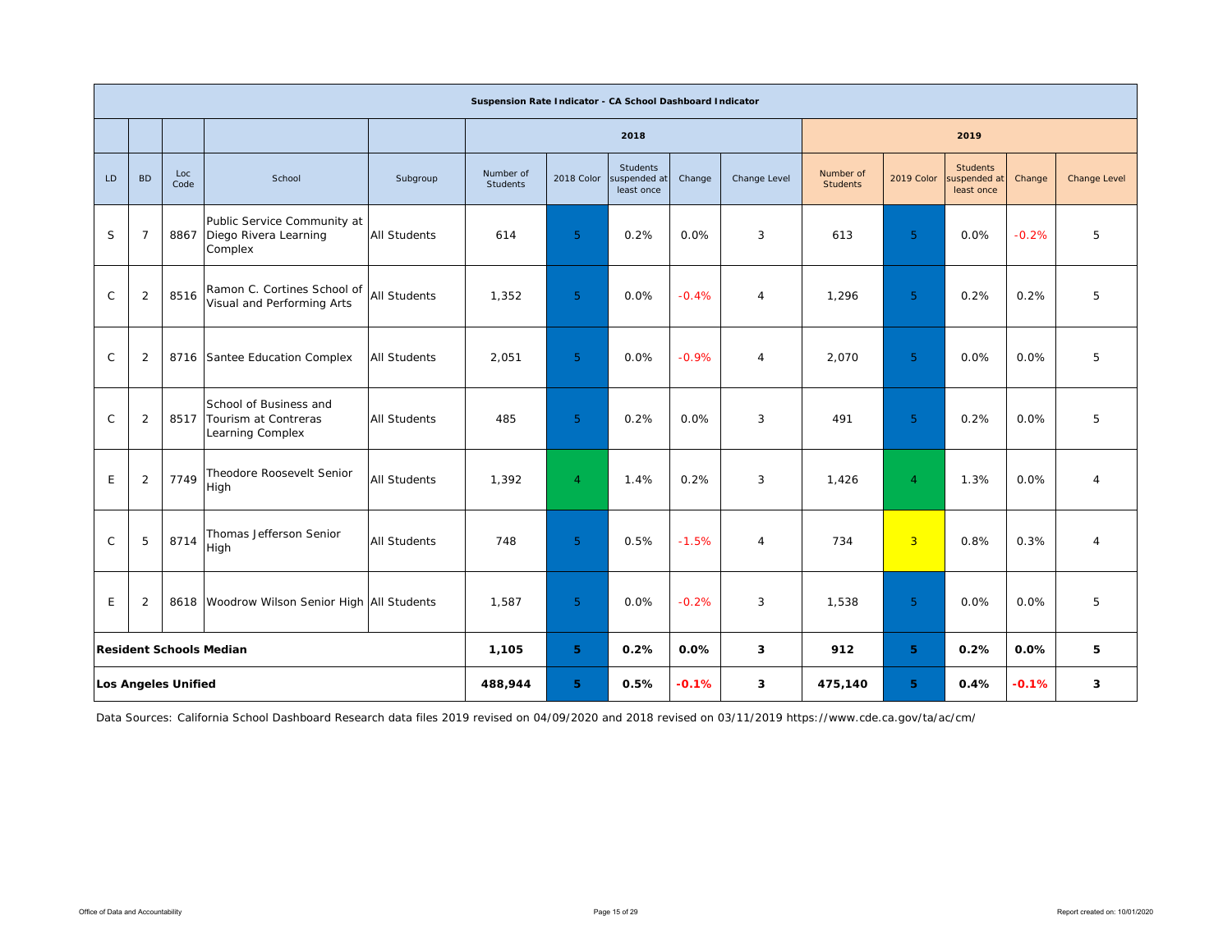| Suspension Rate Indicator - CA School Dashboard Indicator | | | | | | | | | | | | | | |
|---|---|---|---|---|---|---|---|---|---|---|---|---|---|---|
| | | | | | 2018 | | | | | 2019 | | | | |
| LD | BD | Loc Code | School | Subgroup | Number of Students | 2018 Color | Students suspended at least once | Change | Change Level | Number of Students | 2019 Color | Students suspended at least once | Change | Change Level |
| S | 7 | 8867 | Public Service Community at Diego Rivera Learning Complex | All Students | 614 | 5 | 0.2% | 0.0% | 3 | 613 | 5 | 0.0% | -0.2% | 5 |
| C | 2 | 8516 | Ramon C. Cortines School of Visual and Performing Arts | All Students | 1,352 | 5 | 0.0% | -0.4% | 4 | 1,296 | 5 | 0.2% | 0.2% | 5 |
| C | 2 | 8716 | Santee Education Complex | All Students | 2,051 | 5 | 0.0% | -0.9% | 4 | 2,070 | 5 | 0.0% | 0.0% | 5 |
| C | 2 | 8517 | School of Business and Tourism at Contreras Learning Complex | All Students | 485 | 5 | 0.2% | 0.0% | 3 | 491 | 5 | 0.2% | 0.0% | 5 |
| E | 2 | 7749 | Theodore Roosevelt Senior High | All Students | 1,392 | 4 | 1.4% | 0.2% | 3 | 1,426 | 4 | 1.3% | 0.0% | 4 |
| C | 5 | 8714 | Thomas Jefferson Senior High | All Students | 748 | 5 | 0.5% | -1.5% | 4 | 734 | 3 | 0.8% | 0.3% | 4 |
| E | 2 | 8618 | Woodrow Wilson Senior High | All Students | 1,587 | 5 | 0.0% | -0.2% | 3 | 1,538 | 5 | 0.0% | 0.0% | 5 |
| **Resident Schools Median** | | | | | **1,105** | **5** | **0.2%** | **0.0%** | **3** | **912** | **5** | **0.2%** | **0.0%** | **5** |
| **Los Angeles Unified** | | | | | **488,944** | **5** | **0.5%** | **-0.1%** | **3** | **475,140** | **5** | **0.4%** | **-0.1%** | **3** |

Data Sources: California School Dashboard Research data files 2019 revised on 04/09/2020 and 2018 revised on 03/11/2019 https://www.cde.ca.gov/ta/ac/cm/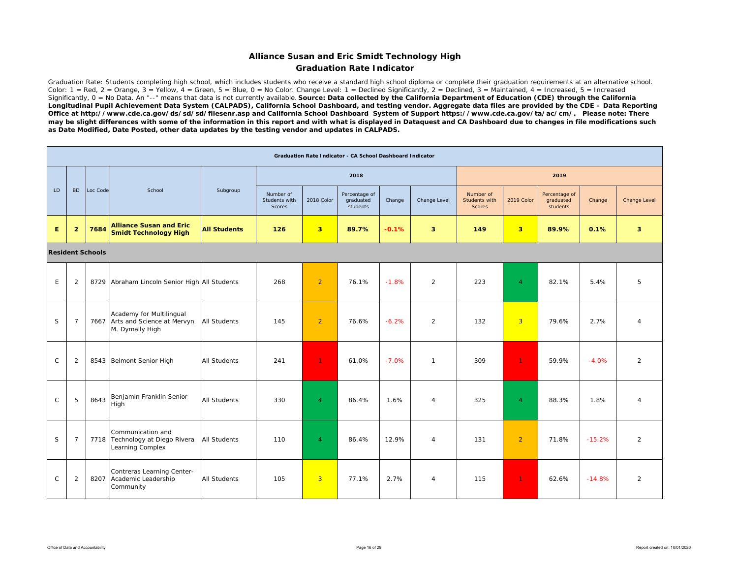# Alliance Susan and Eric Smidt Technology High

## Graduation Rate Indicator

Graduation Rate: Students completing high school, which includes students who receive a standard high school diploma or complete their graduation requirements at an alternative school. Color: 1 = Red, 2 = Orange, 3 = Yellow, 4 = Green, 5 = Blue, 0 = No Color. Change Level: 1 = Declined Significantly, 2 = Declined, 3 = Maintained, 4 = Increased, 5 = Increased Significantly, 0 = No Data. An "--" means that data is not currently available. **Source: Data collected by the California Department of Education (CDE) through the California Longitudinal Pupil Achievement Data System (CALPADS), California School Dashboard, and testing vendor. Aggregate data files are provided by the CDE – Data Reporting Office at http://www.cde.ca.gov/ds/sd/sd/filesenr.asp and California School Dashboard System of Support https://www.cde.ca.gov/ta/ac/cm/. Please note: There may be slight differences with some of the information in this report and with what is displayed in Dataquest and CA Dashboard due to changes in file modifications such as Date Modified, Date Posted, other data updates by the testing vendor and updates in CALPADS.**

| Graduation Rate Indicator - CA School Dashboard Indicator | | | | | | | | | | | | | | |
|---|---|---|---|---|---|---|---|---|---|---|---|---|---|---|
| | | | | | 2018 | | | | | 2019 | | | | |
| LD | BD | Loc Code | School | Subgroup | Number of Students with Scores | 2018 Color | Percentage of graduated students | Change | Change Level | Number of Students with Scores | 2019 Color | Percentage of graduated students | Change | Change Level |
| **E** | **2** | **7684** | **Alliance Susan and Eric Smidt Technology High** | **All Students** | **126** | **3** | **89.7%** | **-0.1%** | **3** | **149** | **3** | **89.9%** | **0.1%** | **3** |
| **Resident Schools** | | | | | | | | | | | | | | |
| E | 2 | 8729 | Abraham Lincoln Senior High | All Students | 268 | 2 | 76.1% | -1.8% | 2 | 223 | 4 | 82.1% | 5.4% | 5 |
| S | 7 | 7667 | Academy for Multilingual Arts and Science at Mervyn M. Dymally High | All Students | 145 | 2 | 76.6% | -6.2% | 2 | 132 | 3 | 79.6% | 2.7% | 4 |
| C | 2 | 8543 | Belmont Senior High | All Students | 241 | 1 | 61.0% | -7.0% | 1 | 309 | 1 | 59.9% | -4.0% | 2 |
| C | 5 | 8643 | Benjamin Franklin Senior High | All Students | 330 | 4 | 86.4% | 1.6% | 4 | 325 | 4 | 88.3% | 1.8% | 4 |
| S | 7 | 7718 | Communication and Technology at Diego Rivera Learning Complex | All Students | 110 | 4 | 86.4% | 12.9% | 4 | 131 | 2 | 71.8% | -15.2% | 2 |
| C | 2 | 8207 | Contreras Learning Center-Academic Leadership Community | All Students | 105 | 3 | 77.1% | 2.7% | 4 | 115 | 1 | 62.6% | -14.8% | 2 |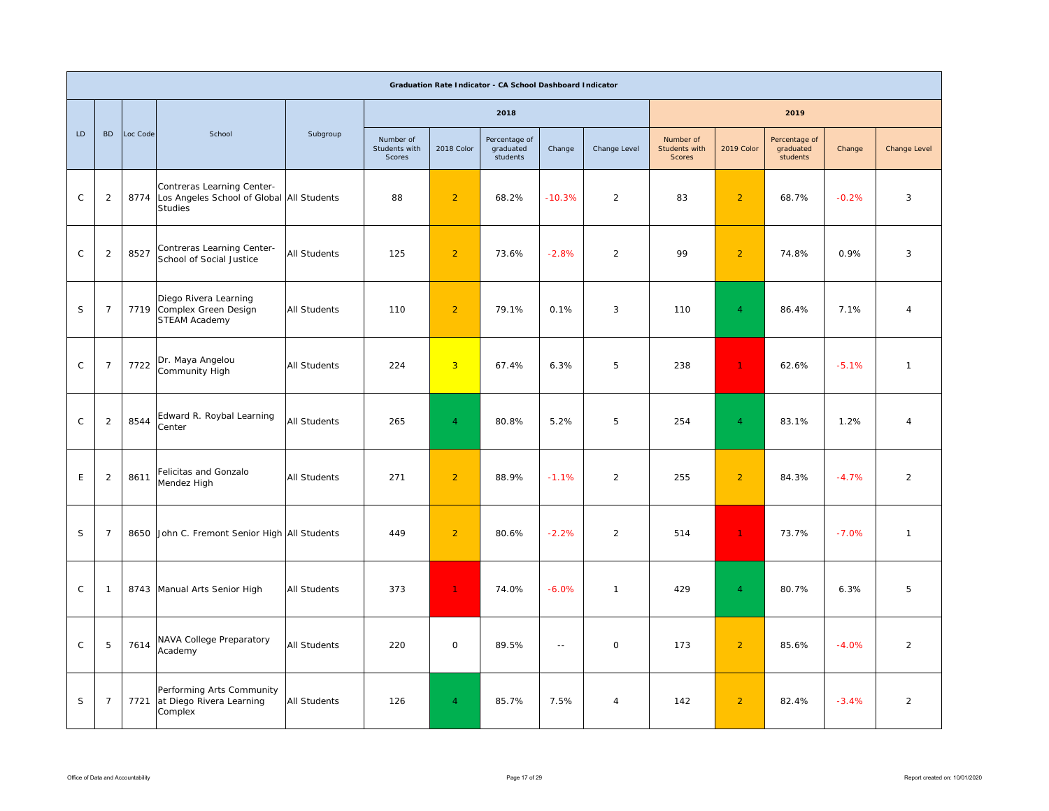| Graduation Rate Indicator - CA School Dashboard Indicator | | | | | | | | | | | | | | | |
|---|---|---|---|---|---|---|---|---|---|---|---|---|---|---|---|
| | | | | | 2018 | | | | | 2019 | | | | | |
| LD | BD | Loc Code | School | Subgroup | Number of Students with Scores | 2018 Color | Percentage of graduated students | Change | Change Level | Number of Students with Scores | 2019 Color | Percentage of graduated students | Change | Change Level |
| C | 2 | 8774 | Contreras Learning Center-Los Angeles School of Global Studies | All Students | 88 | 2 | 68.2% | -10.3% | 2 | 83 | 2 | 68.7% | -0.2% | 3 |
| C | 2 | 8527 | Contreras Learning Center-School of Social Justice | All Students | 125 | 2 | 73.6% | -2.8% | 2 | 99 | 2 | 74.8% | 0.9% | 3 |
| S | 7 | 7719 | Diego Rivera Learning Complex Green Design STEAM Academy | All Students | 110 | 2 | 79.1% | 0.1% | 3 | 110 | 4 | 86.4% | 7.1% | 4 |
| C | 7 | 7722 | Dr. Maya Angelou Community High | All Students | 224 | 3 | 67.4% | 6.3% | 5 | 238 | 1 | 62.6% | -5.1% | 1 |
| C | 2 | 8544 | Edward R. Roybal Learning Center | All Students | 265 | 4 | 80.8% | 5.2% | 5 | 254 | 4 | 83.1% | 1.2% | 4 |
| E | 2 | 8611 | Felicitas and Gonzalo Mendez High | All Students | 271 | 2 | 88.9% | -1.1% | 2 | 255 | 2 | 84.3% | -4.7% | 2 |
| S | 7 | 8650 | John C. Fremont Senior High | All Students | 449 | 2 | 80.6% | -2.2% | 2 | 514 | 1 | 73.7% | -7.0% | 1 |
| C | 1 | 8743 | Manual Arts Senior High | All Students | 373 | 1 | 74.0% | -6.0% | 1 | 429 | 4 | 80.7% | 6.3% | 5 |
| C | 5 | 7614 | NAVA College Preparatory Academy | All Students | 220 | 0 | 89.5% | -- | 0 | 173 | 2 | 85.6% | -4.0% | 2 |
| S | 7 | 7721 | Performing Arts Community at Diego Rivera Learning Complex | All Students | 126 | 4 | 85.7% | 7.5% | 4 | 142 | 2 | 82.4% | -3.4% | 2 |

Office of Data and Accountability

Report created on: 10/01/2020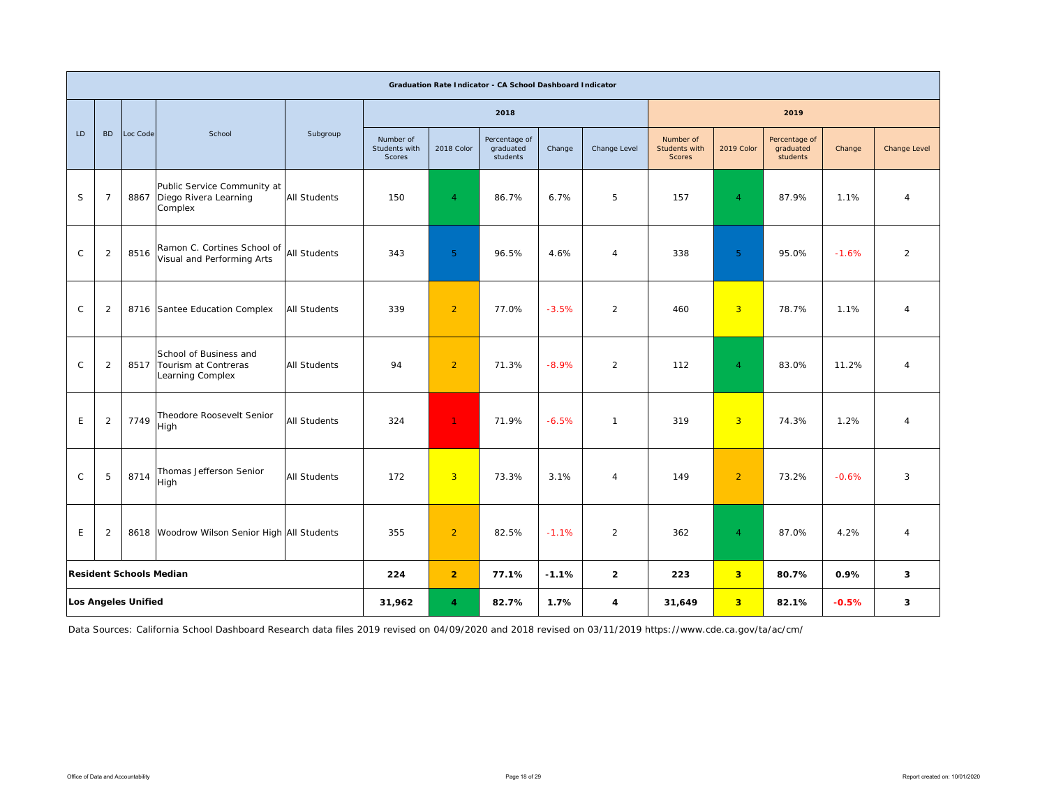| Graduation Rate Indicator - CA School Dashboard Indicator | | | | | | | | | | | | | | | |
|---|---|---|---|---|---|---|---|---|---|---|---|---|---|---|---|
| LD | BD | Loc Code | School | Subgroup | 2018 | | | | | 2019 | | | | |
| | | | | | Number of Students with Scores | 2018 Color | Percentage of graduated students | Change | Change Level | Number of Students with Scores | 2019 Color | Percentage of graduated students | Change | Change Level |
| S | 7 | 8867 | Public Service Community at Diego Rivera Learning Complex | All Students | 150 | 4 | 86.7% | 6.7% | 5 | 157 | 4 | 87.9% | 1.1% | 4 |
| C | 2 | 8516 | Ramon C. Cortines School of Visual and Performing Arts | All Students | 343 | 5 | 96.5% | 4.6% | 4 | 338 | 5 | 95.0% | -1.6% | 2 |
| C | 2 | 8716 | Santee Education Complex | All Students | 339 | 2 | 77.0% | -3.5% | 2 | 460 | 3 | 78.7% | 1.1% | 4 |
| C | 2 | 8517 | School of Business and Tourism at Contreras Learning Complex | All Students | 94 | 2 | 71.3% | -8.9% | 2 | 112 | 4 | 83.0% | 11.2% | 4 |
| E | 2 | 7749 | Theodore Roosevelt Senior High | All Students | 324 | 1 | 71.9% | -6.5% | 1 | 319 | 3 | 74.3% | 1.2% | 4 |
| C | 5 | 8714 | Thomas Jefferson Senior High | All Students | 172 | 3 | 73.3% | 3.1% | 4 | 149 | 2 | 73.2% | -0.6% | 3 |
| E | 2 | 8618 | Woodrow Wilson Senior High | All Students | 355 | 2 | 82.5% | -1.1% | 2 | 362 | 4 | 87.0% | 4.2% | 4 |
| **Resident Schools Median** | | | | | **224** | **2** | **77.1%** | **-1.1%** | **2** | **223** | **3** | **80.7%** | **0.9%** | **3** |
| **Los Angeles Unified** | | | | | **31,962** | **4** | **82.7%** | **1.7%** | **4** | **31,649** | **3** | **82.1%** | **-0.5%** | **3** |

Data Sources: California School Dashboard Research data files 2019 revised on 04/09/2020 and 2018 revised on 03/11/2019 https://www.cde.ca.gov/ta/ac/cm/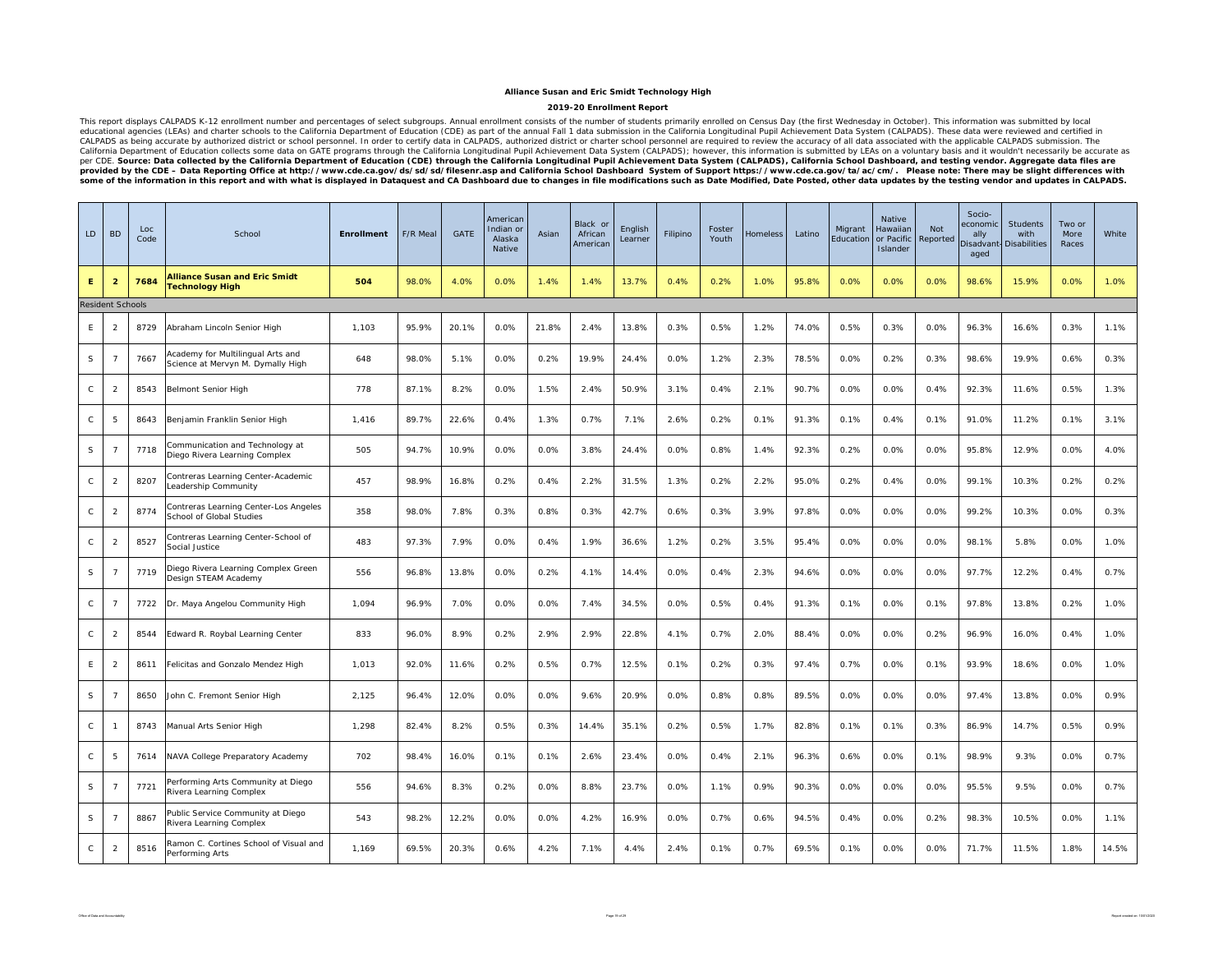**Alliance Susan and Eric Smidt Technology High**

**2019-20 Enrollment Report**

This report displays CALPADS K-12 enrollment number and percentages of select subgroups. Annual enrollment consists of the number of students primarily enrolled on Census Day (the first Wednesday in October). This information was submitted by local educational agencies (LEAs) and charter schools to the California Department of Education (CDE) as part of the annual Fall 1 data submission in the California Longitudinal Pupil Achievement Data System (CALPADS). These data were reviewed and certified in CALPADS as being accurate by authorized district or school personnel. In order to certify data in CALPADS, authorized district or charter school personnel are required to review the accuracy of all data associated with the applicable CALPADS submission. The California Department of Education collects some data on GATE programs through the California Longitudinal Pupil Achievement Data System (CALPADS); however, this information is submitted by LEAs on a voluntary basis and it wouldn't necessarily be accurate as per CDE. **Source: Data collected by the California Department of Education (CDE) through the California Longitudinal Pupil Achievement Data System (CALPADS), California School Dashboard, and testing vendor. Aggregate data files are provided by the CDE – Data Reporting Office at http://www.cde.ca.gov/ds/sd/sd/filesenr.asp and California School Dashboard System of Support https://www.cde.ca.gov/ta/ac/cm/. Please note: There may be slight differences with some of the information in this report and with what is displayed in Dataquest and CA Dashboard due to changes in file modifications such as Date Modified, Date Posted, other data updates by the testing vendor and updates in CALPADS.**

| LD | BD | Loc Code | School | Enrollment | F/R Meal | GATE | American Indian or Alaska Native | Asian | Black or African American | English Learner | Filipino | Foster Youth | Homeless | Latino | Migrant Education | Native Hawaiian or Pacific Islander | Not Reported | Socio-economically Disadvantaged | Students with Disabilities | Two or More Races | White |
|---|---|---|---|---|---|---|---|---|---|---|---|---|---|---|---|---|---|---|---|---|---|
| **E** | **2** | **7684** | **Alliance Susan and Eric Smidt Technology High** | **504** | 98.0% | 4.0% | 0.0% | 1.4% | 1.4% | 13.7% | 0.4% | 0.2% | 1.0% | 95.8% | 0.0% | 0.0% | 0.0% | 98.6% | 15.9% | 0.0% | 1.0% |
| Resident Schools | | | | | | | | | | | | | | | | | | | | | |
| E | 2 | 8729 | Abraham Lincoln Senior High | 1,103 | 95.9% | 20.1% | 0.0% | 21.8% | 2.4% | 13.8% | 0.3% | 0.5% | 1.2% | 74.0% | 0.5% | 0.3% | 0.0% | 96.3% | 16.6% | 0.3% | 1.1% |
| S | 7 | 7667 | Academy for Multilingual Arts and Science at Mervyn M. Dymally High | 648 | 98.0% | 5.1% | 0.0% | 0.2% | 19.9% | 24.4% | 0.0% | 1.2% | 2.3% | 78.5% | 0.0% | 0.2% | 0.3% | 98.6% | 19.9% | 0.6% | 0.3% |
| C | 2 | 8543 | Belmont Senior High | 778 | 87.1% | 8.2% | 0.0% | 1.5% | 2.4% | 50.9% | 3.1% | 0.4% | 2.1% | 90.7% | 0.0% | 0.0% | 0.4% | 92.3% | 11.6% | 0.5% | 1.3% |
| C | 5 | 8643 | Benjamin Franklin Senior High | 1,416 | 89.7% | 22.6% | 0.4% | 1.3% | 0.7% | 7.1% | 2.6% | 0.2% | 0.1% | 91.3% | 0.1% | 0.4% | 0.1% | 91.0% | 11.2% | 0.1% | 3.1% |
| S | 7 | 7718 | Communication and Technology at Diego Rivera Learning Complex | 505 | 94.7% | 10.9% | 0.0% | 0.0% | 3.8% | 24.4% | 0.0% | 0.8% | 1.4% | 92.3% | 0.2% | 0.0% | 0.0% | 95.8% | 12.9% | 0.0% | 4.0% |
| C | 2 | 8207 | Contreras Learning Center-Academic Leadership Community | 457 | 98.9% | 16.8% | 0.2% | 0.4% | 2.2% | 31.5% | 1.3% | 0.2% | 2.2% | 95.0% | 0.2% | 0.4% | 0.0% | 99.1% | 10.3% | 0.2% | 0.2% |
| C | 2 | 8774 | Contreras Learning Center-Los Angeles School of Global Studies | 358 | 98.0% | 7.8% | 0.3% | 0.8% | 0.3% | 42.7% | 0.6% | 0.3% | 3.9% | 97.8% | 0.0% | 0.0% | 0.0% | 99.2% | 10.3% | 0.0% | 0.3% |
| C | 2 | 8527 | Contreras Learning Center-School of Social Justice | 483 | 97.3% | 7.9% | 0.0% | 0.4% | 1.9% | 36.6% | 1.2% | 0.2% | 3.5% | 95.4% | 0.0% | 0.0% | 0.0% | 98.1% | 5.8% | 0.0% | 1.0% |
| S | 7 | 7719 | Diego Rivera Learning Complex Green Design STEAM Academy | 556 | 96.8% | 13.8% | 0.0% | 0.2% | 4.1% | 14.4% | 0.0% | 0.4% | 2.3% | 94.6% | 0.0% | 0.0% | 0.0% | 97.7% | 12.2% | 0.4% | 0.7% |
| C | 7 | 7722 | Dr. Maya Angelou Community High | 1,094 | 96.9% | 7.0% | 0.0% | 0.0% | 7.4% | 34.5% | 0.0% | 0.5% | 0.4% | 91.3% | 0.1% | 0.0% | 0.1% | 97.8% | 13.8% | 0.2% | 1.0% |
| C | 2 | 8544 | Edward R. Roybal Learning Center | 833 | 96.0% | 8.9% | 0.2% | 2.9% | 2.9% | 22.8% | 4.1% | 0.7% | 2.0% | 88.4% | 0.0% | 0.0% | 0.2% | 96.9% | 16.0% | 0.4% | 1.0% |
| E | 2 | 8611 | Felicitas and Gonzalo Mendez High | 1,013 | 92.0% | 11.6% | 0.2% | 0.5% | 0.7% | 12.5% | 0.1% | 0.2% | 0.3% | 97.4% | 0.7% | 0.0% | 0.1% | 93.9% | 18.6% | 0.0% | 1.0% |
| S | 7 | 8650 | John C. Fremont Senior High | 2,125 | 96.4% | 12.0% | 0.0% | 0.0% | 9.6% | 20.9% | 0.0% | 0.8% | 0.8% | 89.5% | 0.0% | 0.0% | 0.0% | 97.4% | 13.8% | 0.0% | 0.9% |
| C | 1 | 8743 | Manual Arts Senior High | 1,298 | 82.4% | 8.2% | 0.5% | 0.3% | 14.4% | 35.1% | 0.2% | 0.5% | 1.7% | 82.8% | 0.1% | 0.1% | 0.3% | 86.9% | 14.7% | 0.5% | 0.9% |
| C | 5 | 7614 | NAVA College Preparatory Academy | 702 | 98.4% | 16.0% | 0.1% | 0.1% | 2.6% | 23.4% | 0.0% | 0.4% | 2.1% | 96.3% | 0.6% | 0.0% | 0.1% | 98.9% | 9.3% | 0.0% | 0.7% |
| S | 7 | 7721 | Performing Arts Community at Diego Rivera Learning Complex | 556 | 94.6% | 8.3% | 0.2% | 0.0% | 8.8% | 23.7% | 0.0% | 1.1% | 0.9% | 90.3% | 0.0% | 0.0% | 0.0% | 95.5% | 9.5% | 0.0% | 0.7% |
| S | 7 | 8867 | Public Service Community at Diego Rivera Learning Complex | 543 | 98.2% | 12.2% | 0.0% | 0.0% | 4.2% | 16.9% | 0.0% | 0.7% | 0.6% | 94.5% | 0.4% | 0.0% | 0.2% | 98.3% | 10.5% | 0.0% | 1.1% |
| C | 2 | 8516 | Ramon C. Cortines School of Visual and Performing Arts | 1,169 | 69.5% | 20.3% | 0.6% | 4.2% | 7.1% | 4.4% | 2.4% | 0.1% | 0.7% | 69.5% | 0.1% | 0.0% | 0.0% | 71.7% | 11.5% | 1.8% | 14.5% |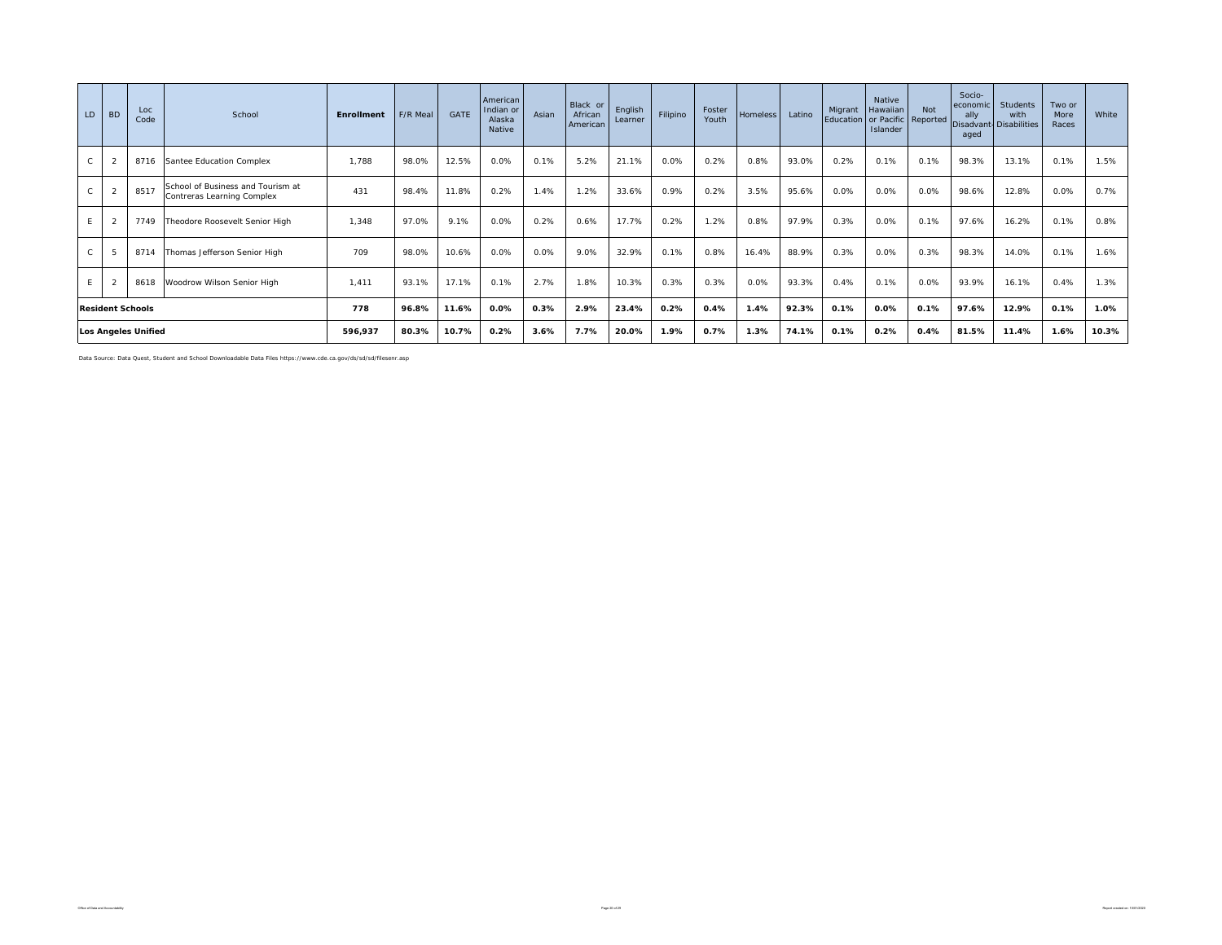| LD | BD | Loc Code | School | Enrollment | F/R Meal | GATE | American Indian or Alaska Native | Asian | Black or African American | English Learner | Filipino | Foster Youth | Homeless | Latino | Migrant Education | Native Hawaiian or Pacific Islander | Not Reported | Socio-economically Disadvantaged | Students with Disabilities | Two or More Races | White |
|---|---|---|---|---|---|---|---|---|---|---|---|---|---|---|---|---|---|---|---|---|---|
| C | 2 | 8716 | Santee Education Complex | 1,788 | 98.0% | 12.5% | 0.0% | 0.1% | 5.2% | 21.1% | 0.0% | 0.2% | 0.8% | 93.0% | 0.2% | 0.1% | 0.1% | 98.3% | 13.1% | 0.1% | 1.5% |
| C | 2 | 8517 | School of Business and Tourism at Contreras Learning Complex | 431 | 98.4% | 11.8% | 0.2% | 1.4% | 1.2% | 33.6% | 0.9% | 0.2% | 3.5% | 95.6% | 0.0% | 0.0% | 0.0% | 98.6% | 12.8% | 0.0% | 0.7% |
| E | 2 | 7749 | Theodore Roosevelt Senior High | 1,348 | 97.0% | 9.1% | 0.0% | 0.2% | 0.6% | 17.7% | 0.2% | 1.2% | 0.8% | 97.9% | 0.3% | 0.0% | 0.1% | 97.6% | 16.2% | 0.1% | 0.8% |
| C | 5 | 8714 | Thomas Jefferson Senior High | 709 | 98.0% | 10.6% | 0.0% | 0.0% | 9.0% | 32.9% | 0.1% | 0.8% | 16.4% | 88.9% | 0.3% | 0.0% | 0.3% | 98.3% | 14.0% | 0.1% | 1.6% |
| E | 2 | 8618 | Woodrow Wilson Senior High | 1,411 | 93.1% | 17.1% | 0.1% | 2.7% | 1.8% | 10.3% | 0.3% | 0.3% | 0.0% | 93.3% | 0.4% | 0.1% | 0.0% | 93.9% | 16.1% | 0.4% | 1.3% |
| **Resident Schools** | | | | **778** | **96.8%** | **11.6%** | **0.0%** | **0.3%** | **2.9%** | **23.4%** | **0.2%** | **0.4%** | **1.4%** | **92.3%** | **0.1%** | **0.0%** | **0.1%** | **97.6%** | **12.9%** | **0.1%** | **1.0%** |
| **Los Angeles Unified** | | | | **596,937** | **80.3%** | **10.7%** | **0.2%** | **3.6%** | **7.7%** | **20.0%** | **1.9%** | **0.7%** | **1.3%** | **74.1%** | **0.1%** | **0.2%** | **0.4%** | **81.5%** | **11.4%** | **1.6%** | **10.3%** |

Data Source: Data Quest, Student and School Downloadable Data Files https://www.cde.ca.gov/ds/sd/sd/filesenr.asp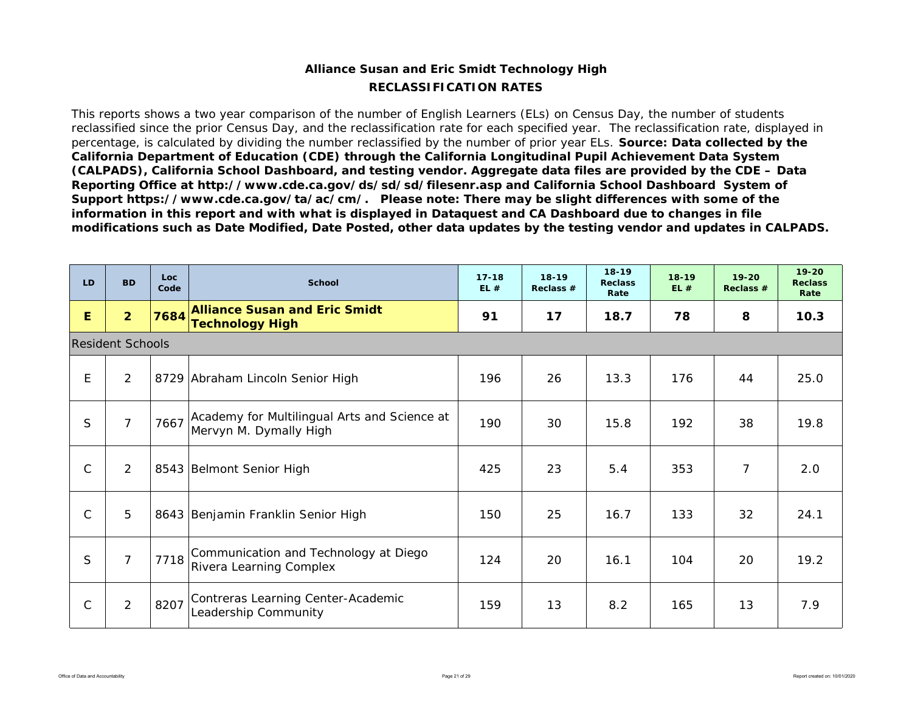## Alliance Susan and Eric Smidt Technology High

### RECLASSIFICATION RATES

This reports shows a two year comparison of the number of English Learners (ELs) on Census Day, the number of students reclassified since the prior Census Day, and the reclassification rate for each specified year. The reclassification rate, displayed in percentage, is calculated by dividing the number reclassified by the number of prior year ELs. **Source: Data collected by the California Department of Education (CDE) through the California Longitudinal Pupil Achievement Data System (CALPADS), California School Dashboard, and testing vendor. Aggregate data files are provided by the CDE – Data Reporting Office at http://www.cde.ca.gov/ds/sd/sd/filesenr.asp and California School Dashboard System of Support https://www.cde.ca.gov/ta/ac/cm/. Please note: There may be slight differences with some of the information in this report and with what is displayed in Dataquest and CA Dashboard due to changes in file modifications such as Date Modified, Date Posted, other data updates by the testing vendor and updates in CALPADS.**

| LD | BD | Loc Code | School | 17-18 EL # | 18-19 Reclass # | 18-19 Reclass Rate | 18-19 EL # | 19-20 Reclass # | 19-20 Reclass Rate |
|---|---|---|---|---|---|---|---|---|---|
| **E** | **2** | **7684** | **Alliance Susan and Eric Smidt Technology High** | **91** | **17** | **18.7** | **78** | **8** | **10.3** |
| Resident Schools | | | | | | | | | |
| E | 2 | 8729 | Abraham Lincoln Senior High | 196 | 26 | 13.3 | 176 | 44 | 25.0 |
| S | 7 | 7667 | Academy for Multilingual Arts and Science at Mervyn M. Dymally High | 190 | 30 | 15.8 | 192 | 38 | 19.8 |
| C | 2 | 8543 | Belmont Senior High | 425 | 23 | 5.4 | 353 | 7 | 2.0 |
| C | 5 | 8643 | Benjamin Franklin Senior High | 150 | 25 | 16.7 | 133 | 32 | 24.1 |
| S | 7 | 7718 | Communication and Technology at Diego Rivera Learning Complex | 124 | 20 | 16.1 | 104 | 20 | 19.2 |
| C | 2 | 8207 | Contreras Learning Center-Academic Leadership Community | 159 | 13 | 8.2 | 165 | 13 | 7.9 |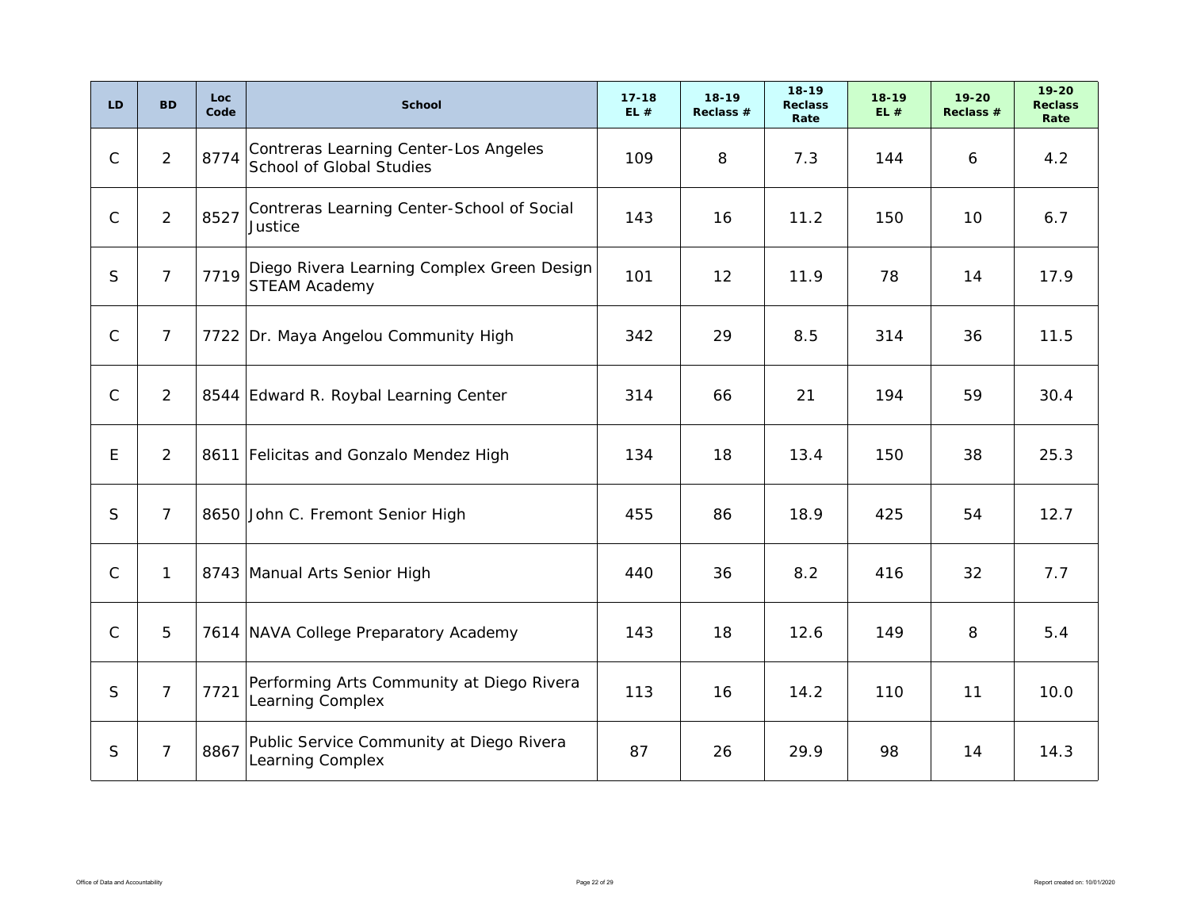| LD | BD | Loc Code | School | 17-18 EL # | 18-19 Reclass # | 18-19 Reclass Rate | 18-19 EL # | 19-20 Reclass # | 19-20 Reclass Rate |
|---|---|---|---|---|---|---|---|---|---|
| C | 2 | 8774 | Contreras Learning Center-Los Angeles School of Global Studies | 109 | 8 | 7.3 | 144 | 6 | 4.2 |
| C | 2 | 8527 | Contreras Learning Center-School of Social Justice | 143 | 16 | 11.2 | 150 | 10 | 6.7 |
| S | 7 | 7719 | Diego Rivera Learning Complex Green Design STEAM Academy | 101 | 12 | 11.9 | 78 | 14 | 17.9 |
| C | 7 | 7722 | Dr. Maya Angelou Community High | 342 | 29 | 8.5 | 314 | 36 | 11.5 |
| C | 2 | 8544 | Edward R. Roybal Learning Center | 314 | 66 | 21 | 194 | 59 | 30.4 |
| E | 2 | 8611 | Felicitas and Gonzalo Mendez High | 134 | 18 | 13.4 | 150 | 38 | 25.3 |
| S | 7 | 8650 | John C. Fremont Senior High | 455 | 86 | 18.9 | 425 | 54 | 12.7 |
| C | 1 | 8743 | Manual Arts Senior High | 440 | 36 | 8.2 | 416 | 32 | 7.7 |
| C | 5 | 7614 | NAVA College Preparatory Academy | 143 | 18 | 12.6 | 149 | 8 | 5.4 |
| S | 7 | 7721 | Performing Arts Community at Diego Rivera Learning Complex | 113 | 16 | 14.2 | 110 | 11 | 10.0 |
| S | 7 | 8867 | Public Service Community at Diego Rivera Learning Complex | 87 | 26 | 29.9 | 98 | 14 | 14.3 |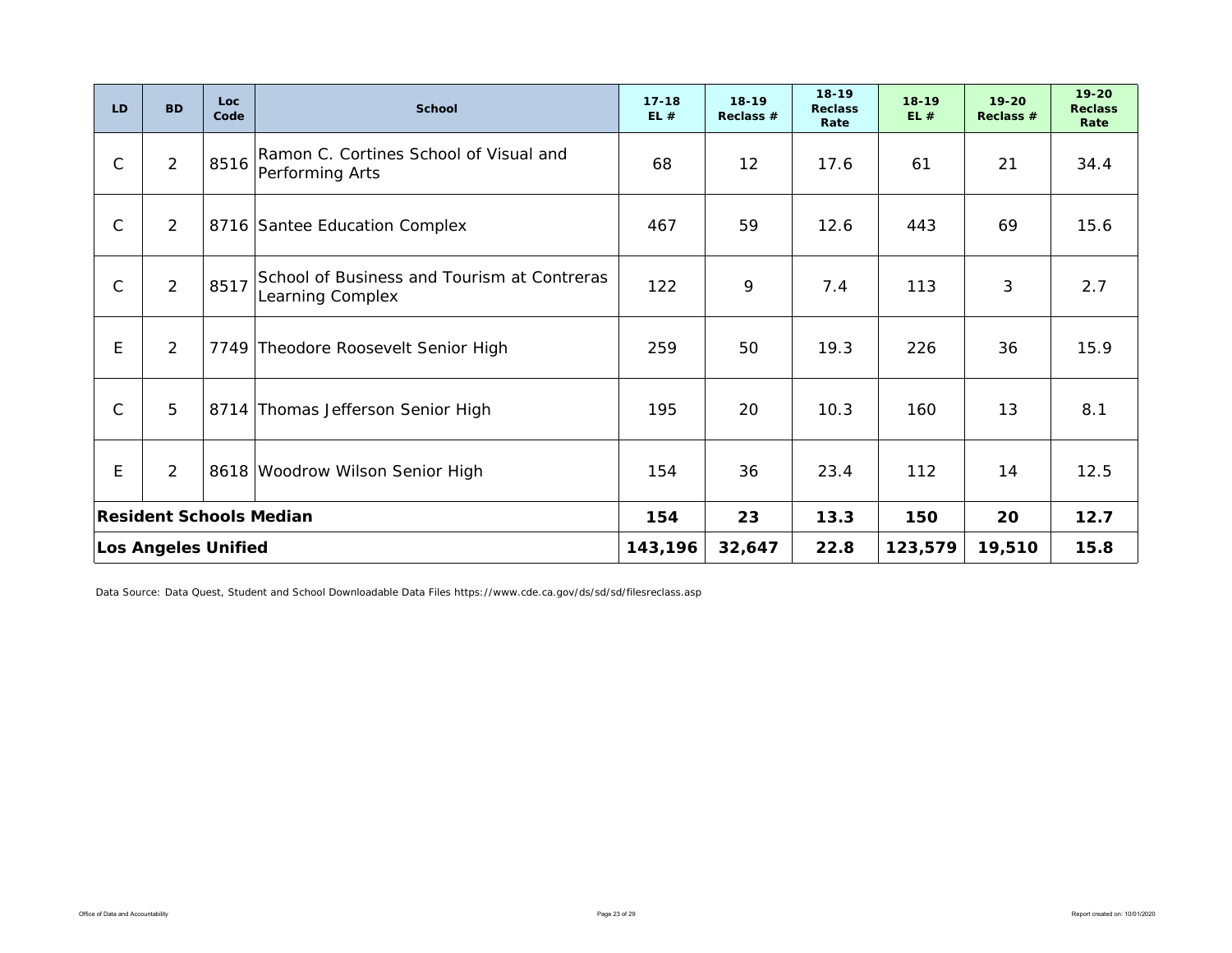| LD | BD | Loc Code | School | 17-18 EL # | 18-19 Reclass # | 18-19 Reclass Rate | 18-19 EL # | 19-20 Reclass # | 19-20 Reclass Rate |
|---|---|---|---|---|---|---|---|---|---|
| C | 2 | 8516 | Ramon C. Cortines School of Visual and Performing Arts | 68 | 12 | 17.6 | 61 | 21 | 34.4 |
| C | 2 | 8716 | Santee Education Complex | 467 | 59 | 12.6 | 443 | 69 | 15.6 |
| C | 2 | 8517 | School of Business and Tourism at Contreras Learning Complex | 122 | 9 | 7.4 | 113 | 3 | 2.7 |
| E | 2 | 7749 | Theodore Roosevelt Senior High | 259 | 50 | 19.3 | 226 | 36 | 15.9 |
| C | 5 | 8714 | Thomas Jefferson Senior High | 195 | 20 | 10.3 | 160 | 13 | 8.1 |
| E | 2 | 8618 | Woodrow Wilson Senior High | 154 | 36 | 23.4 | 112 | 14 | 12.5 |
| **Resident Schools Median** | | | | **154** | **23** | **13.3** | **150** | **20** | **12.7** |
| **Los Angeles Unified** | | | | **143,196** | **32,647** | **22.8** | **123,579** | **19,510** | **15.8** |

Data Source: Data Quest, Student and School Downloadable Data Files https://www.cde.ca.gov/ds/sd/sd/filesreclass.asp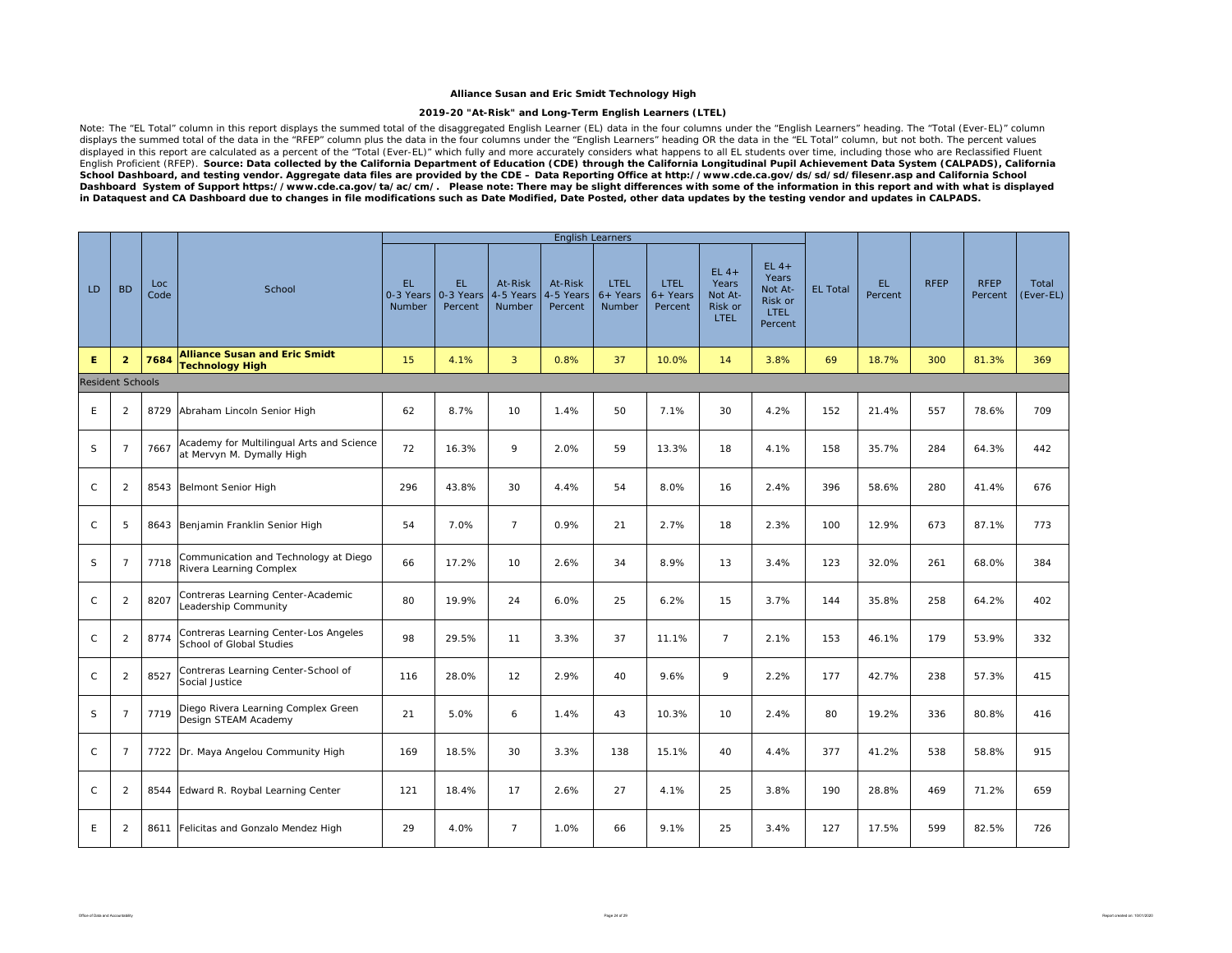**Alliance Susan and Eric Smidt Technology High**

**2019-20 "At-Risk" and Long-Term English Learners (LTEL)**

Note: The "EL Total" column in this report displays the summed total of the disaggregated English Learner (EL) data in the four columns under the "English Learners" heading. The "Total (Ever-EL)" column displays the summed total of the data in the "RFEP" column plus the data in the four columns under the "English Learners" heading OR the data in the "EL Total" column, but not both. The percent values displayed in this report are calculated as a percent of the "Total (Ever-EL)" which fully and more accurately considers what happens to all EL students over time, including those who are Reclassified Fluent English Proficient (RFEP). **Source: Data collected by the California Department of Education (CDE) through the California Longitudinal Pupil Achievement Data System (CALPADS), California School Dashboard, and testing vendor. Aggregate data files are provided by the CDE – Data Reporting Office at http://www.cde.ca.gov/ds/sd/sd/filesenr.asp and California School Dashboard System of Support https://www.cde.ca.gov/ta/ac/cm/. Please note: There may be slight differences with some of the information in this report and with what is displayed in Dataquest and CA Dashboard due to changes in file modifications such as Date Modified, Date Posted, other data updates by the testing vendor and updates in CALPADS.**

| | | | | English Learners | | | | | | | | | | | | | |
|---|---|---|---|---|---|---|---|---|---|---|---|---|---|---|---|---|---|
| LD | BD | Loc Code | School | EL 0-3 Years Number | EL 0-3 Years Percent | At-Risk 4-5 Years Number | At-Risk 4-5 Years Percent | LTEL 6+ Years Number | LTEL 6+ Years Percent | EL 4+ Years Not At-Risk or LTEL | EL 4+ Years Not At-Risk or LTEL Percent | EL Total | EL Percent | RFEP | RFEP Percent | Total (Ever-EL) |
| **E** | **2** | **7684** | **Alliance Susan and Eric Smidt Technology High** | 15 | 4.1% | 3 | 0.8% | 37 | 10.0% | 14 | 3.8% | 69 | 18.7% | 300 | 81.3% | 369 |
| Resident Schools | | | | | | | | | | | | | | | | |
| E | 2 | 8729 | Abraham Lincoln Senior High | 62 | 8.7% | 10 | 1.4% | 50 | 7.1% | 30 | 4.2% | 152 | 21.4% | 557 | 78.6% | 709 |
| S | 7 | 7667 | Academy for Multilingual Arts and Science at Mervyn M. Dymally High | 72 | 16.3% | 9 | 2.0% | 59 | 13.3% | 18 | 4.1% | 158 | 35.7% | 284 | 64.3% | 442 |
| C | 2 | 8543 | Belmont Senior High | 296 | 43.8% | 30 | 4.4% | 54 | 8.0% | 16 | 2.4% | 396 | 58.6% | 280 | 41.4% | 676 |
| C | 5 | 8643 | Benjamin Franklin Senior High | 54 | 7.0% | 7 | 0.9% | 21 | 2.7% | 18 | 2.3% | 100 | 12.9% | 673 | 87.1% | 773 |
| S | 7 | 7718 | Communication and Technology at Diego Rivera Learning Complex | 66 | 17.2% | 10 | 2.6% | 34 | 8.9% | 13 | 3.4% | 123 | 32.0% | 261 | 68.0% | 384 |
| C | 2 | 8207 | Contreras Learning Center-Academic Leadership Community | 80 | 19.9% | 24 | 6.0% | 25 | 6.2% | 15 | 3.7% | 144 | 35.8% | 258 | 64.2% | 402 |
| C | 2 | 8774 | Contreras Learning Center-Los Angeles School of Global Studies | 98 | 29.5% | 11 | 3.3% | 37 | 11.1% | 7 | 2.1% | 153 | 46.1% | 179 | 53.9% | 332 |
| C | 2 | 8527 | Contreras Learning Center-School of Social Justice | 116 | 28.0% | 12 | 2.9% | 40 | 9.6% | 9 | 2.2% | 177 | 42.7% | 238 | 57.3% | 415 |
| S | 7 | 7719 | Diego Rivera Learning Complex Green Design STEAM Academy | 21 | 5.0% | 6 | 1.4% | 43 | 10.3% | 10 | 2.4% | 80 | 19.2% | 336 | 80.8% | 416 |
| C | 7 | 7722 | Dr. Maya Angelou Community High | 169 | 18.5% | 30 | 3.3% | 138 | 15.1% | 40 | 4.4% | 377 | 41.2% | 538 | 58.8% | 915 |
| C | 2 | 8544 | Edward R. Roybal Learning Center | 121 | 18.4% | 17 | 2.6% | 27 | 4.1% | 25 | 3.8% | 190 | 28.8% | 469 | 71.2% | 659 |
| E | 2 | 8611 | Felicitas and Gonzalo Mendez High | 29 | 4.0% | 7 | 1.0% | 66 | 9.1% | 25 | 3.4% | 127 | 17.5% | 599 | 82.5% | 726 |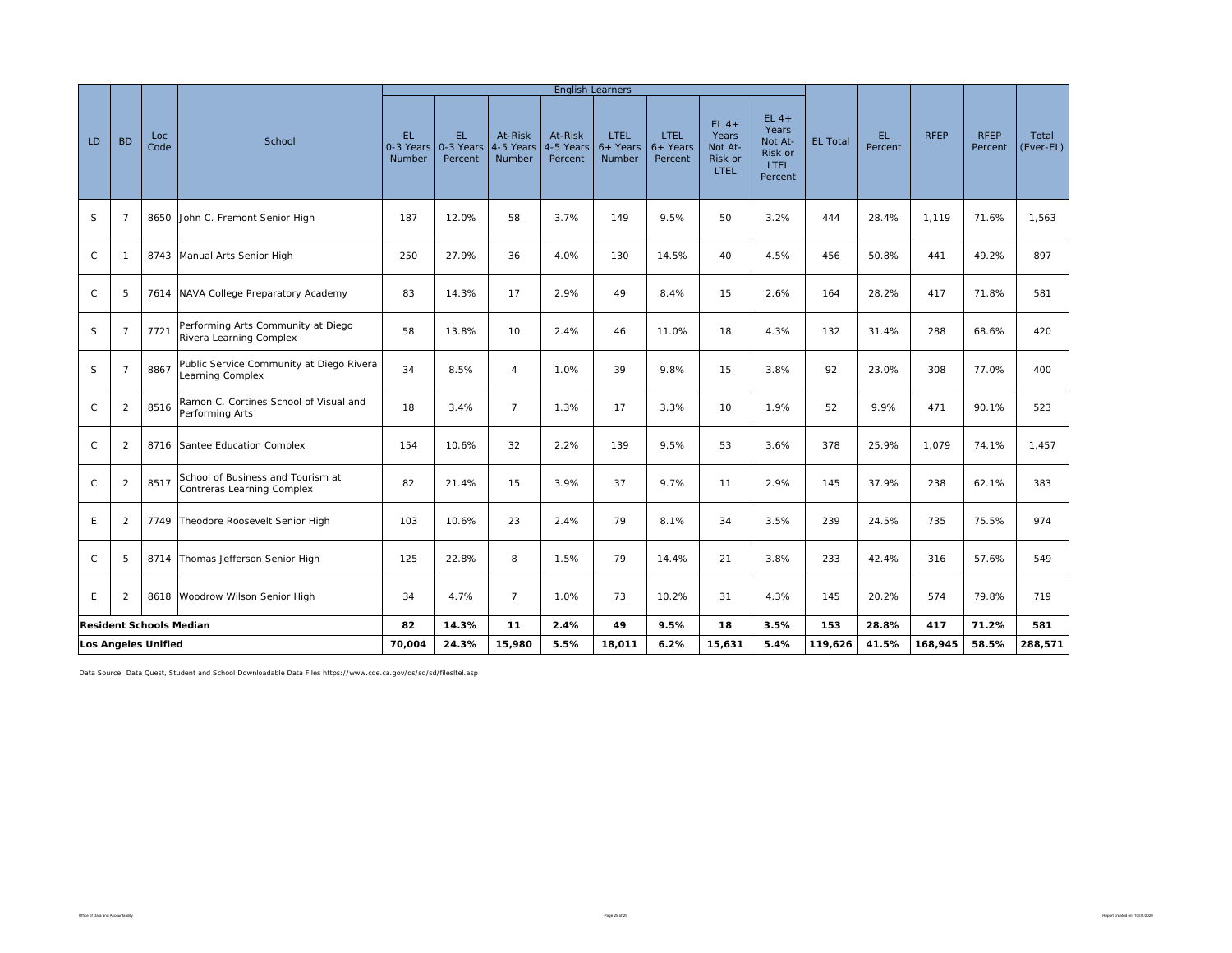| LD | BD | Loc Code | School | English Learners | | | | | | | | EL Total | EL Percent | RFEP | RFEP Percent | Total (Ever-EL) |
|---|---|---|---|---|---|---|---|---|---|---|---|---|---|---|---|---|
| | | | | EL 0-3 Years Number | EL 0-3 Years Percent | At-Risk 4-5 Years Number | At-Risk 4-5 Years Percent | LTEL 6+ Years Number | LTEL 6+ Years Percent | EL 4+ Years Not At-Risk or LTEL | EL 4+ Years Not At-Risk or LTEL Percent | | | | | |
| S | 7 | 8650 | John C. Fremont Senior High | 187 | 12.0% | 58 | 3.7% | 149 | 9.5% | 50 | 3.2% | 444 | 28.4% | 1,119 | 71.6% | 1,563 |
| C | 1 | 8743 | Manual Arts Senior High | 250 | 27.9% | 36 | 4.0% | 130 | 14.5% | 40 | 4.5% | 456 | 50.8% | 441 | 49.2% | 897 |
| C | 5 | 7614 | NAVA College Preparatory Academy | 83 | 14.3% | 17 | 2.9% | 49 | 8.4% | 15 | 2.6% | 164 | 28.2% | 417 | 71.8% | 581 |
| S | 7 | 7721 | Performing Arts Community at Diego Rivera Learning Complex | 58 | 13.8% | 10 | 2.4% | 46 | 11.0% | 18 | 4.3% | 132 | 31.4% | 288 | 68.6% | 420 |
| S | 7 | 8867 | Public Service Community at Diego Rivera Learning Complex | 34 | 8.5% | 4 | 1.0% | 39 | 9.8% | 15 | 3.8% | 92 | 23.0% | 308 | 77.0% | 400 |
| C | 2 | 8516 | Ramon C. Cortines School of Visual and Performing Arts | 18 | 3.4% | 7 | 1.3% | 17 | 3.3% | 10 | 1.9% | 52 | 9.9% | 471 | 90.1% | 523 |
| C | 2 | 8716 | Santee Education Complex | 154 | 10.6% | 32 | 2.2% | 139 | 9.5% | 53 | 3.6% | 378 | 25.9% | 1,079 | 74.1% | 1,457 |
| C | 2 | 8517 | School of Business and Tourism at Contreras Learning Complex | 82 | 21.4% | 15 | 3.9% | 37 | 9.7% | 11 | 2.9% | 145 | 37.9% | 238 | 62.1% | 383 |
| E | 2 | 7749 | Theodore Roosevelt Senior High | 103 | 10.6% | 23 | 2.4% | 79 | 8.1% | 34 | 3.5% | 239 | 24.5% | 735 | 75.5% | 974 |
| C | 5 | 8714 | Thomas Jefferson Senior High | 125 | 22.8% | 8 | 1.5% | 79 | 14.4% | 21 | 3.8% | 233 | 42.4% | 316 | 57.6% | 549 |
| E | 2 | 8618 | Woodrow Wilson Senior High | 34 | 4.7% | 7 | 1.0% | 73 | 10.2% | 31 | 4.3% | 145 | 20.2% | 574 | 79.8% | 719 |
| **Resident Schools Median** | | | | **82** | **14.3%** | **11** | **2.4%** | **49** | **9.5%** | **18** | **3.5%** | **153** | **28.8%** | **417** | **71.2%** | **581** |
| **Los Angeles Unified** | | | | **70,004** | **24.3%** | **15,980** | **5.5%** | **18,011** | **6.2%** | **15,631** | **5.4%** | **119,626** | **41.5%** | **168,945** | **58.5%** | **288,571** |

Data Source: Data Quest, Student and School Downloadable Data Files https://www.cde.ca.gov/ds/sd/sd/filesltel.asp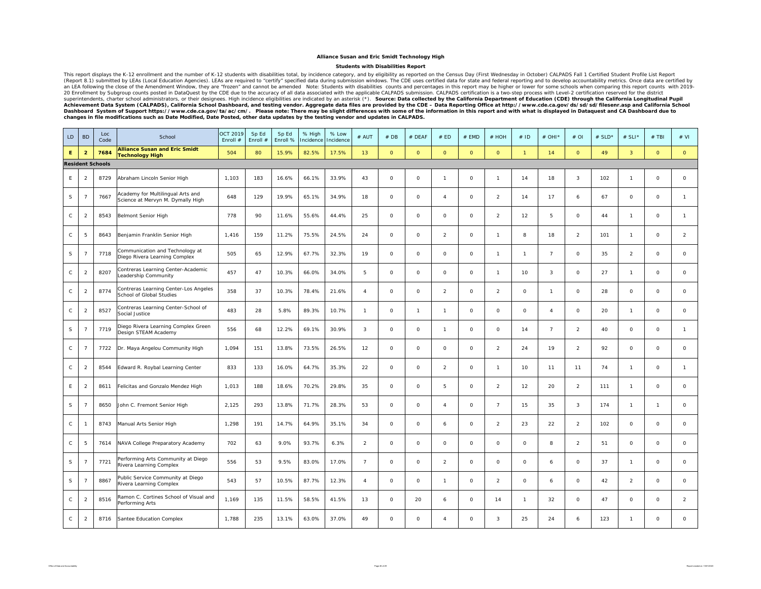# Alliance Susan and Eric Smidt Technology High

## Students with Disabilities Report

This report displays the K-12 enrollment and the number of K-12 students with disabilities total, by incidence category, and by eligibility as reported on the Census Day (First Wednesday in October) CALPADS Fall 1 Certified Student Profile List Report (Report 8.1) submitted by LEAs (Local Education Agencies). LEAs are required to "certify" specified data during submission windows. The CDE uses certified data for state and federal reporting and to develop accountability metrics. Once data are certified by an LEA following the close of the Amendment Window, they are "frozen" and cannot be amended Note: Students with disabilities counts and percentages in this report may be higher or lower for some schools when comparing this report counts with 2019-20 Enrollment by Subgroup counts posted in DataQuest by the CDE due to the accuracy of all data associated with the applicable CALPADS submission. CALPADS certification is a two-step process with Level-2 certification reserved for the district superintendents, charter school administrators, or their designees. High incidence eligibilities are indicated by an asterisk (*). **Source: Data collected by the California Department of Education (CDE) through the California Longitudinal Pupil Achievement Data System (CALPADS), California School Dashboard, and testing vendor. Aggregate data files are provided by the CDE – Data Reporting Office at http://www.cde.ca.gov/ds/sd/sd/filesenr.asp and California School Dashboard System of Support https://www.cde.ca.gov/ta/ac/cm/. Please note: There may be slight differences with some of the information in this report and with what is displayed in Dataquest and CA Dashboard due to changes in file modifications such as Date Modified, Date Posted, other data updates by the testing vendor and updates in CALPADS.**

| LD | BD | Loc Code | School | OCT 2019 Enroll # | Sp Ed Enroll # | Sp Ed Enroll % | % High Incidence | % Low Incidence | # AUT | # DB | # DEAF | # ED | # EMD | # HOH | # ID | # OHI* | # OI | # SLD* | # SLI* | # TBI | # VI |
|---|---|---|---|---|---|---|---|---|---|---|---|---|---|---|---|---|---|---|---|---|---|
| **E** | **2** | **7684** | **Alliance Susan and Eric Smidt Technology High** | 504 | 80 | 15.9% | 82.5% | 17.5% | 13 | 0 | 0 | 0 | 0 | 0 | 1 | 14 | 0 | 49 | 3 | 0 | 0 |
| **Resident Schools** | | | | | | | | | | | | | | | | | | | | | |
| E | 2 | 8729 | Abraham Lincoln Senior High | 1,103 | 183 | 16.6% | 66.1% | 33.9% | 43 | 0 | 0 | 1 | 0 | 1 | 14 | 18 | 3 | 102 | 1 | 0 | 0 |
| S | 7 | 7667 | Academy for Multilingual Arts and Science at Mervyn M. Dymally High | 648 | 129 | 19.9% | 65.1% | 34.9% | 18 | 0 | 0 | 4 | 0 | 2 | 14 | 17 | 6 | 67 | 0 | 0 | 1 |
| C | 2 | 8543 | Belmont Senior High | 778 | 90 | 11.6% | 55.6% | 44.4% | 25 | 0 | 0 | 0 | 0 | 2 | 12 | 5 | 0 | 44 | 1 | 0 | 1 |
| C | 5 | 8643 | Benjamin Franklin Senior High | 1,416 | 159 | 11.2% | 75.5% | 24.5% | 24 | 0 | 0 | 2 | 0 | 1 | 8 | 18 | 2 | 101 | 1 | 0 | 2 |
| S | 7 | 7718 | Communication and Technology at Diego Rivera Learning Complex | 505 | 65 | 12.9% | 67.7% | 32.3% | 19 | 0 | 0 | 0 | 0 | 1 | 1 | 7 | 0 | 35 | 2 | 0 | 0 |
| C | 2 | 8207 | Contreras Learning Center-Academic Leadership Community | 457 | 47 | 10.3% | 66.0% | 34.0% | 5 | 0 | 0 | 0 | 0 | 1 | 10 | 3 | 0 | 27 | 1 | 0 | 0 |
| C | 2 | 8774 | Contreras Learning Center-Los Angeles School of Global Studies | 358 | 37 | 10.3% | 78.4% | 21.6% | 4 | 0 | 0 | 2 | 0 | 2 | 0 | 1 | 0 | 28 | 0 | 0 | 0 |
| C | 2 | 8527 | Contreras Learning Center-School of Social Justice | 483 | 28 | 5.8% | 89.3% | 10.7% | 1 | 0 | 1 | 1 | 0 | 0 | 0 | 4 | 0 | 20 | 1 | 0 | 0 |
| S | 7 | 7719 | Diego Rivera Learning Complex Green Design STEAM Academy | 556 | 68 | 12.2% | 69.1% | 30.9% | 3 | 0 | 0 | 1 | 0 | 0 | 14 | 7 | 2 | 40 | 0 | 0 | 1 |
| C | 7 | 7722 | Dr. Maya Angelou Community High | 1,094 | 151 | 13.8% | 73.5% | 26.5% | 12 | 0 | 0 | 0 | 0 | 2 | 24 | 19 | 2 | 92 | 0 | 0 | 0 |
| C | 2 | 8544 | Edward R. Roybal Learning Center | 833 | 133 | 16.0% | 64.7% | 35.3% | 22 | 0 | 0 | 2 | 0 | 1 | 10 | 11 | 11 | 74 | 1 | 0 | 1 |
| E | 2 | 8611 | Felicitas and Gonzalo Mendez High | 1,013 | 188 | 18.6% | 70.2% | 29.8% | 35 | 0 | 0 | 5 | 0 | 2 | 12 | 20 | 2 | 111 | 1 | 0 | 0 |
| S | 7 | 8650 | John C. Fremont Senior High | 2,125 | 293 | 13.8% | 71.7% | 28.3% | 53 | 0 | 0 | 4 | 0 | 7 | 15 | 35 | 3 | 174 | 1 | 1 | 0 |
| C | 1 | 8743 | Manual Arts Senior High | 1,298 | 191 | 14.7% | 64.9% | 35.1% | 34 | 0 | 0 | 6 | 0 | 2 | 23 | 22 | 2 | 102 | 0 | 0 | 0 |
| C | 5 | 7614 | NAVA College Preparatory Academy | 702 | 63 | 9.0% | 93.7% | 6.3% | 2 | 0 | 0 | 0 | 0 | 0 | 0 | 8 | 2 | 51 | 0 | 0 | 0 |
| S | 7 | 7721 | Performing Arts Community at Diego Rivera Learning Complex | 556 | 53 | 9.5% | 83.0% | 17.0% | 7 | 0 | 0 | 2 | 0 | 0 | 0 | 6 | 0 | 37 | 1 | 0 | 0 |
| S | 7 | 8867 | Public Service Community at Diego Rivera Learning Complex | 543 | 57 | 10.5% | 87.7% | 12.3% | 4 | 0 | 0 | 1 | 0 | 2 | 0 | 6 | 0 | 42 | 2 | 0 | 0 |
| C | 2 | 8516 | Ramon C. Cortines School of Visual and Performing Arts | 1,169 | 135 | 11.5% | 58.5% | 41.5% | 13 | 0 | 20 | 6 | 0 | 14 | 1 | 32 | 0 | 47 | 0 | 0 | 2 |
| C | 2 | 8716 | Santee Education Complex | 1,788 | 235 | 13.1% | 63.0% | 37.0% | 49 | 0 | 0 | 4 | 0 | 3 | 25 | 24 | 6 | 123 | 1 | 0 | 0 |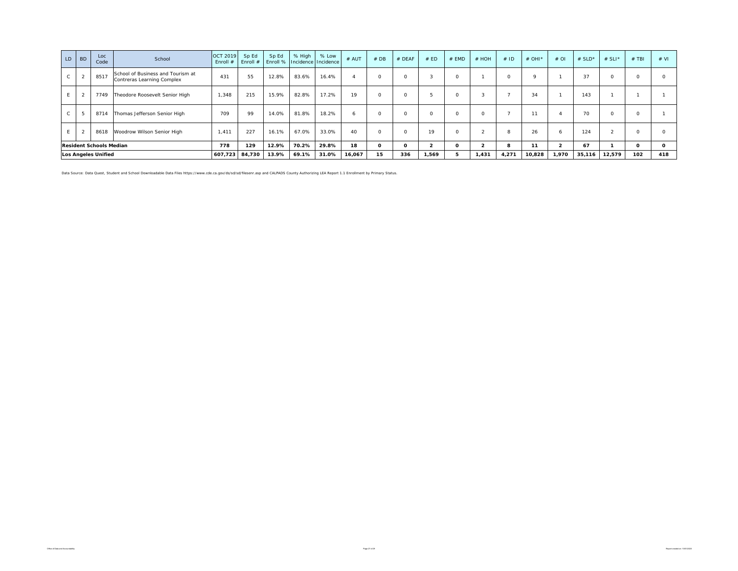| LD | BD | Loc Code | School | OCT 2019 Enroll # | Sp Ed Enroll # | Sp Ed Enroll % | % High Incidence | % Low Incidence | # AUT | # DB | # DEAF | # ED | # EMD | # HOH | # ID | # OHI* | # OI | # SLD* | # SLI* | # TBI | # VI |
|---|---|---|---|---|---|---|---|---|---|---|---|---|---|---|---|---|---|---|---|---|---|
| C | 2 | 8517 | School of Business and Tourism at Contreras Learning Complex | 431 | 55 | 12.8% | 83.6% | 16.4% | 4 | 0 | 0 | 3 | 0 | 1 | 0 | 9 | 1 | 37 | 0 | 0 | 0 |
| E | 2 | 7749 | Theodore Roosevelt Senior High | 1,348 | 215 | 15.9% | 82.8% | 17.2% | 19 | 0 | 0 | 5 | 0 | 3 | 7 | 34 | 1 | 143 | 1 | 1 | 1 |
| C | 5 | 8714 | Thomas Jefferson Senior High | 709 | 99 | 14.0% | 81.8% | 18.2% | 6 | 0 | 0 | 0 | 0 | 0 | 7 | 11 | 4 | 70 | 0 | 0 | 1 |
| E | 2 | 8618 | Woodrow Wilson Senior High | 1,411 | 227 | 16.1% | 67.0% | 33.0% | 40 | 0 | 0 | 19 | 0 | 2 | 8 | 26 | 6 | 124 | 2 | 0 | 0 |
| **Resident Schools Median** | | | | **778** | **129** | **12.9%** | **70.2%** | **29.8%** | **18** | **0** | **0** | **2** | **0** | **2** | **8** | **11** | **2** | **67** | **1** | **0** | **0** |
| **Los Angeles Unified** | | | | **607,723** | **84,730** | **13.9%** | **69.1%** | **31.0%** | **16,067** | **15** | **336** | **1,569** | **5** | **1,431** | **4,271** | **10,828** | **1,970** | **35,116** | **12,579** | **102** | **418** |

Data Source: Data Quest, Student and School Downloadable Data Files https://www.cde.ca.gov/ds/sd/sd/filesenr.asp and CALPADS County Authorizing LEA Report 1.1 Enrollment by Primary Status.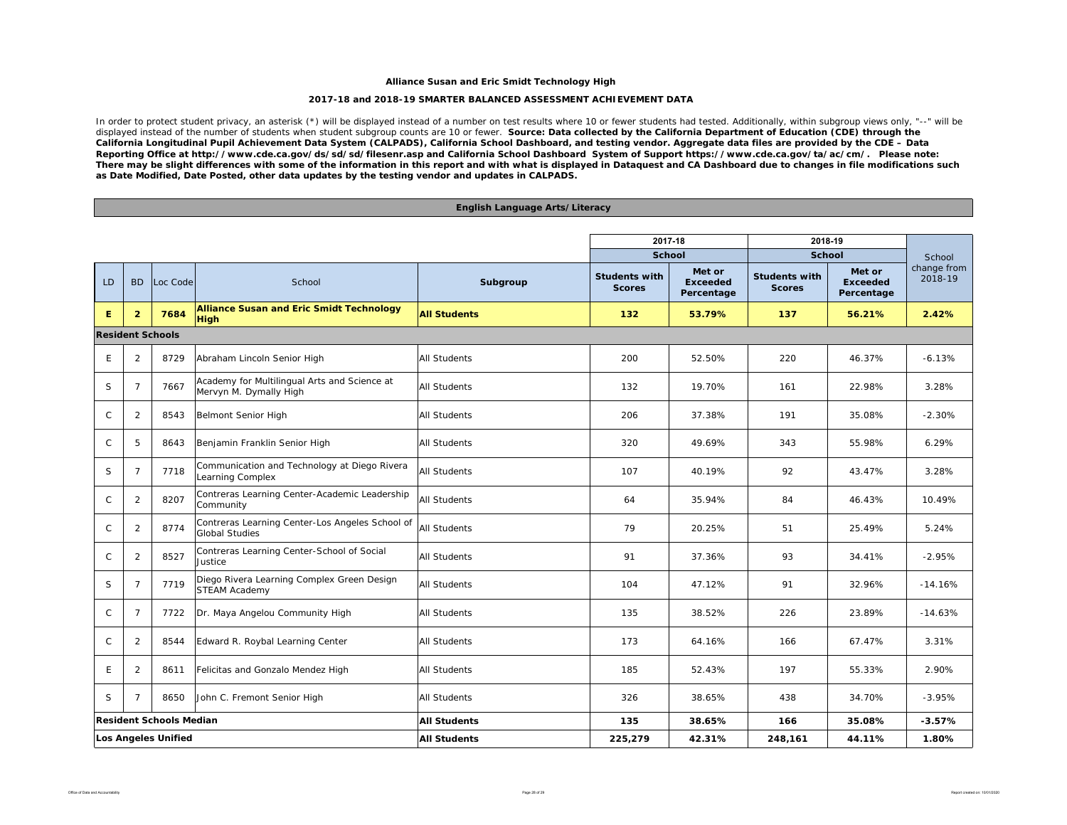**Alliance Susan and Eric Smidt Technology High**

**2017-18 and 2018-19 SMARTER BALANCED ASSESSMENT ACHIEVEMENT DATA**

In order to protect student privacy, an asterisk (*) will be displayed instead of a number on test results where 10 or fewer students had tested. Additionally, within subgroup views only, "--" will be displayed instead of the number of students when student subgroup counts are 10 or fewer. **Source: Data collected by the California Department of Education (CDE) through the California Longitudinal Pupil Achievement Data System (CALPADS), California School Dashboard, and testing vendor. Aggregate data files are provided by the CDE – Data Reporting Office at http://www.cde.ca.gov/ds/sd/sd/filesenr.asp and California School Dashboard System of Support https://www.cde.ca.gov/ta/ac/cm/. Please note: There may be slight differences with some of the information in this report and with what is displayed in Dataquest and CA Dashboard due to changes in file modifications such as Date Modified, Date Posted, other data updates by the testing vendor and updates in CALPADS.**

**English Language Arts/Literacy**

| | | | | | 2017-18 | | 2018-19 | | |
|---|---|---|---|---|---|---|---|---|---|
| | | | | | School | | School | | School change from 2018-19 |
| LD | BD | Loc Code | School | Subgroup | Students with Scores | Met or Exceeded Percentage | Students with Scores | Met or Exceeded Percentage | |
| **E** | **2** | **7684** | **Alliance Susan and Eric Smidt Technology High** | **All Students** | **132** | **53.79%** | **137** | **56.21%** | **2.42%** |
| **Resident Schools** | | | | | | | | | |
| E | 2 | 8729 | Abraham Lincoln Senior High | All Students | 200 | 52.50% | 220 | 46.37% | -6.13% |
| S | 7 | 7667 | Academy for Multilingual Arts and Science at Mervyn M. Dymally High | All Students | 132 | 19.70% | 161 | 22.98% | 3.28% |
| C | 2 | 8543 | Belmont Senior High | All Students | 206 | 37.38% | 191 | 35.08% | -2.30% |
| C | 5 | 8643 | Benjamin Franklin Senior High | All Students | 320 | 49.69% | 343 | 55.98% | 6.29% |
| S | 7 | 7718 | Communication and Technology at Diego Rivera Learning Complex | All Students | 107 | 40.19% | 92 | 43.47% | 3.28% |
| C | 2 | 8207 | Contreras Learning Center-Academic Leadership Community | All Students | 64 | 35.94% | 84 | 46.43% | 10.49% |
| C | 2 | 8774 | Contreras Learning Center-Los Angeles School of Global Studies | All Students | 79 | 20.25% | 51 | 25.49% | 5.24% |
| C | 2 | 8527 | Contreras Learning Center-School of Social Justice | All Students | 91 | 37.36% | 93 | 34.41% | -2.95% |
| S | 7 | 7719 | Diego Rivera Learning Complex Green Design STEAM Academy | All Students | 104 | 47.12% | 91 | 32.96% | -14.16% |
| C | 7 | 7722 | Dr. Maya Angelou Community High | All Students | 135 | 38.52% | 226 | 23.89% | -14.63% |
| C | 2 | 8544 | Edward R. Roybal Learning Center | All Students | 173 | 64.16% | 166 | 67.47% | 3.31% |
| E | 2 | 8611 | Felicitas and Gonzalo Mendez High | All Students | 185 | 52.43% | 197 | 55.33% | 2.90% |
| S | 7 | 8650 | John C. Fremont Senior High | All Students | 326 | 38.65% | 438 | 34.70% | -3.95% |
| **Resident Schools Median** | | | | **All Students** | **135** | **38.65%** | **166** | **35.08%** | **-3.57%** |
| **Los Angeles Unified** | | | | **All Students** | **225,279** | **42.31%** | **248,161** | **44.11%** | **1.80%** |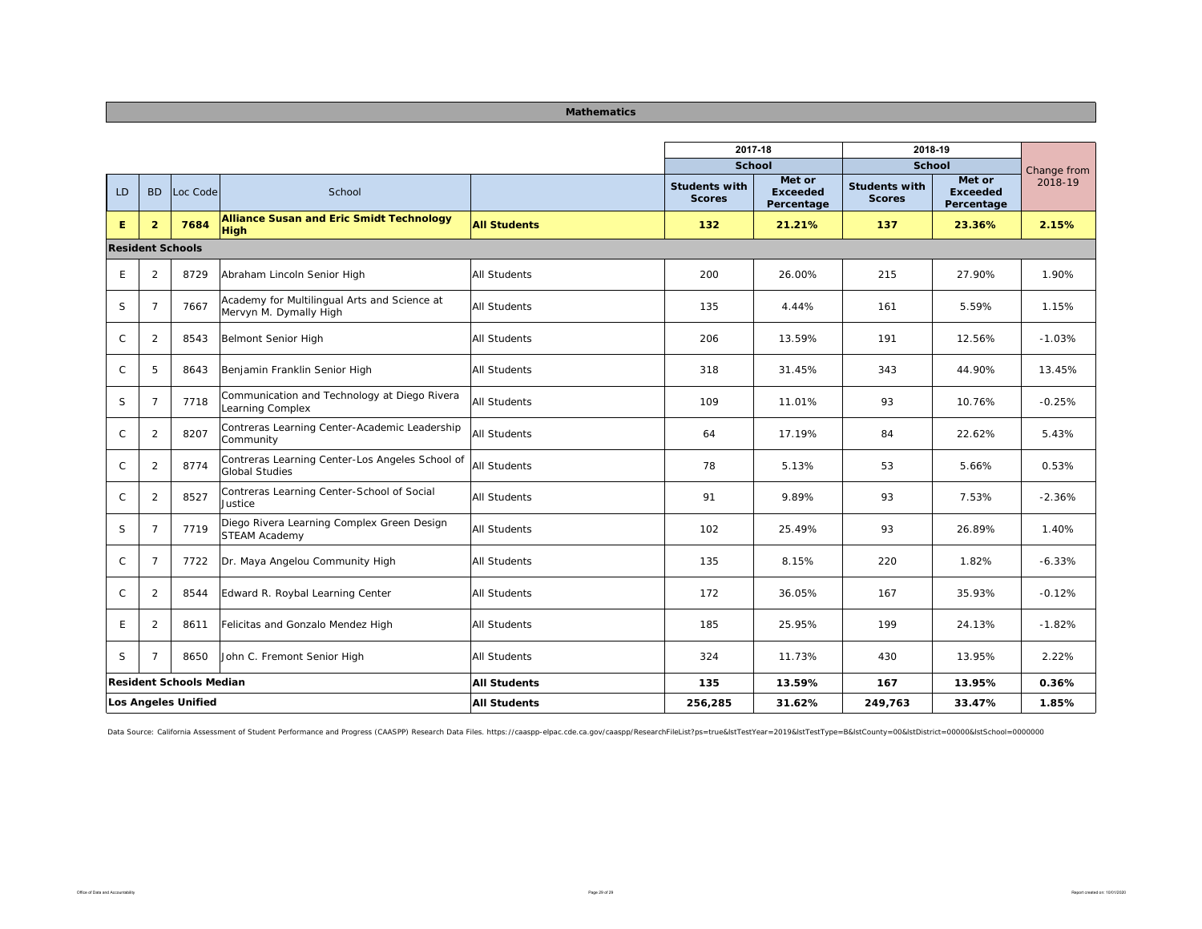## Mathematics

| LD | BD | Loc Code | School | | 2017-18 School Students with Scores | 2017-18 School Met or Exceeded Percentage | 2018-19 School Students with Scores | 2018-19 School Met or Exceeded Percentage | Change from 2018-19 |
|---|---|---|---|---|---|---|---|---|---|
| **E** | **2** | **7684** | **Alliance Susan and Eric Smidt Technology High** | **All Students** | **132** | **21.21%** | **137** | **23.36%** | **2.15%** |
| **Resident Schools** | | | | | | | | | |
| E | 2 | 8729 | Abraham Lincoln Senior High | All Students | 200 | 26.00% | 215 | 27.90% | 1.90% |
| S | 7 | 7667 | Academy for Multilingual Arts and Science at Mervyn M. Dymally High | All Students | 135 | 4.44% | 161 | 5.59% | 1.15% |
| C | 2 | 8543 | Belmont Senior High | All Students | 206 | 13.59% | 191 | 12.56% | -1.03% |
| C | 5 | 8643 | Benjamin Franklin Senior High | All Students | 318 | 31.45% | 343 | 44.90% | 13.45% |
| S | 7 | 7718 | Communication and Technology at Diego Rivera Learning Complex | All Students | 109 | 11.01% | 93 | 10.76% | -0.25% |
| C | 2 | 8207 | Contreras Learning Center-Academic Leadership Community | All Students | 64 | 17.19% | 84 | 22.62% | 5.43% |
| C | 2 | 8774 | Contreras Learning Center-Los Angeles School of Global Studies | All Students | 78 | 5.13% | 53 | 5.66% | 0.53% |
| C | 2 | 8527 | Contreras Learning Center-School of Social Justice | All Students | 91 | 9.89% | 93 | 7.53% | -2.36% |
| S | 7 | 7719 | Diego Rivera Learning Complex Green Design STEAM Academy | All Students | 102 | 25.49% | 93 | 26.89% | 1.40% |
| C | 7 | 7722 | Dr. Maya Angelou Community High | All Students | 135 | 8.15% | 220 | 1.82% | -6.33% |
| C | 2 | 8544 | Edward R. Roybal Learning Center | All Students | 172 | 36.05% | 167 | 35.93% | -0.12% |
| E | 2 | 8611 | Felicitas and Gonzalo Mendez High | All Students | 185 | 25.95% | 199 | 24.13% | -1.82% |
| S | 7 | 8650 | John C. Fremont Senior High | All Students | 324 | 11.73% | 430 | 13.95% | 2.22% |
| **Resident Schools Median** | | | | **All Students** | **135** | **13.59%** | **167** | **13.95%** | **0.36%** |
| **Los Angeles Unified** | | | | **All Students** | **256,285** | **31.62%** | **249,763** | **33.47%** | **1.85%** |

Data Source: California Assessment of Student Performance and Progress (CAASPP) Research Data Files. https://caaspp-elpac.cde.ca.gov/caaspp/ResearchFileList?ps=true&lstTestYear=2019&lstTestType=B&lstCounty=00&lstDistrict=00000&lstSchool=0000000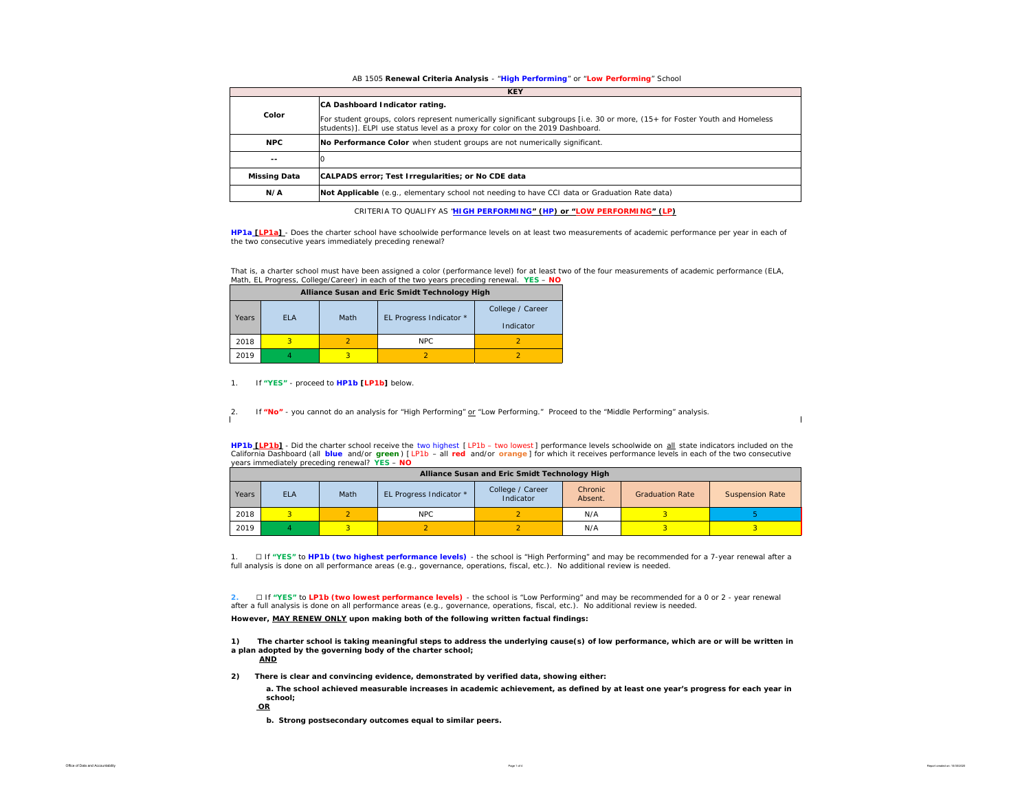AB 1505 **Renewal Criteria Analysis** - "**High Performing**" or "**Low Performing**" School

| KEY | |
|---|---|
| **Color** | **CA Dashboard Indicator rating.** For student groups, colors represent numerically significant subgroups [i.e. 30 or more, (15+ for Foster Youth and Homeless students)]. ELPI use status level as a proxy for color on the 2019 Dashboard. |
| **NPC** | **No Performance Color** when student groups are not numerically significant. |
| **--** | 0 |
| **Missing Data** | **CALPADS error; Test Irregularities; or No CDE data** |
| **N/A** | **Not Applicable** (e.g., elementary school not needing to have CCI data or Graduation Rate data) |

CRITERIA TO QUALIFY AS "**HIGH PERFORMING" (HP) or "LOW PERFORMING" (LP)**

**HP1a [LP1a]** - Does the charter school have schoolwide performance levels on at least two measurements of academic performance per year in each of the two consecutive years immediately preceding renewal?

That is, a charter school must have been assigned a color (performance level) for at least two of the four measurements of academic performance (ELA, Math, EL Progress, College/Career) in each of the two years preceding renewal. **YES – NO**

| Alliance Susan and Eric Smidt Technology High | | | | |
|---|---|---|---|---|
| Years | ELA | Math | EL Progress Indicator * | College / Career Indicator |
| 2018 | 3 | 2 | NPC | 2 |
| 2019 | 4 | 3 | 2 | 2 |

1. If **"YES"** - proceed to **HP1b [LP1b]** below.

2. If **"No"** - you cannot do an analysis for "High Performing" or "Low Performing." Proceed to the "Middle Performing" analysis.

**HP1b [LP1b]** - Did the charter school receive the two highest [ LP1b – two lowest ] performance levels schoolwide on all state indicators included on the California Dashboard (all **blue** and/or **green** ) [ LP1b – all **red** and/or **orange** ] for which it receives performance levels in each of the two consecutive years immediately preceding renewal? **YES – NO**

| Alliance Susan and Eric Smidt Technology High | | | | | | | |
|---|---|---|---|---|---|---|---|
| Years | ELA | Math | EL Progress Indicator * | College / Career Indicator | Chronic Absent. | Graduation Rate | Suspension Rate |
| 2018 | 3 | 2 | NPC | 2 | N/A | 3 | 5 |
| 2019 | 4 | 3 | 2 | 2 | N/A | 3 | 3 |

1. ☐ If **"YES"** to **HP1b (two highest performance levels)** - the school is "High Performing" and may be recommended for a 7-year renewal after a full analysis is done on all performance areas (e.g., governance, operations, fiscal, etc.). No additional review is needed.

2. ☐ If **"YES"** to **LP1b (two lowest performance levels)** - the school is "Low Performing" and may be recommended for a 0 or 2 - year renewal after a full analysis is done on all performance areas (e.g., governance, operations, fiscal, etc.). No additional review is needed.

**However, MAY RENEW ONLY upon making both of the following written factual findings:**

**1) The charter school is taking meaningful steps to address the underlying cause(s) of low performance, which are or will be written in a plan adopted by the governing body of the charter school;**

**AND**

**2) There is clear and convincing evidence, demonstrated by verified data, showing either:**

**a. The school achieved measurable increases in academic achievement, as defined by at least one year's progress for each year in school;**

**OR**

**b. Strong postsecondary outcomes equal to similar peers.**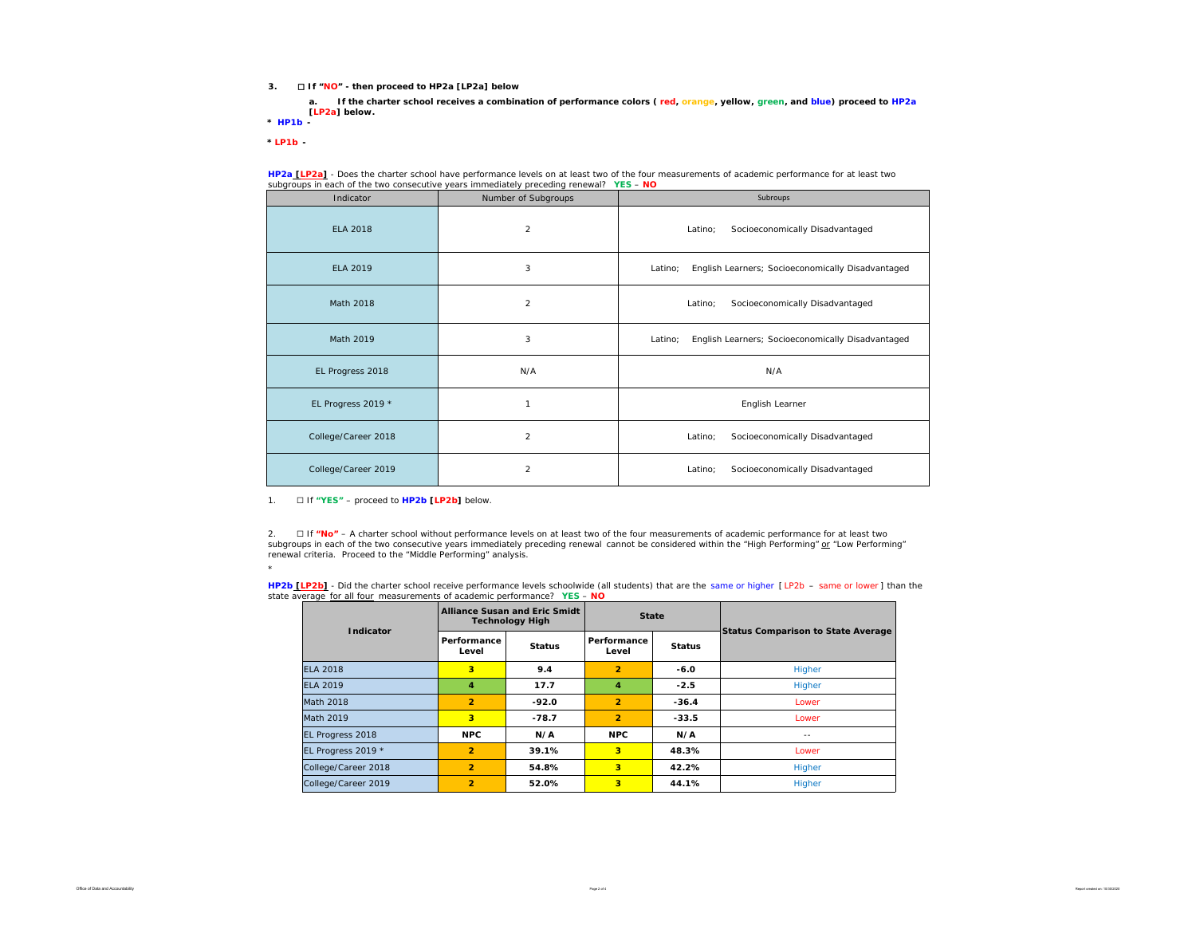3. ☐ **If "NO" - then proceed to HP2a [LP2a] below**

   a. **If the charter school receives a combination of performance colors ( red, orange, yellow, green, and blue) proceed to HP2a [LP2a] below.**

**\* HP1b -**

**\* LP1b -**

**HP2a [LP2a]** - Does the charter school have performance levels on at least two of the four measurements of academic performance for at least two subgroups in each of the two consecutive years immediately preceding renewal? **YES** – **NO**

| Indicator | Number of Subgroups | Subroups |
|---|---|---|
| ELA 2018 | 2 | Latino; Socioeconomically Disadvantaged |
| ELA 2019 | 3 | Latino; English Learners; Socioeconomically Disadvantaged |
| Math 2018 | 2 | Latino; Socioeconomically Disadvantaged |
| Math 2019 | 3 | Latino; English Learners; Socioeconomically Disadvantaged |
| EL Progress 2018 | N/A | N/A |
| EL Progress 2019 * | 1 | English Learner |
| College/Career 2018 | 2 | Latino; Socioeconomically Disadvantaged |
| College/Career 2019 | 2 | Latino; Socioeconomically Disadvantaged |

1. ☐ If **"YES"** – proceed to **HP2b [LP2b]** below.

2. ☐ If **"No"** – A charter school without performance levels on at least two of the four measurements of academic performance for at least two subgroups in each of the two consecutive years immediately preceding renewal cannot be considered within the "High Performing" or "Low Performing" renewal criteria. Proceed to the "Middle Performing" analysis.

\*

**HP2b [LP2b]** - Did the charter school receive performance levels schoolwide (all students) that are the same or higher [ LP2b – same or lower ] than the state average for all four measurements of academic performance? **YES** – **NO**

| Indicator | Alliance Susan and Eric Smidt Technology High | | State | | Status Comparison to State Average |
|---|---|---|---|---|---|
| | Performance Level | Status | Performance Level | Status | |
| ELA 2018 | 3 | 9.4 | 2 | -6.0 | Higher |
| ELA 2019 | 4 | 17.7 | 4 | -2.5 | Higher |
| Math 2018 | 2 | -92.0 | 2 | -36.4 | Lower |
| Math 2019 | 3 | -78.7 | 2 | -33.5 | Lower |
| EL Progress 2018 | NPC | N/A | NPC | N/A | -- |
| EL Progress 2019 * | 2 | 39.1% | 3 | 48.3% | Lower |
| College/Career 2018 | 2 | 54.8% | 3 | 42.2% | Higher |
| College/Career 2019 | 2 | 52.0% | 3 | 44.1% | Higher |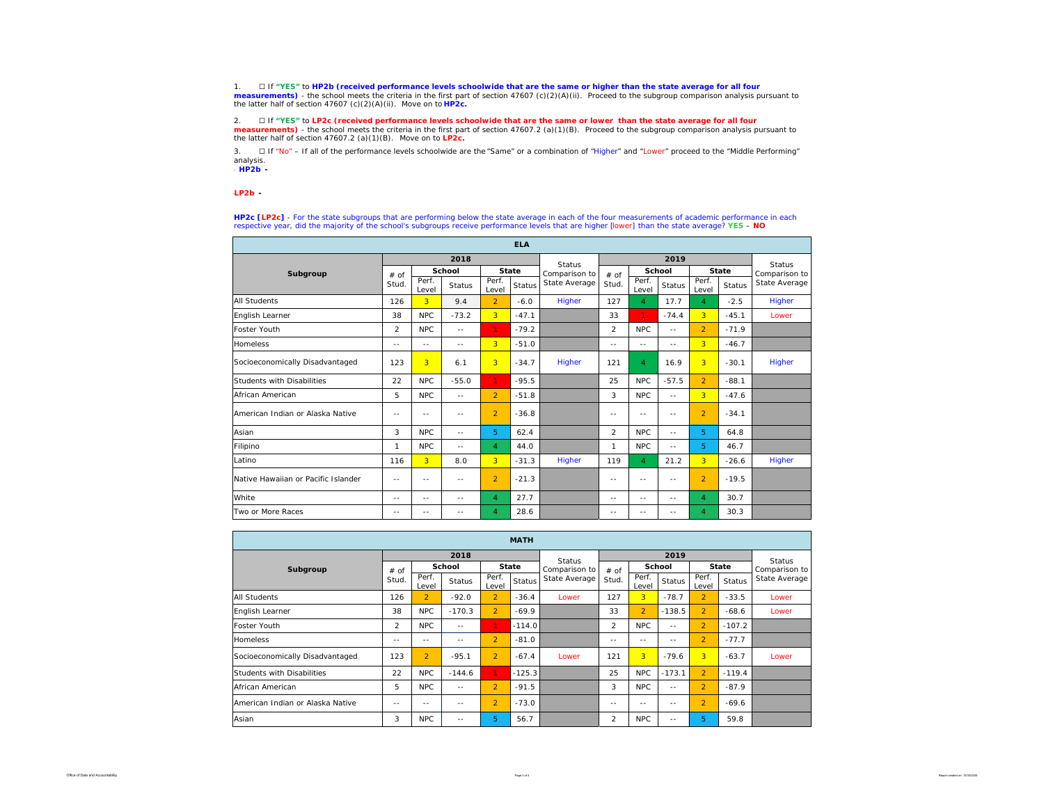1. ☐ If **"YES"** to **HP2b (received performance levels schoolwide that are the same or higher than the state average for all four measurements)** - the school meets the criteria in the first part of section 47607 (c)(2)(A)(ii). Proceed to the subgroup comparison analysis pursuant to the latter half of section 47607 (c)(2)(A)(ii). Move on to **HP2c.**

2. ☐ If **"YES"** to **LP2c (received performance levels schoolwide that are the same or lower than the state average for all four measurements)** - the school meets the criteria in the first part of section 47607.2 (a)(1)(B). Proceed to the subgroup comparison analysis pursuant to the latter half of section 47607.2 (a)(1)(B). Move on to **LP2c.**

3. ☐ If "No" – If all of the performance levels schoolwide are the "Same" or a combination of "Higher" and "Lower" proceed to the "Middle Performing" analysis.

- **HP2b -**

- **LP2b -**

**HP2c [LP2c]** - For the state subgroups that are performing below the state average in each of the four measurements of academic performance in each respective year, did the majority of the school's subgroups receive performance levels that are higher [lower] than the state average? **YES** – **NO**

**ELA**

| Subgroup | 2018 | | | | | Status Comparison to State Average | 2019 | | | | | Status Comparison to State Average |
|---|---|---|---|---|---|---|---|---|---|---|---|---|
| | # of Stud. | School | | State | | | # of Stud. | School | | State | | |
| | | Perf. Level | Status | Perf. Level | Status | | | Perf. Level | Status | Perf. Level | Status | |
| All Students | 126 | 3 | 9.4 | 2 | -6.0 | Higher | 127 | 4 | 17.7 | 4 | -2.5 | Higher |
| English Learner | 38 | NPC | -73.2 | 3 | -47.1 | | 33 | 1 | -74.4 | 3 | -45.1 | Lower |
| Foster Youth | 2 | NPC | -- | 1 | -79.2 | | 2 | NPC | -- | 2 | -71.9 | |
| Homeless | -- | -- | -- | 3 | -51.0 | | -- | -- | -- | 3 | -46.7 | |
| Socioeconomically Disadvantaged | 123 | 3 | 6.1 | 3 | -34.7 | Higher | 121 | 4 | 16.9 | 3 | -30.1 | Higher |
| Students with Disabilities | 22 | NPC | -55.0 | 1 | -95.5 | | 25 | NPC | -57.5 | 2 | -88.1 | |
| African American | 5 | NPC | -- | 2 | -51.8 | | 3 | NPC | -- | 3 | -47.6 | |
| American Indian or Alaska Native | -- | -- | -- | 2 | -36.8 | | -- | -- | -- | 2 | -34.1 | |
| Asian | 3 | NPC | -- | 5 | 62.4 | | 2 | NPC | -- | 5 | 64.8 | |
| Filipino | 1 | NPC | -- | 4 | 44.0 | | 1 | NPC | -- | 5 | 46.7 | |
| Latino | 116 | 3 | 8.0 | 3 | -31.3 | Higher | 119 | 4 | 21.2 | 3 | -26.6 | Higher |
| Native Hawaiian or Pacific Islander | -- | -- | -- | 2 | -21.3 | | -- | -- | -- | 2 | -19.5 | |
| White | -- | -- | -- | 4 | 27.7 | | -- | -- | -- | 4 | 30.7 | |
| Two or More Races | -- | -- | -- | 4 | 28.6 | | -- | -- | -- | 4 | 30.3 | |

**MATH**

| Subgroup | 2018 | | | | | Status Comparison to State Average | 2019 | | | | | Status Comparison to State Average |
|---|---|---|---|---|---|---|---|---|---|---|---|---|
| | # of Stud. | School | | State | | | # of Stud. | School | | State | | |
| | | Perf. Level | Status | Perf. Level | Status | | | Perf. Level | Status | Perf. Level | Status | |
| All Students | 126 | 2 | -92.0 | 2 | -36.4 | Lower | 127 | 3 | -78.7 | 2 | -33.5 | Lower |
| English Learner | 38 | NPC | -170.3 | 2 | -69.9 | | 33 | 2 | -138.5 | 2 | -68.6 | Lower |
| Foster Youth | 2 | NPC | -- | 1 | -114.0 | | 2 | NPC | -- | 2 | -107.2 | |
| Homeless | -- | -- | -- | 2 | -81.0 | | -- | -- | -- | 2 | -77.7 | |
| Socioeconomically Disadvantaged | 123 | 2 | -95.1 | 2 | -67.4 | Lower | 121 | 3 | -79.6 | 3 | -63.7 | Lower |
| Students with Disabilities | 22 | NPC | -144.6 | 1 | -125.3 | | 25 | NPC | -173.1 | 2 | -119.4 | |
| African American | 5 | NPC | -- | 2 | -91.5 | | 3 | NPC | -- | 2 | -87.9 | |
| American Indian or Alaska Native | -- | -- | -- | 2 | -73.0 | | -- | -- | -- | 2 | -69.6 | |
| Asian | 3 | NPC | -- | 5 | 56.7 | | 2 | NPC | -- | 5 | 59.8 | |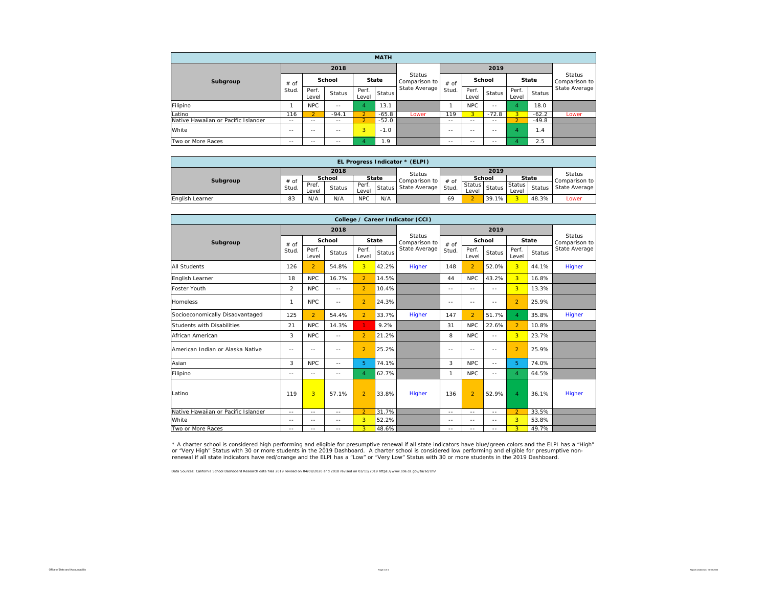| MATH | | | | | | | | | | | | |
|---|---|---|---|---|---|---|---|---|---|---|---|---|
| Subgroup | 2018 | | | | | | 2019 | | | | | |
| | # of Stud. | School | | State | | Status Comparison to State Average | # of Stud. | School | | State | | Status Comparison to State Average |
| | | Perf. Level | Status | Perf. Level | Status | | | Perf. Level | Status | Perf. Level | Status | |
| Filipino | 1 | NPC | -- | 4 | 13.1 | | 1 | NPC | -- | 4 | 18.0 | |
| Latino | 116 | 2 | -94.1 | 2 | -65.8 | Lower | 119 | 3 | -72.8 | 3 | -62.2 | Lower |
| Native Hawaiian or Pacific Islander | -- | -- | -- | 2 | -52.0 | | -- | -- | -- | 2 | -49.8 | |
| White | -- | -- | -- | 3 | -1.0 | | -- | -- | -- | 4 | 1.4 | |
| Two or More Races | -- | -- | -- | 4 | 1.9 | | -- | -- | -- | 4 | 2.5 | |

| EL Progress Indicator * (ELPI) | | | | | | | | | | | | |
|---|---|---|---|---|---|---|---|---|---|---|---|---|
| Subgroup | 2018 | | | | | | 2019 | | | | | |
| | # of Stud. | School | | State | | Status Comparison to State Average | # of Stud. | School | | State | | Status Comparison to State Average |
| | | Pref. Level | Status | Perf. Level | Status | | | Status Level | Status | Status Level | Status | |
| English Learner | 83 | N/A | N/A | NPC | N/A | | 69 | 2 | 39.1% | 3 | 48.3% | Lower |

| College / Career Indicator (CCI) | | | | | | | | | | | | |
|---|---|---|---|---|---|---|---|---|---|---|---|---|
| Subgroup | 2018 | | | | | | 2019 | | | | | |
| | # of Stud. | School | | State | | Status Comparison to State Average | # of Stud. | School | | State | | Status Comparison to State Average |
| | | Perf. Level | Status | Perf. Level | Status | | | Perf. Level | Status | Perf. Level | Status | |
| All Students | 126 | 2 | 54.8% | 3 | 42.2% | Higher | 148 | 2 | 52.0% | 3 | 44.1% | Higher |
| English Learner | 18 | NPC | 16.7% | 2 | 14.5% | | 44 | NPC | 43.2% | 3 | 16.8% | |
| Foster Youth | 2 | NPC | -- | 2 | 10.4% | | -- | -- | -- | 3 | 13.3% | |
| Homeless | 1 | NPC | -- | 2 | 24.3% | | -- | -- | -- | 2 | 25.9% | |
| Socioeconomically Disadvantaged | 125 | 2 | 54.4% | 2 | 33.7% | Higher | 147 | 2 | 51.7% | 4 | 35.8% | Higher |
| Students with Disabilities | 21 | NPC | 14.3% | 1 | 9.2% | | 31 | NPC | 22.6% | 2 | 10.8% | |
| African American | 3 | NPC | -- | 2 | 21.2% | | 8 | NPC | -- | 3 | 23.7% | |
| American Indian or Alaska Native | -- | -- | -- | 2 | 25.2% | | -- | -- | -- | 2 | 25.9% | |
| Asian | 3 | NPC | -- | 5 | 74.1% | | 3 | NPC | -- | 5 | 74.0% | |
| Filipino | -- | -- | -- | 4 | 62.7% | | 1 | NPC | -- | 4 | 64.5% | |
| Latino | 119 | 3 | 57.1% | 2 | 33.8% | Higher | 136 | 2 | 52.9% | 4 | 36.1% | Higher |
| Native Hawaiian or Pacific Islander | -- | -- | -- | 2 | 31.7% | | -- | -- | -- | 2 | 33.5% | |
| White | -- | -- | -- | 3 | 52.2% | | -- | -- | -- | 3 | 53.8% | |
| Two or More Races | -- | -- | -- | 3 | 48.6% | | -- | -- | -- | 3 | 49.7% | |

* A charter school is considered high performing and eligible for presumptive renewal if all state indicators have blue/green colors and the ELPI has a "High" or "Very High" Status with 30 or more students in the 2019 Dashboard. A charter school is considered low performing and eligible for presumptive non-renewal if all state indicators have red/orange and the ELPI has a "Low" or "Very Low" Status with 30 or more students in the 2019 Dashboard.

Data Sources: California School Dashboard Research data files 2019 revised on 04/09/2020 and 2018 revised on 03/11/2019 https://www.cde.ca.gov/ta/ac/cm/